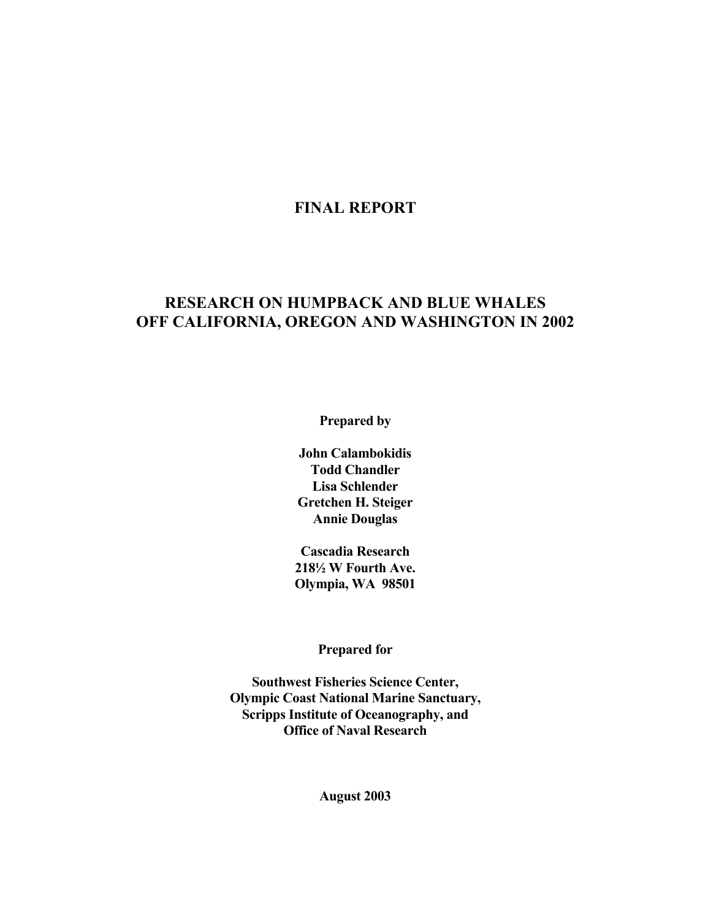# FINAL REPORT

# RESEARCH ON HUMPBACK AND BLUE WHALES OFF CALIFORNIA, OREGON AND WASHINGTON IN 2002

**Prepared by**

**John Calambokidis**
**Todd Chandler**
**Lisa Schlender**
**Gretchen H. Steiger**
**Annie Douglas**

**Cascadia Research**
**218½ W Fourth Ave.**
**Olympia, WA 98501**

**Prepared for**

**Southwest Fisheries Science Center,**
**Olympic Coast National Marine Sanctuary,**
**Scripps Institute of Oceanography, and**
**Office of Naval Research**

**August 2003**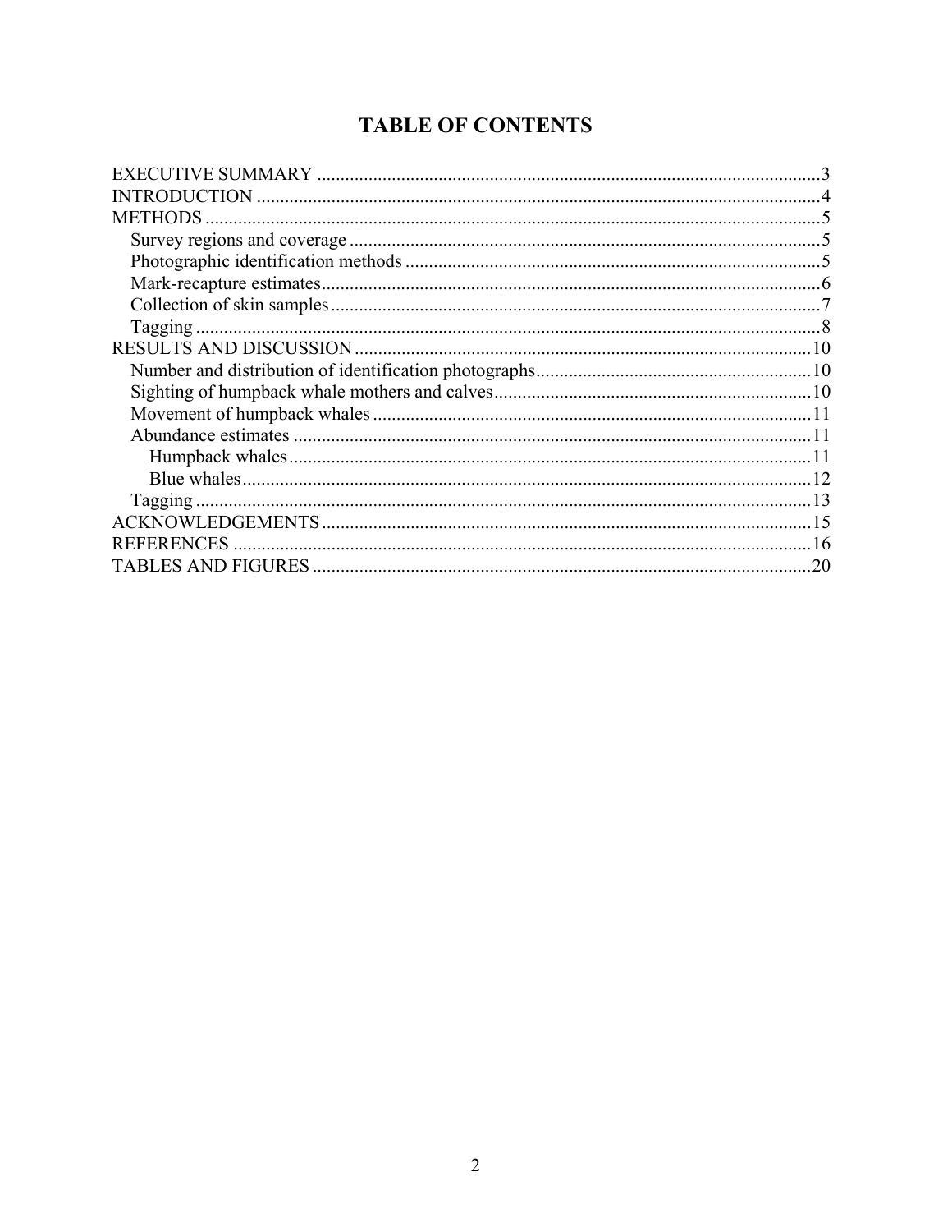# TABLE OF CONTENTS

- EXECUTIVE SUMMARY ........................................................................................................ 3
- INTRODUCTION .................................................................................................................. 4
- METHODS ............................................................................................................................. 5
  - Survey regions and coverage ........................................................................................ 5
  - Photographic identification methods ............................................................................ 5
  - Mark-recapture estimates ............................................................................................... 6
  - Collection of skin samples ............................................................................................. 7
  - Tagging .......................................................................................................................... 8
- RESULTS AND DISCUSSION ............................................................................................ 10
  - Number and distribution of identification photographs ............................................. 10
  - Sighting of humpback whale mothers and calves ........................................................ 10
  - Movement of humpback whales ................................................................................... 11
  - Abundance estimates .................................................................................................... 11
    - Humpback whales .................................................................................................... 11
    - Blue whales ............................................................................................................... 12
  - Tagging ........................................................................................................................ 13
- ACKNOWLEDGEMENTS .................................................................................................... 15
- REFERENCES ...................................................................................................................... 16
- TABLES AND FIGURES ...................................................................................................... 20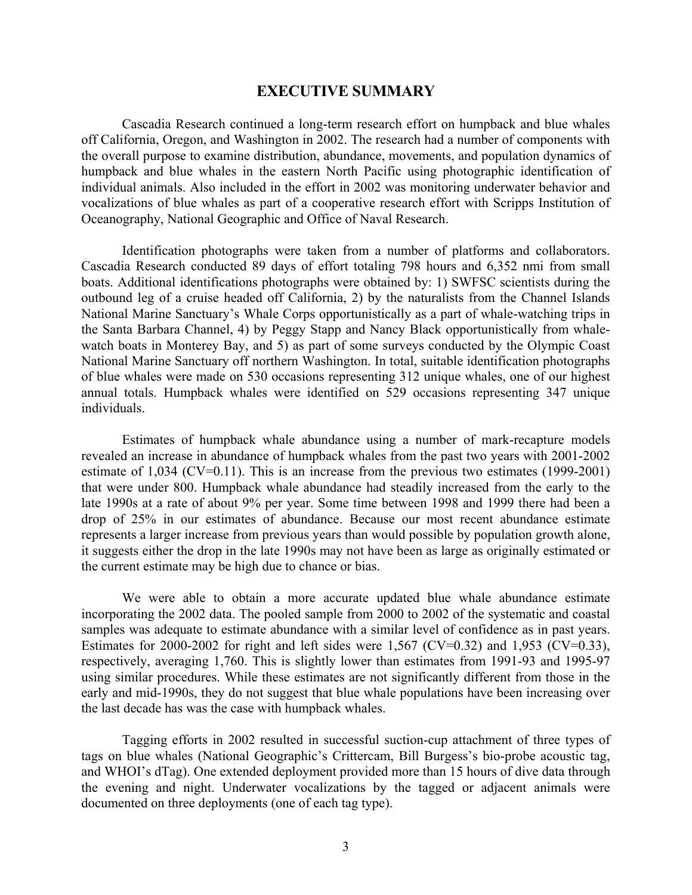## EXECUTIVE SUMMARY

Cascadia Research continued a long-term research effort on humpback and blue whales off California, Oregon, and Washington in 2002. The research had a number of components with the overall purpose to examine distribution, abundance, movements, and population dynamics of humpback and blue whales in the eastern North Pacific using photographic identification of individual animals. Also included in the effort in 2002 was monitoring underwater behavior and vocalizations of blue whales as part of a cooperative research effort with Scripps Institution of Oceanography, National Geographic and Office of Naval Research.

Identification photographs were taken from a number of platforms and collaborators. Cascadia Research conducted 89 days of effort totaling 798 hours and 6,352 nmi from small boats. Additional identifications photographs were obtained by: 1) SWFSC scientists during the outbound leg of a cruise headed off California, 2) by the naturalists from the Channel Islands National Marine Sanctuary's Whale Corps opportunistically as a part of whale-watching trips in the Santa Barbara Channel, 4) by Peggy Stapp and Nancy Black opportunistically from whale-watch boats in Monterey Bay, and 5) as part of some surveys conducted by the Olympic Coast National Marine Sanctuary off northern Washington. In total, suitable identification photographs of blue whales were made on 530 occasions representing 312 unique whales, one of our highest annual totals. Humpback whales were identified on 529 occasions representing 347 unique individuals.

Estimates of humpback whale abundance using a number of mark-recapture models revealed an increase in abundance of humpback whales from the past two years with 2001-2002 estimate of 1,034 (CV=0.11). This is an increase from the previous two estimates (1999-2001) that were under 800. Humpback whale abundance had steadily increased from the early to the late 1990s at a rate of about 9% per year. Some time between 1998 and 1999 there had been a drop of 25% in our estimates of abundance. Because our most recent abundance estimate represents a larger increase from previous years than would possible by population growth alone, it suggests either the drop in the late 1990s may not have been as large as originally estimated or the current estimate may be high due to chance or bias.

We were able to obtain a more accurate updated blue whale abundance estimate incorporating the 2002 data. The pooled sample from 2000 to 2002 of the systematic and coastal samples was adequate to estimate abundance with a similar level of confidence as in past years. Estimates for 2000-2002 for right and left sides were 1,567 (CV=0.32) and 1,953 (CV=0.33), respectively, averaging 1,760. This is slightly lower than estimates from 1991-93 and 1995-97 using similar procedures. While these estimates are not significantly different from those in the early and mid-1990s, they do not suggest that blue whale populations have been increasing over the last decade has was the case with humpback whales.

Tagging efforts in 2002 resulted in successful suction-cup attachment of three types of tags on blue whales (National Geographic's Crittercam, Bill Burgess's bio-probe acoustic tag, and WHOI's dTag). One extended deployment provided more than 15 hours of dive data through the evening and night. Underwater vocalizations by the tagged or adjacent animals were documented on three deployments (one of each tag type).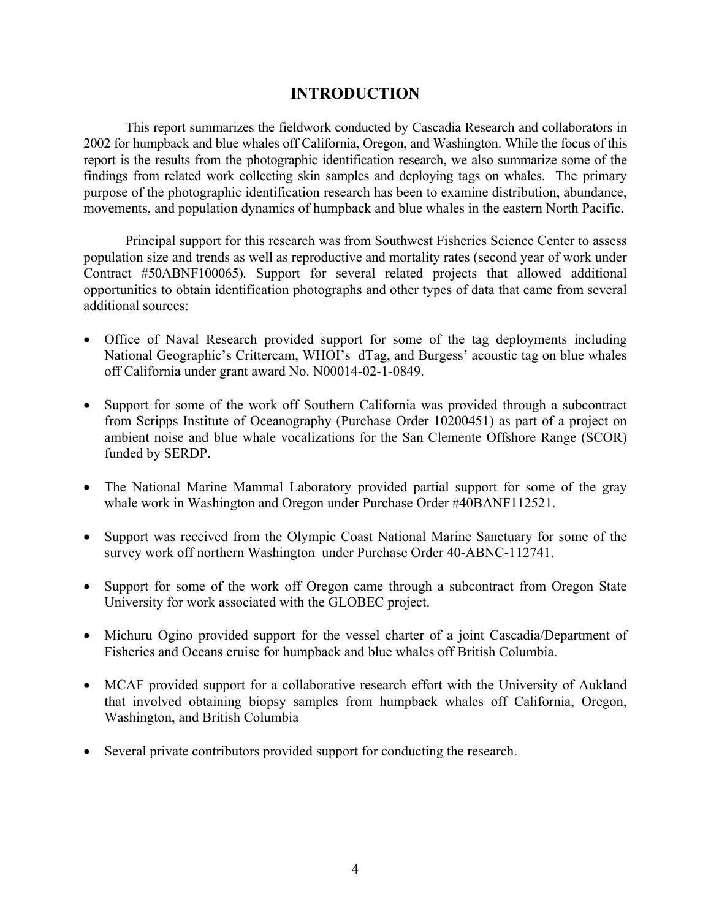# INTRODUCTION

This report summarizes the fieldwork conducted by Cascadia Research and collaborators in 2002 for humpback and blue whales off California, Oregon, and Washington. While the focus of this report is the results from the photographic identification research, we also summarize some of the findings from related work collecting skin samples and deploying tags on whales. The primary purpose of the photographic identification research has been to examine distribution, abundance, movements, and population dynamics of humpback and blue whales in the eastern North Pacific.

Principal support for this research was from Southwest Fisheries Science Center to assess population size and trends as well as reproductive and mortality rates (second year of work under Contract #50ABNF100065). Support for several related projects that allowed additional opportunities to obtain identification photographs and other types of data that came from several additional sources:

- Office of Naval Research provided support for some of the tag deployments including National Geographic's Crittercam, WHOI's dTag, and Burgess' acoustic tag on blue whales off California under grant award No. N00014-02-1-0849.
- Support for some of the work off Southern California was provided through a subcontract from Scripps Institute of Oceanography (Purchase Order 10200451) as part of a project on ambient noise and blue whale vocalizations for the San Clemente Offshore Range (SCOR) funded by SERDP.
- The National Marine Mammal Laboratory provided partial support for some of the gray whale work in Washington and Oregon under Purchase Order #40BANF112521.
- Support was received from the Olympic Coast National Marine Sanctuary for some of the survey work off northern Washington under Purchase Order 40-ABNC-112741.
- Support for some of the work off Oregon came through a subcontract from Oregon State University for work associated with the GLOBEC project.
- Michuru Ogino provided support for the vessel charter of a joint Cascadia/Department of Fisheries and Oceans cruise for humpback and blue whales off British Columbia.
- MCAF provided support for a collaborative research effort with the University of Aukland that involved obtaining biopsy samples from humpback whales off California, Oregon, Washington, and British Columbia
- Several private contributors provided support for conducting the research.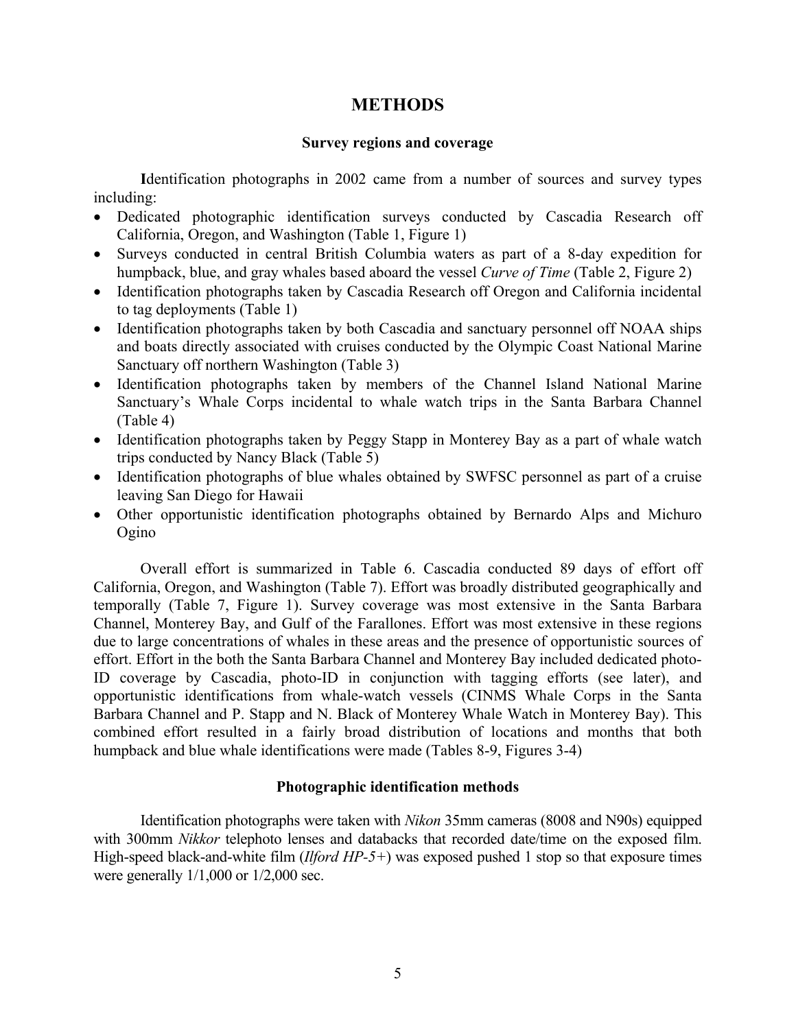# METHODS

### Survey regions and coverage

**I**dentification photographs in 2002 came from a number of sources and survey types including:

- Dedicated photographic identification surveys conducted by Cascadia Research off California, Oregon, and Washington (Table 1, Figure 1)
- Surveys conducted in central British Columbia waters as part of a 8-day expedition for humpback, blue, and gray whales based aboard the vessel *Curve of Time* (Table 2, Figure 2)
- Identification photographs taken by Cascadia Research off Oregon and California incidental to tag deployments (Table 1)
- Identification photographs taken by both Cascadia and sanctuary personnel off NOAA ships and boats directly associated with cruises conducted by the Olympic Coast National Marine Sanctuary off northern Washington (Table 3)
- Identification photographs taken by members of the Channel Island National Marine Sanctuary's Whale Corps incidental to whale watch trips in the Santa Barbara Channel (Table 4)
- Identification photographs taken by Peggy Stapp in Monterey Bay as a part of whale watch trips conducted by Nancy Black (Table 5)
- Identification photographs of blue whales obtained by SWFSC personnel as part of a cruise leaving San Diego for Hawaii
- Other opportunistic identification photographs obtained by Bernardo Alps and Michuro Ogino

Overall effort is summarized in Table 6. Cascadia conducted 89 days of effort off California, Oregon, and Washington (Table 7). Effort was broadly distributed geographically and temporally (Table 7, Figure 1). Survey coverage was most extensive in the Santa Barbara Channel, Monterey Bay, and Gulf of the Farallones. Effort was most extensive in these regions due to large concentrations of whales in these areas and the presence of opportunistic sources of effort. Effort in the both the Santa Barbara Channel and Monterey Bay included dedicated photo-ID coverage by Cascadia, photo-ID in conjunction with tagging efforts (see later), and opportunistic identifications from whale-watch vessels (CINMS Whale Corps in the Santa Barbara Channel and P. Stapp and N. Black of Monterey Whale Watch in Monterey Bay). This combined effort resulted in a fairly broad distribution of locations and months that both humpback and blue whale identifications were made (Tables 8-9, Figures 3-4)

### Photographic identification methods

Identification photographs were taken with *Nikon* 35mm cameras (8008 and N90s) equipped with 300mm *Nikkor* telephoto lenses and databacks that recorded date/time on the exposed film. High-speed black-and-white film (*Ilford HP-5+*) was exposed pushed 1 stop so that exposure times were generally 1/1,000 or 1/2,000 sec.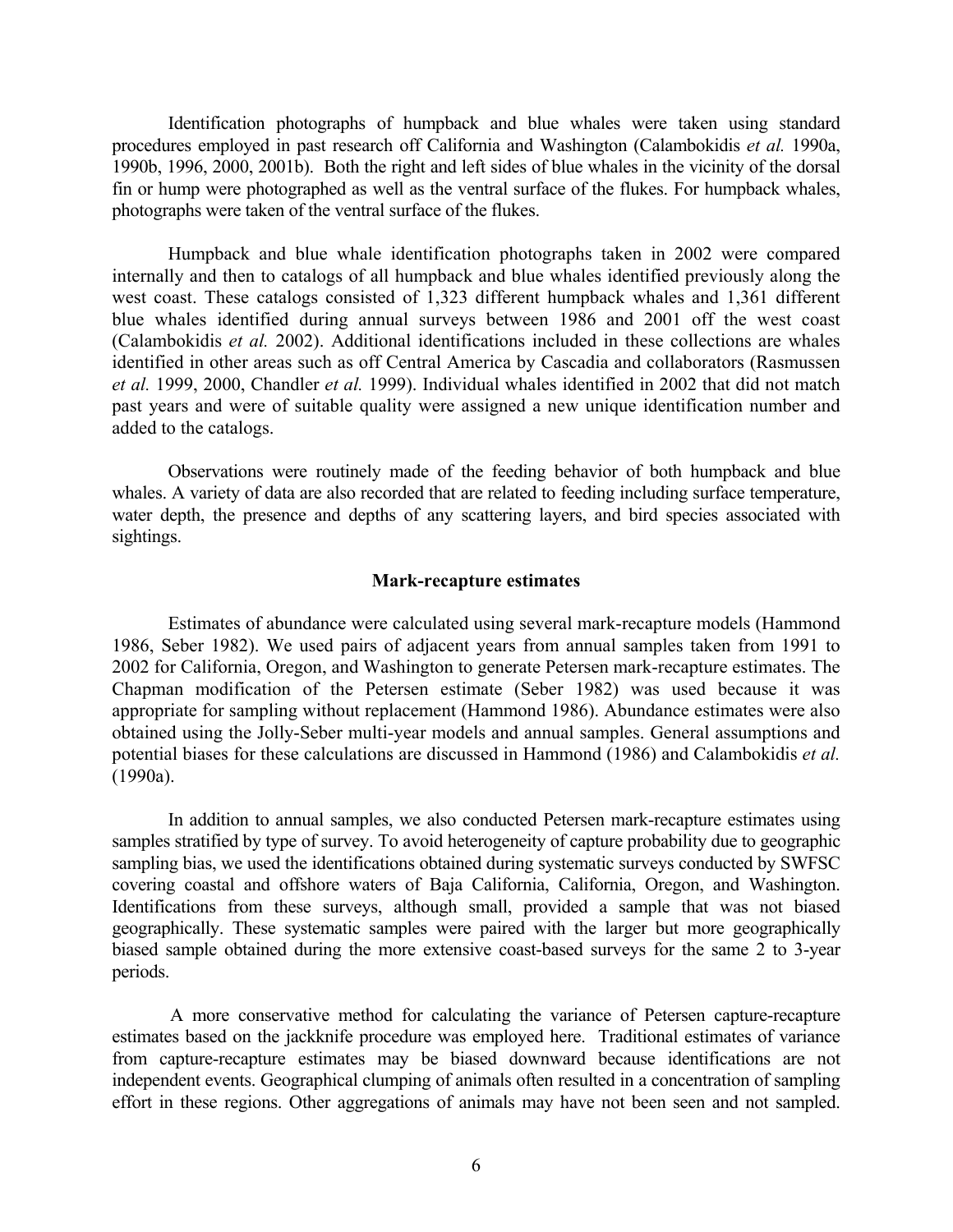Identification photographs of humpback and blue whales were taken using standard procedures employed in past research off California and Washington (Calambokidis *et al.* 1990a, 1990b, 1996, 2000, 2001b). Both the right and left sides of blue whales in the vicinity of the dorsal fin or hump were photographed as well as the ventral surface of the flukes. For humpback whales, photographs were taken of the ventral surface of the flukes.

Humpback and blue whale identification photographs taken in 2002 were compared internally and then to catalogs of all humpback and blue whales identified previously along the west coast. These catalogs consisted of 1,323 different humpback whales and 1,361 different blue whales identified during annual surveys between 1986 and 2001 off the west coast (Calambokidis *et al.* 2002). Additional identifications included in these collections are whales identified in other areas such as off Central America by Cascadia and collaborators (Rasmussen *et al.* 1999, 2000, Chandler *et al.* 1999). Individual whales identified in 2002 that did not match past years and were of suitable quality were assigned a new unique identification number and added to the catalogs.

Observations were routinely made of the feeding behavior of both humpback and blue whales. A variety of data are also recorded that are related to feeding including surface temperature, water depth, the presence and depths of any scattering layers, and bird species associated with sightings.

## Mark-recapture estimates

Estimates of abundance were calculated using several mark-recapture models (Hammond 1986, Seber 1982). We used pairs of adjacent years from annual samples taken from 1991 to 2002 for California, Oregon, and Washington to generate Petersen mark-recapture estimates. The Chapman modification of the Petersen estimate (Seber 1982) was used because it was appropriate for sampling without replacement (Hammond 1986). Abundance estimates were also obtained using the Jolly-Seber multi-year models and annual samples. General assumptions and potential biases for these calculations are discussed in Hammond (1986) and Calambokidis *et al.* (1990a).

In addition to annual samples, we also conducted Petersen mark-recapture estimates using samples stratified by type of survey. To avoid heterogeneity of capture probability due to geographic sampling bias, we used the identifications obtained during systematic surveys conducted by SWFSC covering coastal and offshore waters of Baja California, California, Oregon, and Washington. Identifications from these surveys, although small, provided a sample that was not biased geographically. These systematic samples were paired with the larger but more geographically biased sample obtained during the more extensive coast-based surveys for the same 2 to 3-year periods.

A more conservative method for calculating the variance of Petersen capture-recapture estimates based on the jackknife procedure was employed here. Traditional estimates of variance from capture-recapture estimates may be biased downward because identifications are not independent events. Geographical clumping of animals often resulted in a concentration of sampling effort in these regions. Other aggregations of animals may have not been seen and not sampled.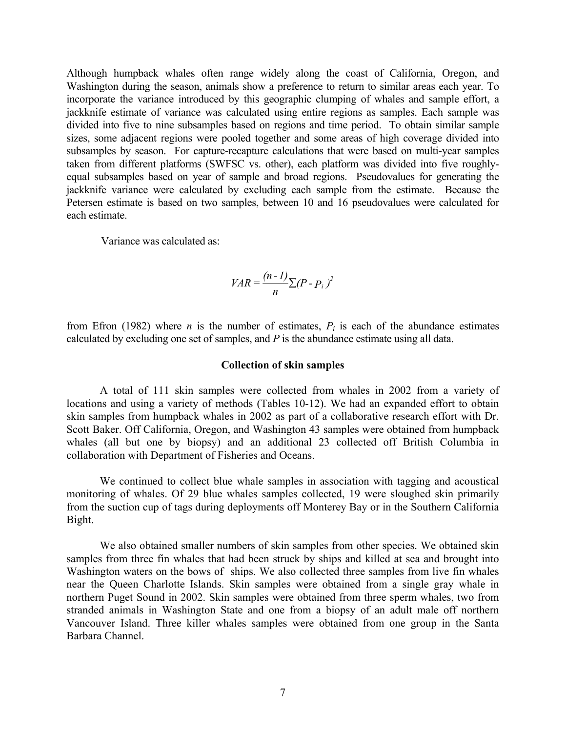Although humpback whales often range widely along the coast of California, Oregon, and Washington during the season, animals show a preference to return to similar areas each year. To incorporate the variance introduced by this geographic clumping of whales and sample effort, a jackknife estimate of variance was calculated using entire regions as samples. Each sample was divided into five to nine subsamples based on regions and time period. To obtain similar sample sizes, some adjacent regions were pooled together and some areas of high coverage divided into subsamples by season. For capture-recapture calculations that were based on multi-year samples taken from different platforms (SWFSC vs. other), each platform was divided into five roughly-equal subsamples based on year of sample and broad regions. Pseudovalues for generating the jackknife variance were calculated by excluding each sample from the estimate. Because the Petersen estimate is based on two samples, between 10 and 16 pseudovalues were calculated for each estimate.

Variance was calculated as:

$$VAR = \frac{(n-1)}{n} \sum (P - P_i)^2$$

from Efron (1982) where $n$ is the number of estimates, $P_i$ is each of the abundance estimates calculated by excluding one set of samples, and $P$ is the abundance estimate using all data.

## Collection of skin samples

A total of 111 skin samples were collected from whales in 2002 from a variety of locations and using a variety of methods (Tables 10-12). We had an expanded effort to obtain skin samples from humpback whales in 2002 as part of a collaborative research effort with Dr. Scott Baker. Off California, Oregon, and Washington 43 samples were obtained from humpback whales (all but one by biopsy) and an additional 23 collected off British Columbia in collaboration with Department of Fisheries and Oceans.

We continued to collect blue whale samples in association with tagging and acoustical monitoring of whales. Of 29 blue whales samples collected, 19 were sloughed skin primarily from the suction cup of tags during deployments off Monterey Bay or in the Southern California Bight.

We also obtained smaller numbers of skin samples from other species. We obtained skin samples from three fin whales that had been struck by ships and killed at sea and brought into Washington waters on the bows of ships. We also collected three samples from live fin whales near the Queen Charlotte Islands. Skin samples were obtained from a single gray whale in northern Puget Sound in 2002. Skin samples were obtained from three sperm whales, two from stranded animals in Washington State and one from a biopsy of an adult male off northern Vancouver Island. Three killer whales samples were obtained from one group in the Santa Barbara Channel.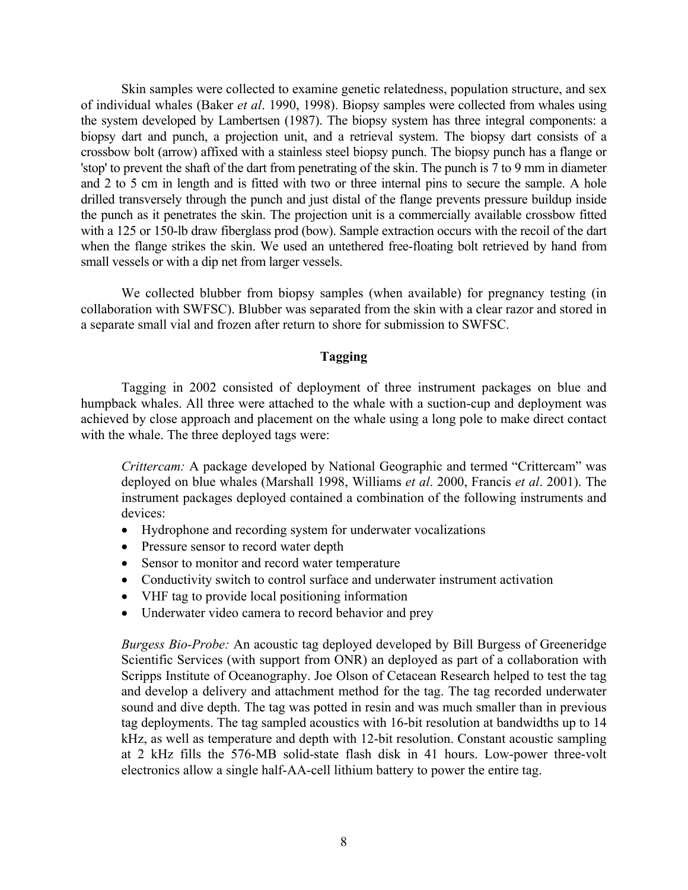Skin samples were collected to examine genetic relatedness, population structure, and sex of individual whales (Baker *et al*. 1990, 1998). Biopsy samples were collected from whales using the system developed by Lambertsen (1987). The biopsy system has three integral components: a biopsy dart and punch, a projection unit, and a retrieval system. The biopsy dart consists of a crossbow bolt (arrow) affixed with a stainless steel biopsy punch. The biopsy punch has a flange or 'stop' to prevent the shaft of the dart from penetrating of the skin. The punch is 7 to 9 mm in diameter and 2 to 5 cm in length and is fitted with two or three internal pins to secure the sample. A hole drilled transversely through the punch and just distal of the flange prevents pressure buildup inside the punch as it penetrates the skin. The projection unit is a commercially available crossbow fitted with a 125 or 150-lb draw fiberglass prod (bow). Sample extraction occurs with the recoil of the dart when the flange strikes the skin. We used an untethered free-floating bolt retrieved by hand from small vessels or with a dip net from larger vessels.

We collected blubber from biopsy samples (when available) for pregnancy testing (in collaboration with SWFSC). Blubber was separated from the skin with a clear razor and stored in a separate small vial and frozen after return to shore for submission to SWFSC.

### Tagging

Tagging in 2002 consisted of deployment of three instrument packages on blue and humpback whales. All three were attached to the whale with a suction-cup and deployment was achieved by close approach and placement on the whale using a long pole to make direct contact with the whale. The three deployed tags were:

*Crittercam:* A package developed by National Geographic and termed "Crittercam" was deployed on blue whales (Marshall 1998, Williams *et al*. 2000, Francis *et al*. 2001). The instrument packages deployed contained a combination of the following instruments and devices:

- Hydrophone and recording system for underwater vocalizations
- Pressure sensor to record water depth
- Sensor to monitor and record water temperature
- Conductivity switch to control surface and underwater instrument activation
- VHF tag to provide local positioning information
- Underwater video camera to record behavior and prey

*Burgess Bio-Probe:* An acoustic tag deployed developed by Bill Burgess of Greeneridge Scientific Services (with support from ONR) an deployed as part of a collaboration with Scripps Institute of Oceanography. Joe Olson of Cetacean Research helped to test the tag and develop a delivery and attachment method for the tag. The tag recorded underwater sound and dive depth. The tag was potted in resin and was much smaller than in previous tag deployments. The tag sampled acoustics with 16-bit resolution at bandwidths up to 14 kHz, as well as temperature and depth with 12-bit resolution. Constant acoustic sampling at 2 kHz fills the 576-MB solid-state flash disk in 41 hours. Low-power three-volt electronics allow a single half-AA-cell lithium battery to power the entire tag.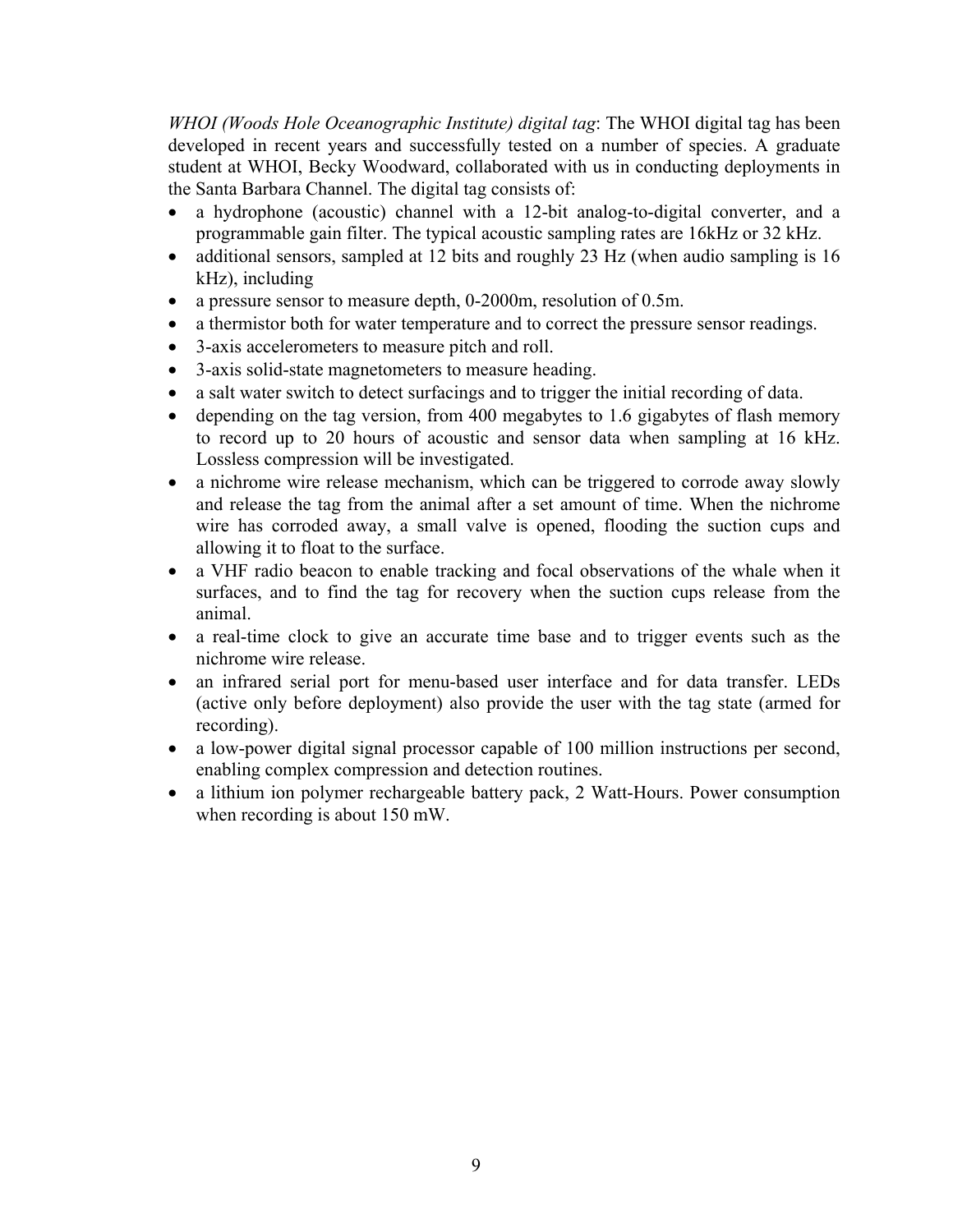*WHOI (Woods Hole Oceanographic Institute) digital tag*: The WHOI digital tag has been developed in recent years and successfully tested on a number of species. A graduate student at WHOI, Becky Woodward, collaborated with us in conducting deployments in the Santa Barbara Channel. The digital tag consists of:

- a hydrophone (acoustic) channel with a 12-bit analog-to-digital converter, and a programmable gain filter. The typical acoustic sampling rates are 16kHz or 32 kHz.
- additional sensors, sampled at 12 bits and roughly 23 Hz (when audio sampling is 16 kHz), including
- a pressure sensor to measure depth, 0-2000m, resolution of 0.5m.
- a thermistor both for water temperature and to correct the pressure sensor readings.
- 3-axis accelerometers to measure pitch and roll.
- 3-axis solid-state magnetometers to measure heading.
- a salt water switch to detect surfacings and to trigger the initial recording of data.
- depending on the tag version, from 400 megabytes to 1.6 gigabytes of flash memory to record up to 20 hours of acoustic and sensor data when sampling at 16 kHz. Lossless compression will be investigated.
- a nichrome wire release mechanism, which can be triggered to corrode away slowly and release the tag from the animal after a set amount of time. When the nichrome wire has corroded away, a small valve is opened, flooding the suction cups and allowing it to float to the surface.
- a VHF radio beacon to enable tracking and focal observations of the whale when it surfaces, and to find the tag for recovery when the suction cups release from the animal.
- a real-time clock to give an accurate time base and to trigger events such as the nichrome wire release.
- an infrared serial port for menu-based user interface and for data transfer. LEDs (active only before deployment) also provide the user with the tag state (armed for recording).
- a low-power digital signal processor capable of 100 million instructions per second, enabling complex compression and detection routines.
- a lithium ion polymer rechargeable battery pack, 2 Watt-Hours. Power consumption when recording is about 150 mW.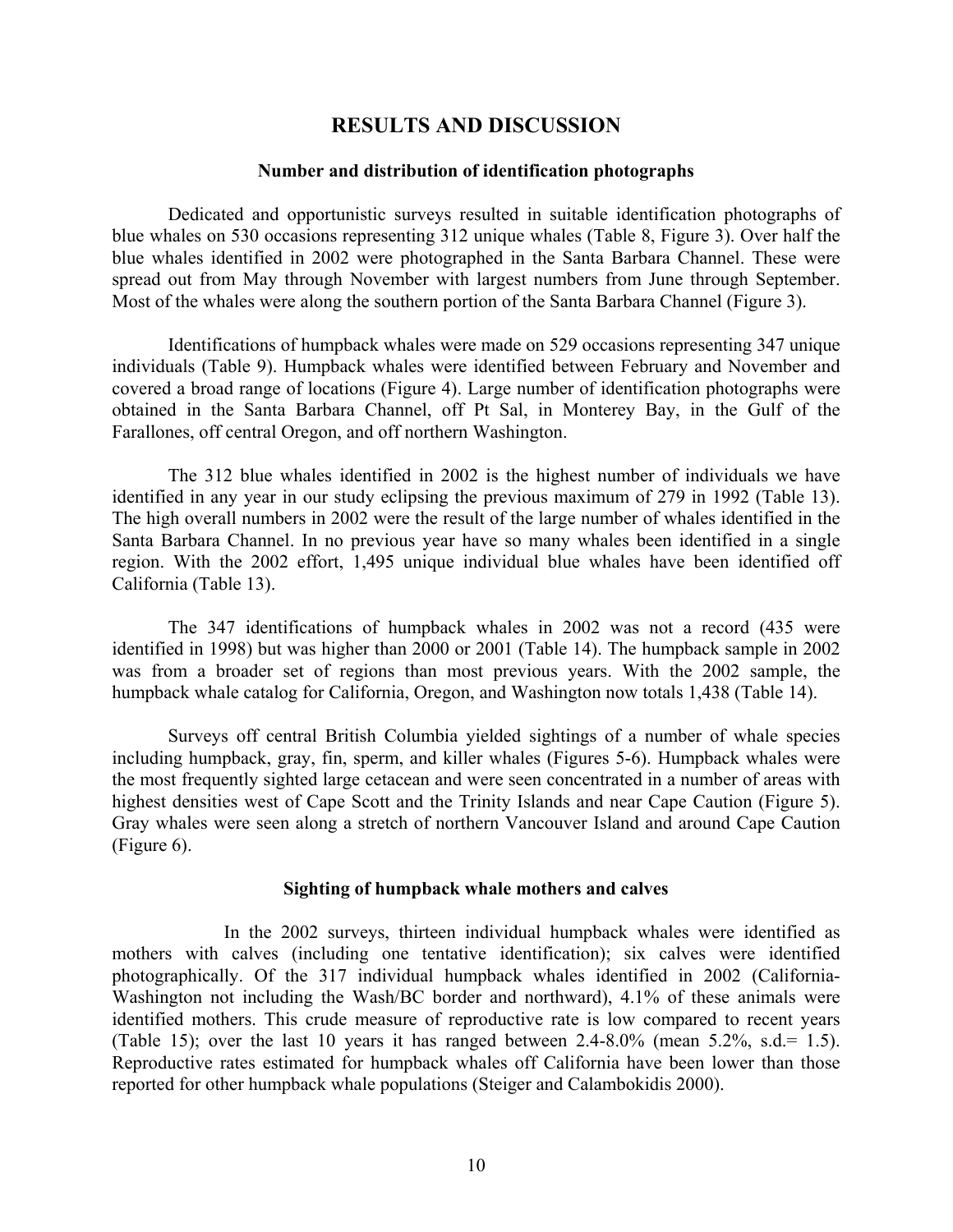# RESULTS AND DISCUSSION

## Number and distribution of identification photographs

Dedicated and opportunistic surveys resulted in suitable identification photographs of blue whales on 530 occasions representing 312 unique whales (Table 8, Figure 3). Over half the blue whales identified in 2002 were photographed in the Santa Barbara Channel. These were spread out from May through November with largest numbers from June through September. Most of the whales were along the southern portion of the Santa Barbara Channel (Figure 3).

Identifications of humpback whales were made on 529 occasions representing 347 unique individuals (Table 9). Humpback whales were identified between February and November and covered a broad range of locations (Figure 4). Large number of identification photographs were obtained in the Santa Barbara Channel, off Pt Sal, in Monterey Bay, in the Gulf of the Farallones, off central Oregon, and off northern Washington.

The 312 blue whales identified in 2002 is the highest number of individuals we have identified in any year in our study eclipsing the previous maximum of 279 in 1992 (Table 13). The high overall numbers in 2002 were the result of the large number of whales identified in the Santa Barbara Channel. In no previous year have so many whales been identified in a single region. With the 2002 effort, 1,495 unique individual blue whales have been identified off California (Table 13).

The 347 identifications of humpback whales in 2002 was not a record (435 were identified in 1998) but was higher than 2000 or 2001 (Table 14). The humpback sample in 2002 was from a broader set of regions than most previous years. With the 2002 sample, the humpback whale catalog for California, Oregon, and Washington now totals 1,438 (Table 14).

Surveys off central British Columbia yielded sightings of a number of whale species including humpback, gray, fin, sperm, and killer whales (Figures 5-6). Humpback whales were the most frequently sighted large cetacean and were seen concentrated in a number of areas with highest densities west of Cape Scott and the Trinity Islands and near Cape Caution (Figure 5). Gray whales were seen along a stretch of northern Vancouver Island and around Cape Caution (Figure 6).

## Sighting of humpback whale mothers and calves

In the 2002 surveys, thirteen individual humpback whales were identified as mothers with calves (including one tentative identification); six calves were identified photographically. Of the 317 individual humpback whales identified in 2002 (California-Washington not including the Wash/BC border and northward), 4.1% of these animals were identified mothers. This crude measure of reproductive rate is low compared to recent years (Table 15); over the last 10 years it has ranged between 2.4-8.0% (mean 5.2%, s.d.= 1.5). Reproductive rates estimated for humpback whales off California have been lower than those reported for other humpback whale populations (Steiger and Calambokidis 2000).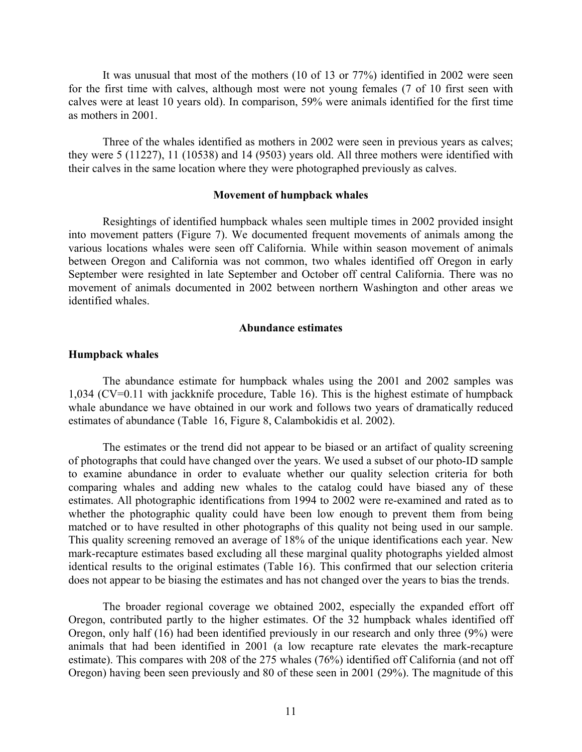It was unusual that most of the mothers (10 of 13 or 77%) identified in 2002 were seen for the first time with calves, although most were not young females (7 of 10 first seen with calves were at least 10 years old). In comparison, 59% were animals identified for the first time as mothers in 2001.

Three of the whales identified as mothers in 2002 were seen in previous years as calves; they were 5 (11227), 11 (10538) and 14 (9503) years old. All three mothers were identified with their calves in the same location where they were photographed previously as calves.

## Movement of humpback whales

Resightings of identified humpback whales seen multiple times in 2002 provided insight into movement patters (Figure 7). We documented frequent movements of animals among the various locations whales were seen off California. While within season movement of animals between Oregon and California was not common, two whales identified off Oregon in early September were resighted in late September and October off central California. There was no movement of animals documented in 2002 between northern Washington and other areas we identified whales.

## Abundance estimates

### Humpback whales

The abundance estimate for humpback whales using the 2001 and 2002 samples was 1,034 (CV=0.11 with jackknife procedure, Table 16). This is the highest estimate of humpback whale abundance we have obtained in our work and follows two years of dramatically reduced estimates of abundance (Table 16, Figure 8, Calambokidis et al. 2002).

The estimates or the trend did not appear to be biased or an artifact of quality screening of photographs that could have changed over the years. We used a subset of our photo-ID sample to examine abundance in order to evaluate whether our quality selection criteria for both comparing whales and adding new whales to the catalog could have biased any of these estimates. All photographic identifications from 1994 to 2002 were re-examined and rated as to whether the photographic quality could have been low enough to prevent them from being matched or to have resulted in other photographs of this quality not being used in our sample. This quality screening removed an average of 18% of the unique identifications each year. New mark-recapture estimates based excluding all these marginal quality photographs yielded almost identical results to the original estimates (Table 16). This confirmed that our selection criteria does not appear to be biasing the estimates and has not changed over the years to bias the trends.

The broader regional coverage we obtained 2002, especially the expanded effort off Oregon, contributed partly to the higher estimates. Of the 32 humpback whales identified off Oregon, only half (16) had been identified previously in our research and only three (9%) were animals that had been identified in 2001 (a low recapture rate elevates the mark-recapture estimate). This compares with 208 of the 275 whales (76%) identified off California (and not off Oregon) having been seen previously and 80 of these seen in 2001 (29%). The magnitude of this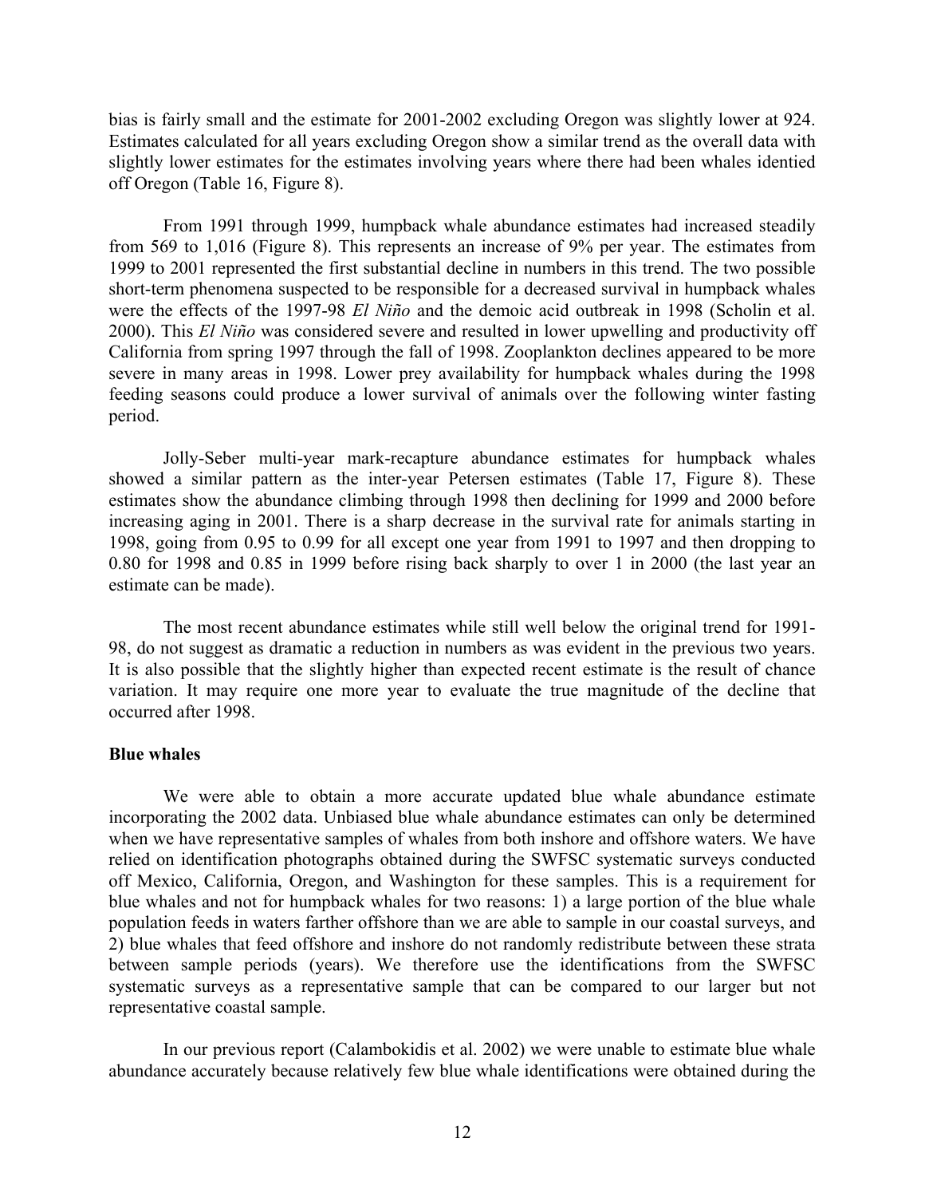bias is fairly small and the estimate for 2001-2002 excluding Oregon was slightly lower at 924. Estimates calculated for all years excluding Oregon show a similar trend as the overall data with slightly lower estimates for the estimates involving years where there had been whales identied off Oregon (Table 16, Figure 8).

From 1991 through 1999, humpback whale abundance estimates had increased steadily from 569 to 1,016 (Figure 8). This represents an increase of 9% per year. The estimates from 1999 to 2001 represented the first substantial decline in numbers in this trend. The two possible short-term phenomena suspected to be responsible for a decreased survival in humpback whales were the effects of the 1997-98 *El Niño* and the demoic acid outbreak in 1998 (Scholin et al. 2000). This *El Niño* was considered severe and resulted in lower upwelling and productivity off California from spring 1997 through the fall of 1998. Zooplankton declines appeared to be more severe in many areas in 1998. Lower prey availability for humpback whales during the 1998 feeding seasons could produce a lower survival of animals over the following winter fasting period.

Jolly-Seber multi-year mark-recapture abundance estimates for humpback whales showed a similar pattern as the inter-year Petersen estimates (Table 17, Figure 8). These estimates show the abundance climbing through 1998 then declining for 1999 and 2000 before increasing aging in 2001. There is a sharp decrease in the survival rate for animals starting in 1998, going from 0.95 to 0.99 for all except one year from 1991 to 1997 and then dropping to 0.80 for 1998 and 0.85 in 1999 before rising back sharply to over 1 in 2000 (the last year an estimate can be made).

The most recent abundance estimates while still well below the original trend for 1991-98, do not suggest as dramatic a reduction in numbers as was evident in the previous two years. It is also possible that the slightly higher than expected recent estimate is the result of chance variation. It may require one more year to evaluate the true magnitude of the decline that occurred after 1998.

**Blue whales**

We were able to obtain a more accurate updated blue whale abundance estimate incorporating the 2002 data. Unbiased blue whale abundance estimates can only be determined when we have representative samples of whales from both inshore and offshore waters. We have relied on identification photographs obtained during the SWFSC systematic surveys conducted off Mexico, California, Oregon, and Washington for these samples. This is a requirement for blue whales and not for humpback whales for two reasons: 1) a large portion of the blue whale population feeds in waters farther offshore than we are able to sample in our coastal surveys, and 2) blue whales that feed offshore and inshore do not randomly redistribute between these strata between sample periods (years). We therefore use the identifications from the SWFSC systematic surveys as a representative sample that can be compared to our larger but not representative coastal sample.

In our previous report (Calambokidis et al. 2002) we were unable to estimate blue whale abundance accurately because relatively few blue whale identifications were obtained during the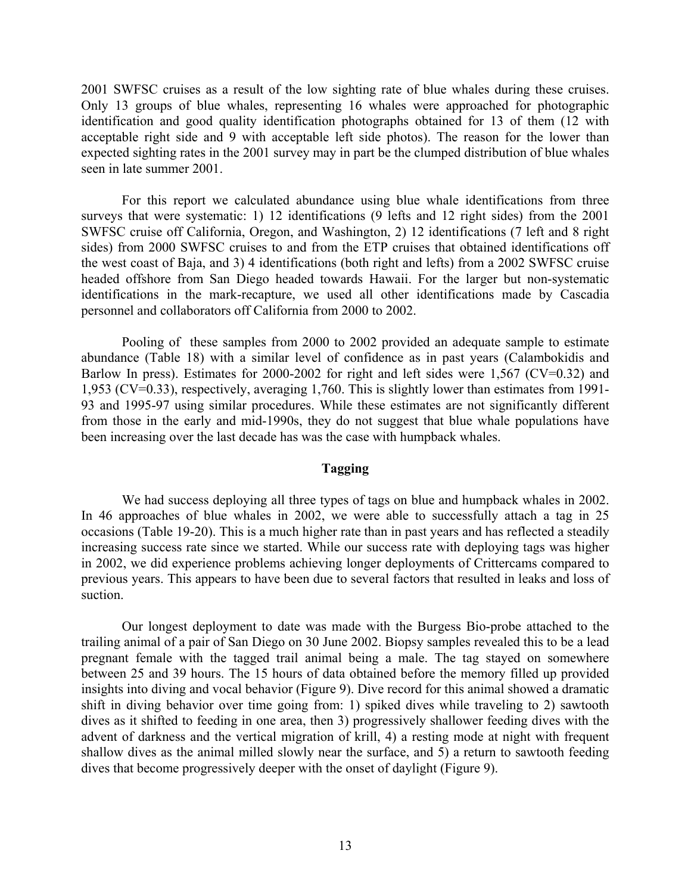2001 SWFSC cruises as a result of the low sighting rate of blue whales during these cruises. Only 13 groups of blue whales, representing 16 whales were approached for photographic identification and good quality identification photographs obtained for 13 of them (12 with acceptable right side and 9 with acceptable left side photos). The reason for the lower than expected sighting rates in the 2001 survey may in part be the clumped distribution of blue whales seen in late summer 2001.

For this report we calculated abundance using blue whale identifications from three surveys that were systematic: 1) 12 identifications (9 lefts and 12 right sides) from the 2001 SWFSC cruise off California, Oregon, and Washington, 2) 12 identifications (7 left and 8 right sides) from 2000 SWFSC cruises to and from the ETP cruises that obtained identifications off the west coast of Baja, and 3) 4 identifications (both right and lefts) from a 2002 SWFSC cruise headed offshore from San Diego headed towards Hawaii. For the larger but non-systematic identifications in the mark-recapture, we used all other identifications made by Cascadia personnel and collaborators off California from 2000 to 2002.

Pooling of these samples from 2000 to 2002 provided an adequate sample to estimate abundance (Table 18) with a similar level of confidence as in past years (Calambokidis and Barlow In press). Estimates for 2000-2002 for right and left sides were 1,567 (CV=0.32) and 1,953 (CV=0.33), respectively, averaging 1,760. This is slightly lower than estimates from 1991-93 and 1995-97 using similar procedures. While these estimates are not significantly different from those in the early and mid-1990s, they do not suggest that blue whale populations have been increasing over the last decade has was the case with humpback whales.

## Tagging

We had success deploying all three types of tags on blue and humpback whales in 2002. In 46 approaches of blue whales in 2002, we were able to successfully attach a tag in 25 occasions (Table 19-20). This is a much higher rate than in past years and has reflected a steadily increasing success rate since we started. While our success rate with deploying tags was higher in 2002, we did experience problems achieving longer deployments of Crittercams compared to previous years. This appears to have been due to several factors that resulted in leaks and loss of suction.

Our longest deployment to date was made with the Burgess Bio-probe attached to the trailing animal of a pair of San Diego on 30 June 2002. Biopsy samples revealed this to be a lead pregnant female with the tagged trail animal being a male. The tag stayed on somewhere between 25 and 39 hours. The 15 hours of data obtained before the memory filled up provided insights into diving and vocal behavior (Figure 9). Dive record for this animal showed a dramatic shift in diving behavior over time going from: 1) spiked dives while traveling to 2) sawtooth dives as it shifted to feeding in one area, then 3) progressively shallower feeding dives with the advent of darkness and the vertical migration of krill, 4) a resting mode at night with frequent shallow dives as the animal milled slowly near the surface, and 5) a return to sawtooth feeding dives that become progressively deeper with the onset of daylight (Figure 9).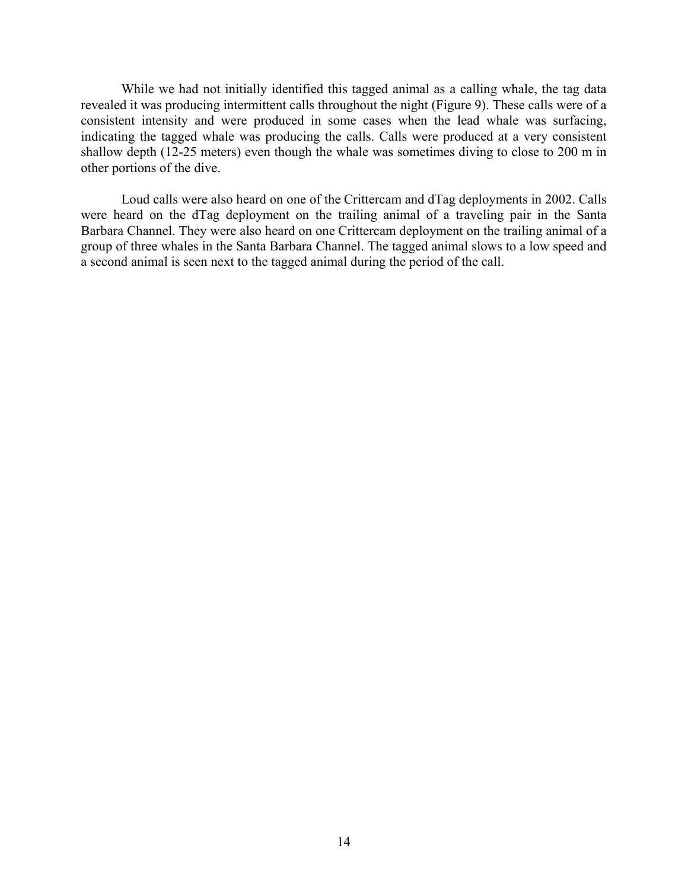While we had not initially identified this tagged animal as a calling whale, the tag data revealed it was producing intermittent calls throughout the night (Figure 9). These calls were of a consistent intensity and were produced in some cases when the lead whale was surfacing, indicating the tagged whale was producing the calls. Calls were produced at a very consistent shallow depth (12-25 meters) even though the whale was sometimes diving to close to 200 m in other portions of the dive.

Loud calls were also heard on one of the Crittercam and dTag deployments in 2002. Calls were heard on the dTag deployment on the trailing animal of a traveling pair in the Santa Barbara Channel. They were also heard on one Crittercam deployment on the trailing animal of a group of three whales in the Santa Barbara Channel. The tagged animal slows to a low speed and a second animal is seen next to the tagged animal during the period of the call.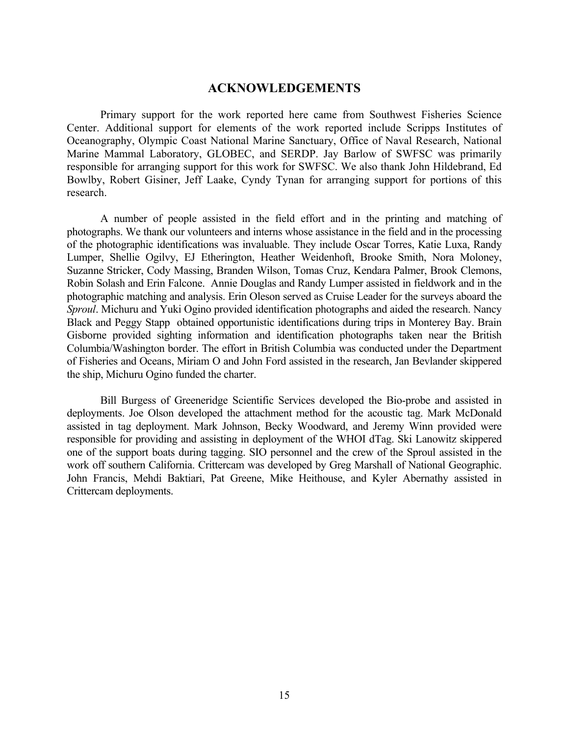# ACKNOWLEDGEMENTS

Primary support for the work reported here came from Southwest Fisheries Science Center. Additional support for elements of the work reported include Scripps Institutes of Oceanography, Olympic Coast National Marine Sanctuary, Office of Naval Research, National Marine Mammal Laboratory, GLOBEC, and SERDP. Jay Barlow of SWFSC was primarily responsible for arranging support for this work for SWFSC. We also thank John Hildebrand, Ed Bowlby, Robert Gisiner, Jeff Laake, Cyndy Tynan for arranging support for portions of this research.

A number of people assisted in the field effort and in the printing and matching of photographs. We thank our volunteers and interns whose assistance in the field and in the processing of the photographic identifications was invaluable. They include Oscar Torres, Katie Luxa, Randy Lumper, Shellie Ogilvy, EJ Etherington, Heather Weidenhoft, Brooke Smith, Nora Moloney, Suzanne Stricker, Cody Massing, Branden Wilson, Tomas Cruz, Kendara Palmer, Brook Clemons, Robin Solash and Erin Falcone. Annie Douglas and Randy Lumper assisted in fieldwork and in the photographic matching and analysis. Erin Oleson served as Cruise Leader for the surveys aboard the *Sproul*. Michuru and Yuki Ogino provided identification photographs and aided the research. Nancy Black and Peggy Stapp obtained opportunistic identifications during trips in Monterey Bay. Brain Gisborne provided sighting information and identification photographs taken near the British Columbia/Washington border. The effort in British Columbia was conducted under the Department of Fisheries and Oceans, Miriam O and John Ford assisted in the research, Jan Bevlander skippered the ship, Michuru Ogino funded the charter.

Bill Burgess of Greeneridge Scientific Services developed the Bio-probe and assisted in deployments. Joe Olson developed the attachment method for the acoustic tag. Mark McDonald assisted in tag deployment. Mark Johnson, Becky Woodward, and Jeremy Winn provided were responsible for providing and assisting in deployment of the WHOI dTag. Ski Lanowitz skippered one of the support boats during tagging. SIO personnel and the crew of the Sproul assisted in the work off southern California. Crittercam was developed by Greg Marshall of National Geographic. John Francis, Mehdi Baktiari, Pat Greene, Mike Heithouse, and Kyler Abernathy assisted in Crittercam deployments.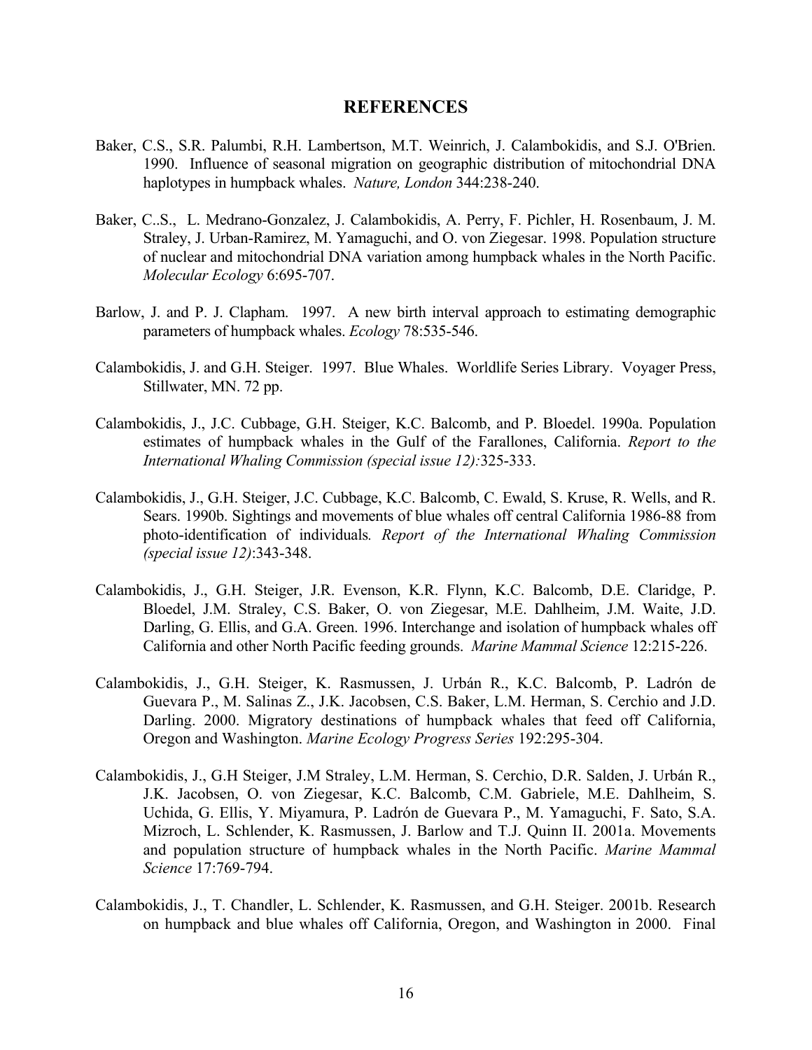## REFERENCES

Baker, C.S., S.R. Palumbi, R.H. Lambertson, M.T. Weinrich, J. Calambokidis, and S.J. O'Brien. 1990. Influence of seasonal migration on geographic distribution of mitochondrial DNA haplotypes in humpback whales. *Nature, London* 344:238-240.

Baker, C..S., L. Medrano-Gonzalez, J. Calambokidis, A. Perry, F. Pichler, H. Rosenbaum, J. M. Straley, J. Urban-Ramirez, M. Yamaguchi, and O. von Ziegesar. 1998. Population structure of nuclear and mitochondrial DNA variation among humpback whales in the North Pacific. *Molecular Ecology* 6:695-707.

Barlow, J. and P. J. Clapham. 1997. A new birth interval approach to estimating demographic parameters of humpback whales. *Ecology* 78:535-546.

Calambokidis, J. and G.H. Steiger. 1997. Blue Whales. Worldlife Series Library. Voyager Press, Stillwater, MN. 72 pp.

Calambokidis, J., J.C. Cubbage, G.H. Steiger, K.C. Balcomb, and P. Bloedel. 1990a. Population estimates of humpback whales in the Gulf of the Farallones, California. *Report to the International Whaling Commission (special issue 12):*325-333.

Calambokidis, J., G.H. Steiger, J.C. Cubbage, K.C. Balcomb, C. Ewald, S. Kruse, R. Wells, and R. Sears. 1990b. Sightings and movements of blue whales off central California 1986-88 from photo-identification of individuals*. Report of the International Whaling Commission (special issue 12)*:343-348.

Calambokidis, J., G.H. Steiger, J.R. Evenson, K.R. Flynn, K.C. Balcomb, D.E. Claridge, P. Bloedel, J.M. Straley, C.S. Baker, O. von Ziegesar, M.E. Dahlheim, J.M. Waite, J.D. Darling, G. Ellis, and G.A. Green. 1996. Interchange and isolation of humpback whales off California and other North Pacific feeding grounds. *Marine Mammal Science* 12:215-226.

Calambokidis, J., G.H. Steiger, K. Rasmussen, J. Urbán R., K.C. Balcomb, P. Ladrón de Guevara P., M. Salinas Z., J.K. Jacobsen, C.S. Baker, L.M. Herman, S. Cerchio and J.D. Darling. 2000. Migratory destinations of humpback whales that feed off California, Oregon and Washington. *Marine Ecology Progress Series* 192:295-304.

Calambokidis, J., G.H Steiger, J.M Straley, L.M. Herman, S. Cerchio, D.R. Salden, J. Urbán R., J.K. Jacobsen, O. von Ziegesar, K.C. Balcomb, C.M. Gabriele, M.E. Dahlheim, S. Uchida, G. Ellis, Y. Miyamura, P. Ladrón de Guevara P., M. Yamaguchi, F. Sato, S.A. Mizroch, L. Schlender, K. Rasmussen, J. Barlow and T.J. Quinn II. 2001a. Movements and population structure of humpback whales in the North Pacific. *Marine Mammal Science* 17:769-794.

Calambokidis, J., T. Chandler, L. Schlender, K. Rasmussen, and G.H. Steiger. 2001b. Research on humpback and blue whales off California, Oregon, and Washington in 2000. Final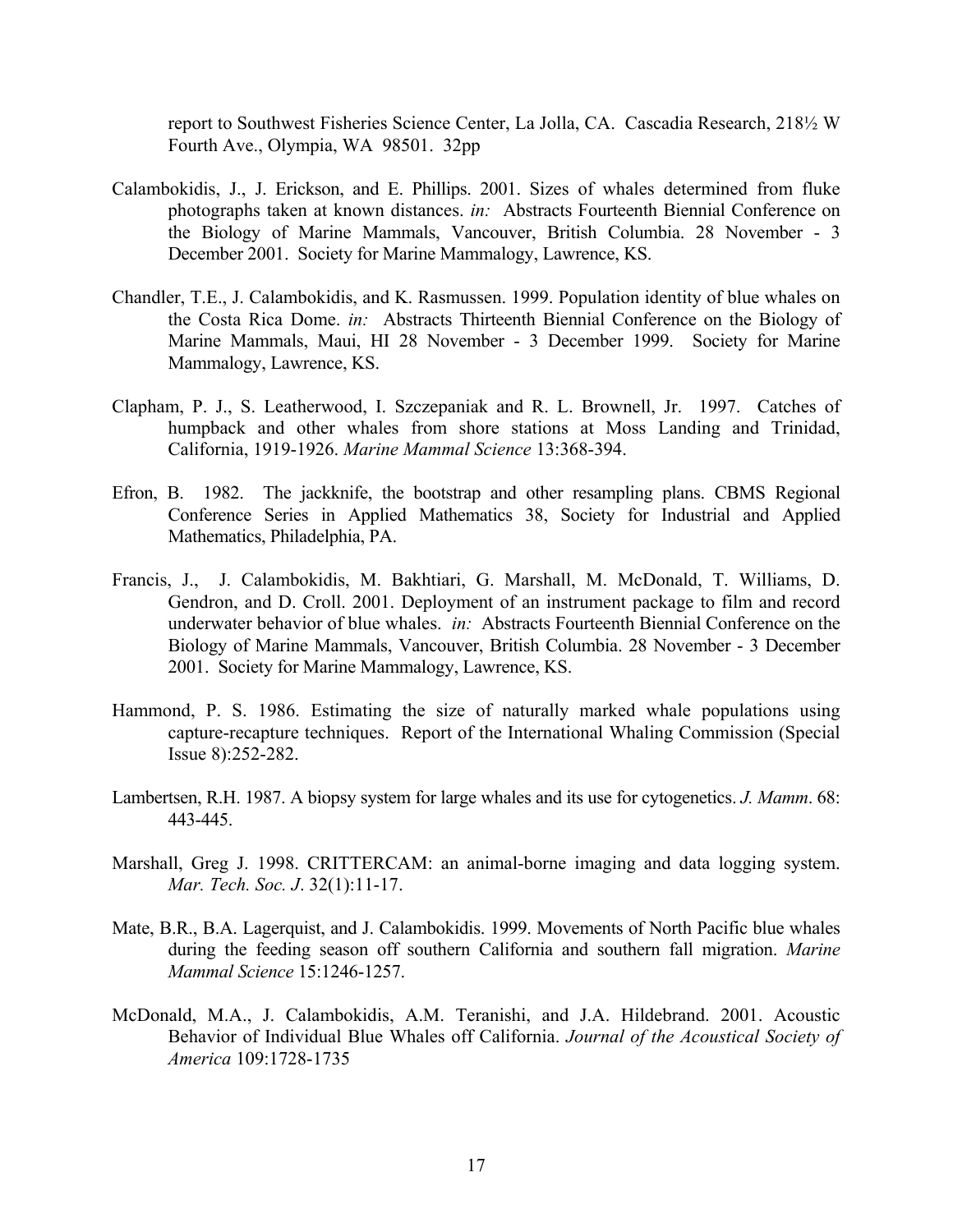report to Southwest Fisheries Science Center, La Jolla, CA. Cascadia Research, 218½ W Fourth Ave., Olympia, WA 98501. 32pp

Calambokidis, J., J. Erickson, and E. Phillips. 2001. Sizes of whales determined from fluke photographs taken at known distances. *in:* Abstracts Fourteenth Biennial Conference on the Biology of Marine Mammals, Vancouver, British Columbia. 28 November - 3 December 2001. Society for Marine Mammalogy, Lawrence, KS.

Chandler, T.E., J. Calambokidis, and K. Rasmussen. 1999. Population identity of blue whales on the Costa Rica Dome. *in:* Abstracts Thirteenth Biennial Conference on the Biology of Marine Mammals, Maui, HI 28 November - 3 December 1999. Society for Marine Mammalogy, Lawrence, KS.

Clapham, P. J., S. Leatherwood, I. Szczepaniak and R. L. Brownell, Jr. 1997. Catches of humpback and other whales from shore stations at Moss Landing and Trinidad, California, 1919-1926. *Marine Mammal Science* 13:368-394.

Efron, B. 1982. The jackknife, the bootstrap and other resampling plans. CBMS Regional Conference Series in Applied Mathematics 38, Society for Industrial and Applied Mathematics, Philadelphia, PA.

Francis, J., J. Calambokidis, M. Bakhtiari, G. Marshall, M. McDonald, T. Williams, D. Gendron, and D. Croll. 2001. Deployment of an instrument package to film and record underwater behavior of blue whales. *in:* Abstracts Fourteenth Biennial Conference on the Biology of Marine Mammals, Vancouver, British Columbia. 28 November - 3 December 2001. Society for Marine Mammalogy, Lawrence, KS.

Hammond, P. S. 1986. Estimating the size of naturally marked whale populations using capture-recapture techniques. Report of the International Whaling Commission (Special Issue 8):252-282.

Lambertsen, R.H. 1987. A biopsy system for large whales and its use for cytogenetics. *J. Mamm*. 68: 443-445.

Marshall, Greg J. 1998. CRITTERCAM: an animal-borne imaging and data logging system. *Mar. Tech. Soc. J*. 32(1):11-17.

Mate, B.R., B.A. Lagerquist, and J. Calambokidis. 1999. Movements of North Pacific blue whales during the feeding season off southern California and southern fall migration. *Marine Mammal Science* 15:1246-1257.

McDonald, M.A., J. Calambokidis, A.M. Teranishi, and J.A. Hildebrand. 2001. Acoustic Behavior of Individual Blue Whales off California. *Journal of the Acoustical Society of America* 109:1728-1735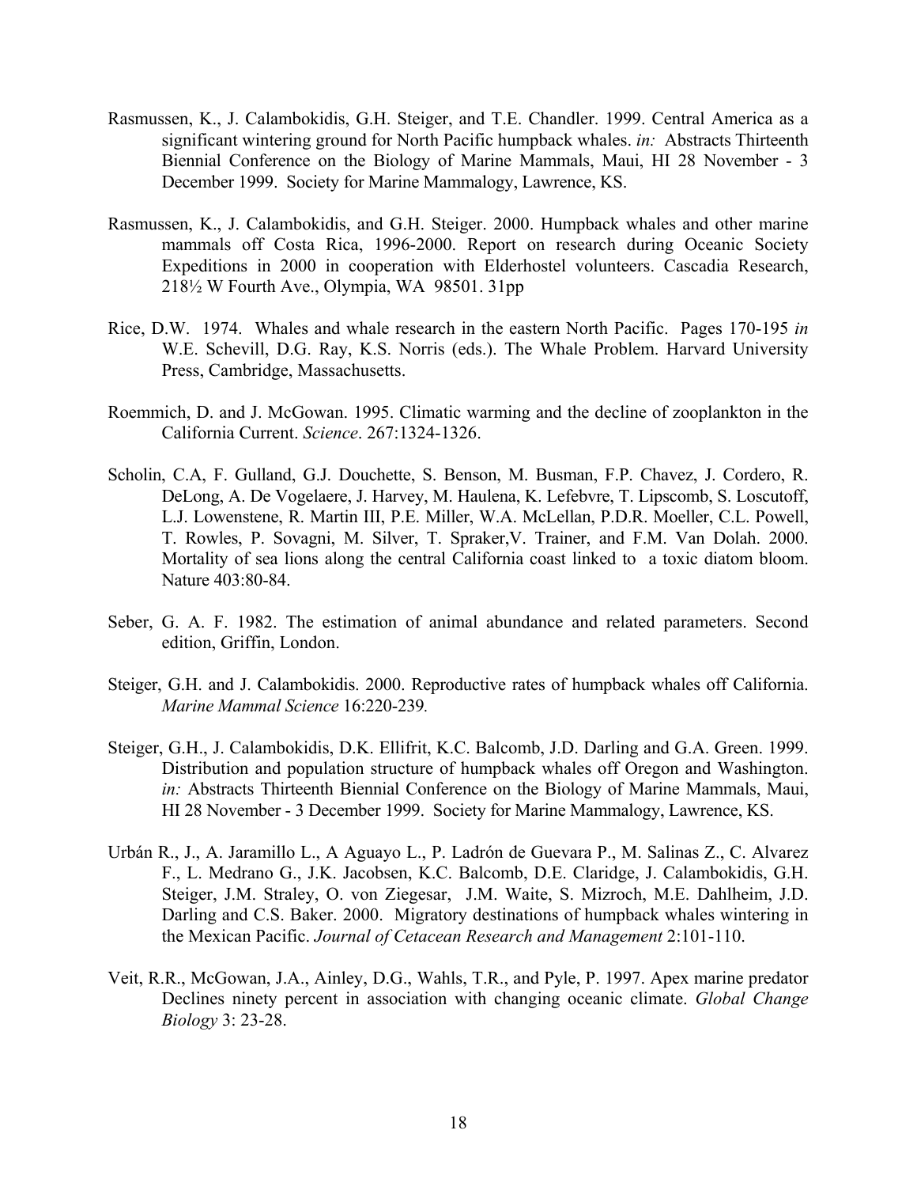Rasmussen, K., J. Calambokidis, G.H. Steiger, and T.E. Chandler. 1999. Central America as a significant wintering ground for North Pacific humpback whales. *in:* Abstracts Thirteenth Biennial Conference on the Biology of Marine Mammals, Maui, HI 28 November - 3 December 1999. Society for Marine Mammalogy, Lawrence, KS.

Rasmussen, K., J. Calambokidis, and G.H. Steiger. 2000. Humpback whales and other marine mammals off Costa Rica, 1996-2000. Report on research during Oceanic Society Expeditions in 2000 in cooperation with Elderhostel volunteers. Cascadia Research, 218½ W Fourth Ave., Olympia, WA 98501. 31pp

Rice, D.W. 1974. Whales and whale research in the eastern North Pacific. Pages 170-195 *in* W.E. Schevill, D.G. Ray, K.S. Norris (eds.). The Whale Problem. Harvard University Press, Cambridge, Massachusetts.

Roemmich, D. and J. McGowan. 1995. Climatic warming and the decline of zooplankton in the California Current. *Science*. 267:1324-1326.

Scholin, C.A, F. Gulland, G.J. Douchette, S. Benson, M. Busman, F.P. Chavez, J. Cordero, R. DeLong, A. De Vogelaere, J. Harvey, M. Haulena, K. Lefebvre, T. Lipscomb, S. Loscutoff, L.J. Lowenstene, R. Martin III, P.E. Miller, W.A. McLellan, P.D.R. Moeller, C.L. Powell, T. Rowles, P. Sovagni, M. Silver, T. Spraker,V. Trainer, and F.M. Van Dolah. 2000. Mortality of sea lions along the central California coast linked to a toxic diatom bloom. Nature 403:80-84.

Seber, G. A. F. 1982. The estimation of animal abundance and related parameters. Second edition, Griffin, London.

Steiger, G.H. and J. Calambokidis. 2000. Reproductive rates of humpback whales off California. *Marine Mammal Science* 16:220-239*.*

Steiger, G.H., J. Calambokidis, D.K. Ellifrit, K.C. Balcomb, J.D. Darling and G.A. Green. 1999. Distribution and population structure of humpback whales off Oregon and Washington. *in:* Abstracts Thirteenth Biennial Conference on the Biology of Marine Mammals, Maui, HI 28 November - 3 December 1999. Society for Marine Mammalogy, Lawrence, KS.

Urbán R., J., A. Jaramillo L., A Aguayo L., P. Ladrón de Guevara P., M. Salinas Z., C. Alvarez F., L. Medrano G., J.K. Jacobsen, K.C. Balcomb, D.E. Claridge, J. Calambokidis, G.H. Steiger, J.M. Straley, O. von Ziegesar, J.M. Waite, S. Mizroch, M.E. Dahlheim, J.D. Darling and C.S. Baker. 2000. Migratory destinations of humpback whales wintering in the Mexican Pacific. *Journal of Cetacean Research and Management* 2:101-110.

Veit, R.R., McGowan, J.A., Ainley, D.G., Wahls, T.R., and Pyle, P. 1997. Apex marine predator Declines ninety percent in association with changing oceanic climate. *Global Change Biology* 3: 23-28.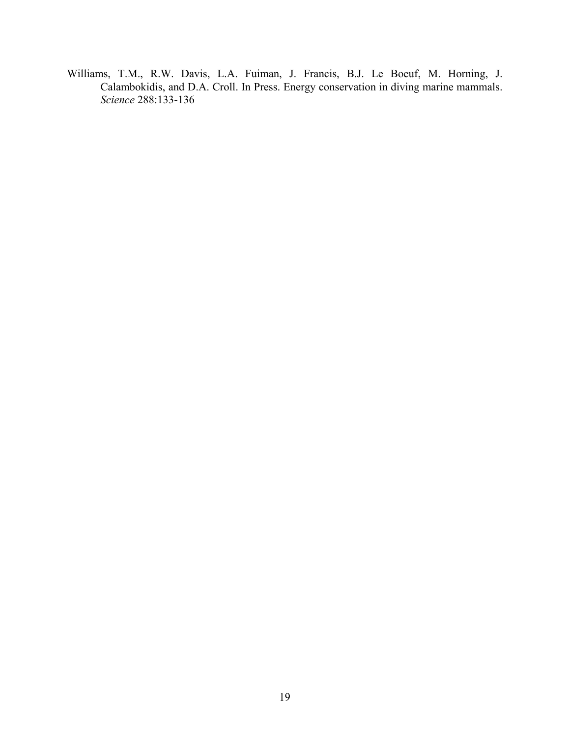Williams, T.M., R.W. Davis, L.A. Fuiman, J. Francis, B.J. Le Boeuf, M. Horning, J. Calambokidis, and D.A. Croll. In Press. Energy conservation in diving marine mammals. *Science* 288:133-136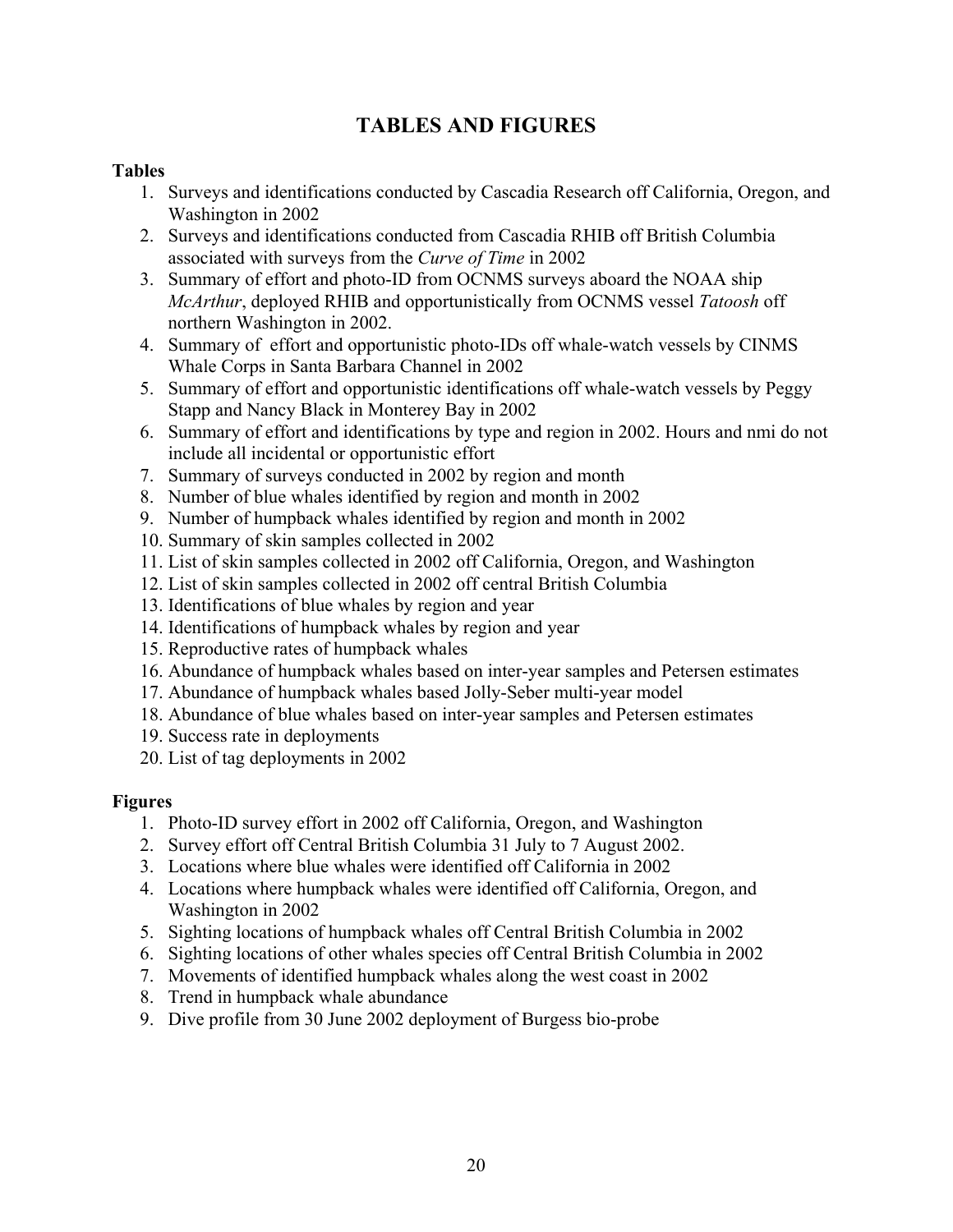# TABLES AND FIGURES

**Tables**

1. Surveys and identifications conducted by Cascadia Research off California, Oregon, and Washington in 2002
2. Surveys and identifications conducted from Cascadia RHIB off British Columbia associated with surveys from the *Curve of Time* in 2002
3. Summary of effort and photo-ID from OCNMS surveys aboard the NOAA ship *McArthur*, deployed RHIB and opportunistically from OCNMS vessel *Tatoosh* off northern Washington in 2002.
4. Summary of effort and opportunistic photo-IDs off whale-watch vessels by CINMS Whale Corps in Santa Barbara Channel in 2002
5. Summary of effort and opportunistic identifications off whale-watch vessels by Peggy Stapp and Nancy Black in Monterey Bay in 2002
6. Summary of effort and identifications by type and region in 2002. Hours and nmi do not include all incidental or opportunistic effort
7. Summary of surveys conducted in 2002 by region and month
8. Number of blue whales identified by region and month in 2002
9. Number of humpback whales identified by region and month in 2002
10. Summary of skin samples collected in 2002
11. List of skin samples collected in 2002 off California, Oregon, and Washington
12. List of skin samples collected in 2002 off central British Columbia
13. Identifications of blue whales by region and year
14. Identifications of humpback whales by region and year
15. Reproductive rates of humpback whales
16. Abundance of humpback whales based on inter-year samples and Petersen estimates
17. Abundance of humpback whales based Jolly-Seber multi-year model
18. Abundance of blue whales based on inter-year samples and Petersen estimates
19. Success rate in deployments
20. List of tag deployments in 2002

**Figures**

1. Photo-ID survey effort in 2002 off California, Oregon, and Washington
2. Survey effort off Central British Columbia 31 July to 7 August 2002.
3. Locations where blue whales were identified off California in 2002
4. Locations where humpback whales were identified off California, Oregon, and Washington in 2002
5. Sighting locations of humpback whales off Central British Columbia in 2002
6. Sighting locations of other whales species off Central British Columbia in 2002
7. Movements of identified humpback whales along the west coast in 2002
8. Trend in humpback whale abundance
9. Dive profile from 30 June 2002 deployment of Burgess bio-probe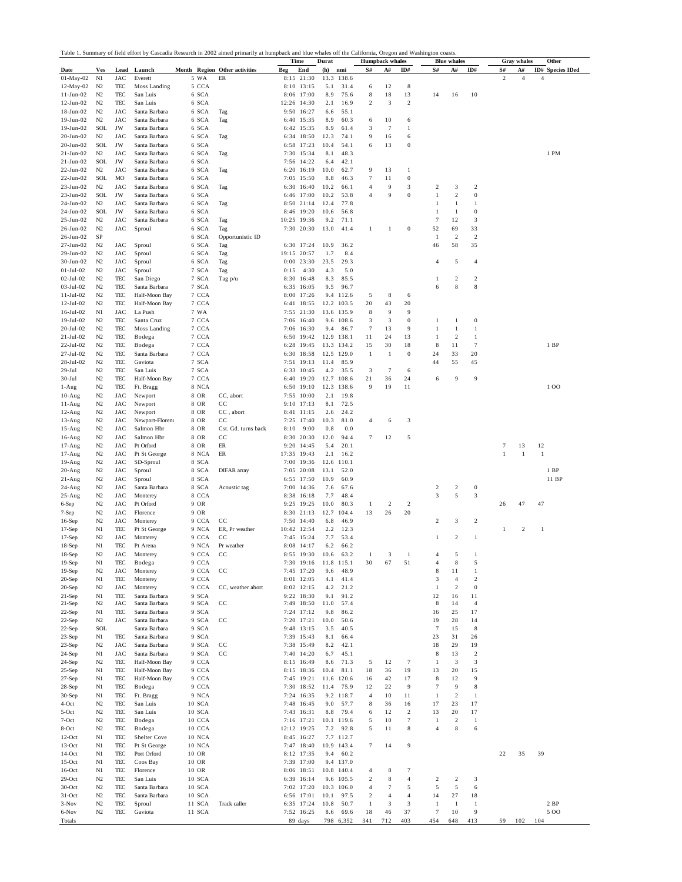Table 1. Summary of field effort by Cascadia Research in 2002 aimed primarily at humpback and blue whales off the California, Oregon and Washington coasts.

| | | | | | | | Time | | Durat | | Humpback whales | | | Blue whales | | | Gray whales | | | Other |
|---|---|---|---|---|---|---|---|---|---|---|---|---|---|---|---|---|---|---|---|---|
| Date | Ves | Lead | Launch | Month | Region | Other activities | Beg | End | (h) | nmi | S# | A# | ID# | S# | A# | ID# | S# | A# | ID# | Species IDed |
| 01-May-02 | N1 | JAC | Everett | 5 | WA | ER | 8:15 | 21:30 | 13.3 | 138.6 | | | | | | | 2 | 4 | 4 | |
| 12-May-02 | N2 | TEC | Moss Landing | 5 | CCA | | 8:10 | 13:15 | 5.1 | 31.4 | 6 | 12 | 8 | | | | | | | |
| 11-Jun-02 | N2 | TEC | San Luis | 6 | SCA | | 8:06 | 17:00 | 8.9 | 75.6 | 8 | 18 | 13 | 14 | 16 | 10 | | | | |
| 12-Jun-02 | N2 | TEC | San Luis | 6 | SCA | | 12:26 | 14:30 | 2.1 | 16.9 | 2 | 3 | 2 | | | | | | | |
| 18-Jun-02 | N2 | JAC | Santa Barbara | 6 | SCA | Tag | 9:50 | 16:27 | 6.6 | 55.1 | | | | | | | | | | |
| 19-Jun-02 | N2 | JAC | Santa Barbara | 6 | SCA | Tag | 6:40 | 15:35 | 8.9 | 60.3 | 6 | 10 | 6 | | | | | | | |
| 19-Jun-02 | SOL | JW | Santa Barbara | 6 | SCA | | 6:42 | 15:35 | 8.9 | 61.4 | 3 | 7 | 1 | | | | | | | |
| 20-Jun-02 | N2 | JAC | Santa Barbara | 6 | SCA | Tag | 6:34 | 18:50 | 12.3 | 74.1 | 9 | 16 | 6 | | | | | | | |
| 20-Jun-02 | SOL | JW | Santa Barbara | 6 | SCA | | 6:58 | 17:23 | 10.4 | 54.1 | 6 | 13 | 0 | | | | | | | |
| 21-Jun-02 | N2 | JAC | Santa Barbara | 6 | SCA | Tag | 7:30 | 15:34 | 8.1 | 48.3 | | | | | | | | | | 1 PM |
| 21-Jun-02 | SOL | JW | Santa Barbara | 6 | SCA | | 7:56 | 14:22 | 6.4 | 42.1 | | | | | | | | | | |
| 22-Jun-02 | N2 | JAC | Santa Barbara | 6 | SCA | Tag | 6:20 | 16:19 | 10.0 | 62.7 | 9 | 13 | 1 | | | | | | | |
| 22-Jun-02 | SOL | MO | Santa Barbara | 6 | SCA | | 7:05 | 15:50 | 8.8 | 46.3 | 7 | 11 | 0 | | | | | | | |
| 23-Jun-02 | N2 | JAC | Santa Barbara | 6 | SCA | Tag | 6:30 | 16:40 | 10.2 | 66.1 | 4 | 9 | 3 | 2 | 3 | 2 | | | | |
| 23-Jun-02 | SOL | JW | Santa Barbara | 6 | SCA | | 6:46 | 17:00 | 10.2 | 53.8 | 4 | 9 | 0 | 1 | 2 | 0 | | | | |
| 24-Jun-02 | N2 | JAC | Santa Barbara | 6 | SCA | Tag | 8:50 | 21:14 | 12.4 | 77.8 | | | | 1 | 1 | 1 | | | | |
| 24-Jun-02 | SOL | JW | Santa Barbara | 6 | SCA | | 8:46 | 19:20 | 10.6 | 56.8 | | | | 1 | 1 | 0 | | | | |
| 25-Jun-02 | N2 | JAC | Santa Barbara | 6 | SCA | Tag | 10:25 | 19:36 | 9.2 | 71.1 | | | | 7 | 12 | 3 | | | | |
| 26-Jun-02 | N2 | JAC | Sproul | 6 | SCA | Tag | 7:30 | 20:30 | 13.0 | 41.4 | 1 | 1 | 0 | 52 | 69 | 33 | | | | |
| 26-Jun-02 | SP | | | 6 | SCA | Opportunistic ID | | | | | | | | 1 | 2 | 2 | | | | |
| 27-Jun-02 | N2 | JAC | Sproul | 6 | SCA | Tag | 6:30 | 17:24 | 10.9 | 36.2 | | | | 46 | 58 | 35 | | | | |
| 29-Jun-02 | N2 | JAC | Sproul | 6 | SCA | Tag | 19:15 | 20:57 | 1.7 | 8.4 | | | | | | | | | | |
| 30-Jun-02 | N2 | JAC | Sproul | 6 | SCA | Tag | 0:00 | 23:30 | 23.5 | 29.3 | | | | 4 | 5 | 4 | | | | |
| 01-Jul-02 | N2 | JAC | Sproul | 7 | SCA | Tag | 0:15 | 4:30 | 4.3 | 5.0 | | | | | | | | | | |
| 02-Jul-02 | N2 | TEC | San Diego | 7 | SCA | Tag p/u | 8:30 | 16:48 | 8.3 | 85.5 | | | | 1 | 2 | 2 | | | | |
| 03-Jul-02 | N2 | TEC | Santa Barbara | 7 | SCA | | 6:35 | 16:05 | 9.5 | 96.7 | | | | 6 | 8 | 8 | | | | |
| 11-Jul-02 | N2 | TEC | Half-Moon Bay | 7 | CCA | | 8:00 | 17:26 | 9.4 | 112.6 | 5 | 8 | 6 | | | | | | | |
| 12-Jul-02 | N2 | TEC | Half-Moon Bay | 7 | CCA | | 6:41 | 18:55 | 12.2 | 103.5 | 20 | 43 | 20 | | | | | | | |
| 16-Jul-02 | N1 | JAC | La Push | 7 | WA | | 7:55 | 21:30 | 13.6 | 135.9 | 8 | 9 | 9 | | | | | | | |
| 19-Jul-02 | N2 | TEC | Santa Cruz | 7 | CCA | | 7:06 | 16:40 | 9.6 | 108.6 | 3 | 3 | 0 | 1 | 1 | 0 | | | | |
| 20-Jul-02 | N2 | TEC | Moss Landing | 7 | CCA | | 7:06 | 16:30 | 9.4 | 86.7 | 7 | 13 | 9 | 1 | 1 | 1 | | | | |
| 21-Jul-02 | N2 | TEC | Bodega | 7 | CCA | | 6:50 | 19:42 | 12.9 | 138.1 | 11 | 24 | 13 | 1 | 2 | 1 | | | | |
| 22-Jul-02 | N2 | TEC | Bodega | 7 | CCA | | 6:28 | 19:45 | 13.3 | 134.2 | 15 | 30 | 18 | 8 | 11 | 7 | | | | 1 BP |
| 27-Jul-02 | N2 | TEC | Santa Barbara | 7 | CCA | | 6:30 | 18:58 | 12.5 | 129.0 | 1 | 1 | 0 | 24 | 33 | 20 | | | | |
| 28-Jul-02 | N2 | TEC | Gaviota | 7 | SCA | | 7:51 | 19:13 | 11.4 | 85.9 | | | | 44 | 55 | 45 | | | | |
| 29-Jul | N2 | TEC | San Luis | 7 | SCA | | 6:33 | 10:45 | 4.2 | 35.5 | 3 | 7 | 6 | | | | | | | |
| 30-Jul | N2 | TEC | Half-Moon Bay | 7 | CCA | | 6:40 | 19:20 | 12.7 | 108.6 | 21 | 36 | 24 | 6 | 9 | 9 | | | | |
| 1-Aug | N2 | TEC | Ft. Bragg | 8 | NCA | | 6:50 | 19:10 | 12.3 | 138.6 | 9 | 19 | 11 | | | | | | | 1 OO |
| 10-Aug | N2 | JAC | Newport | 8 | OR | CC, abort | 7:55 | 10:00 | 2.1 | 19.8 | | | | | | | | | | |
| 11-Aug | N2 | JAC | Newport | 8 | OR | CC | 9:10 | 17:13 | 8.1 | 72.5 | | | | | | | | | | |
| 12-Aug | N2 | JAC | Newport | 8 | OR | CC , abort | 8:41 | 11:15 | 2.6 | 24.2 | | | | | | | | | | |
| 13-Aug | N2 | JAC | Newport-Florenc | 8 | OR | CC | 7:25 | 17:40 | 10.3 | 81.0 | 4 | 6 | 3 | | | | | | | |
| 15-Aug | N2 | JAC | Salmon Hbr | 8 | OR | Cst. Gd. turns back | 8:10 | 9:00 | 0.8 | 0.0 | | | | | | | | | | |
| 16-Aug | N2 | JAC | Salmon Hbr | 8 | OR | CC | 8:30 | 20:30 | 12.0 | 94.4 | 7 | 12 | 5 | | | | | | | |
| 17-Aug | N2 | JAC | Pt Orford | 8 | OR | ER | 9:20 | 14:45 | 5.4 | 20.1 | | | | | | | 7 | 13 | 12 | |
| 17-Aug | N2 | JAC | Pt St George | 8 | NCA | ER | 17:35 | 19:43 | 2.1 | 16.2 | | | | | | | 1 | 1 | 1 | |
| 19-Aug | N2 | JAC | SD-Sproul | 8 | SCA | | 7:00 | 19:36 | 12.6 | 110.1 | | | | | | | | | | |
| 20-Aug | N2 | JAC | Sproul | 8 | SCA | DIFAR array | 7:05 | 20:08 | 13.1 | 52.0 | | | | | | | | | | 1 BP |
| 21-Aug | N2 | JAC | Sproul | 8 | SCA | | 6:55 | 17:50 | 10.9 | 60.9 | | | | | | | | | | 11 BP |
| 24-Aug | N2 | JAC | Santa Barbara | 8 | SCA | Acoustic tag | 7:00 | 14:36 | 7.6 | 67.6 | | | | 2 | 2 | 0 | | | | |
| 25-Aug | N2 | JAC | Monterey | 8 | CCA | | 8:38 | 16:18 | 7.7 | 48.4 | | | | 3 | 5 | 3 | | | | |
| 6-Sep | N2 | JAC | Pt Orford | 9 | OR | | 9:25 | 19:25 | 10.0 | 80.3 | 1 | 2 | 2 | | | | 26 | 47 | 47 | |
| 7-Sep | N2 | JAC | Florence | 9 | OR | | 8:30 | 21:13 | 12.7 | 104.4 | 13 | 26 | 20 | | | | | | | |
| 16-Sep | N2 | JAC | Monterey | 9 | CCA | CC | 7:50 | 14:40 | 6.8 | 46.9 | | | | 2 | 3 | 2 | | | | |
| 17-Sep | N1 | TEC | Pt St George | 9 | NCA | ER, Pr weather | 10:42 | 12:54 | 2.2 | 12.3 | | | | | | | 1 | 2 | 1 | |
| 17-Sep | N2 | JAC | Monterey | 9 | CCA | CC | 7:45 | 15:24 | 7.7 | 53.4 | | | | 1 | 2 | 1 | | | | |
| 18-Sep | N1 | TEC | Pt Arena | 9 | NCA | Pr weather | 8:08 | 14:17 | 6.2 | 66.2 | | | | | | | | | | |
| 18-Sep | N2 | JAC | Monterey | 9 | CCA | CC | 8:55 | 19:30 | 10.6 | 63.2 | 1 | 3 | 1 | 4 | 5 | 1 | | | | |
| 19-Sep | N1 | TEC | Bodega | 9 | CCA | | 7:30 | 19:16 | 11.8 | 115.1 | 30 | 67 | 51 | 4 | 8 | 5 | | | | |
| 19-Sep | N2 | JAC | Monterey | 9 | CCA | CC | 7:45 | 17:20 | 9.6 | 48.9 | | | | 8 | 11 | 1 | | | | |
| 20-Sep | N1 | TEC | Monterey | 9 | CCA | | 8:01 | 12:05 | 4.1 | 41.4 | | | | 3 | 4 | 2 | | | | |
| 20-Sep | N2 | JAC | Monterey | 9 | CCA | CC, weather abort | 8:02 | 12:15 | 4.2 | 21.2 | | | | 1 | 2 | 0 | | | | |
| 21-Sep | N1 | TEC | Santa Barbara | 9 | SCA | | 9:22 | 18:30 | 9.1 | 91.2 | | | | 12 | 16 | 11 | | | | |
| 21-Sep | N2 | JAC | Santa Barbara | 9 | SCA | CC | 7:49 | 18:50 | 11.0 | 57.4 | | | | 8 | 14 | 4 | | | | |
| 22-Sep | N1 | TEC | Santa Barbara | 9 | SCA | | 7:24 | 17:12 | 9.8 | 86.2 | | | | 16 | 25 | 17 | | | | |
| 22-Sep | N2 | JAC | Santa Barbara | 9 | SCA | CC | 7:20 | 17:21 | 10.0 | 50.6 | | | | 19 | 28 | 14 | | | | |
| 22-Sep | SOL | | Santa Barbara | 9 | SCA | | 9:48 | 13:15 | 3.5 | 40.5 | | | | 7 | 15 | 8 | | | | |
| 23-Sep | N1 | TEC | Santa Barbara | 9 | SCA | | 7:39 | 15:43 | 8.1 | 66.4 | | | | 23 | 31 | 26 | | | | |
| 23-Sep | N2 | JAC | Santa Barbara | 9 | SCA | CC | 7:38 | 15:49 | 8.2 | 42.1 | | | | 18 | 29 | 19 | | | | |
| 24-Sep | N1 | JAC | Santa Barbara | 9 | SCA | CC | 7:40 | 14:20 | 6.7 | 45.1 | | | | 8 | 13 | 2 | | | | |
| 24-Sep | N2 | TEC | Half-Moon Bay | 9 | CCA | | 8:15 | 16:49 | 8.6 | 71.3 | 5 | 12 | 7 | 1 | 3 | 3 | | | | |
| 25-Sep | N1 | TEC | Half-Moon Bay | 9 | CCA | | 8:15 | 18:36 | 10.4 | 81.1 | 18 | 36 | 19 | 13 | 20 | 15 | | | | |
| 27-Sep | N1 | TEC | Half-Moon Bay | 9 | CCA | | 7:45 | 19:21 | 11.6 | 120.6 | 16 | 42 | 17 | 8 | 12 | 9 | | | | |
| 28-Sep | N1 | TEC | Bodega | 9 | CCA | | 7:30 | 18:52 | 11.4 | 75.9 | 12 | 22 | 9 | 7 | 9 | 8 | | | | |
| 30-Sep | N1 | TEC | Ft. Bragg | 9 | NCA | | 7:24 | 16:35 | 9.2 | 118.7 | 4 | 10 | 11 | 1 | 2 | 1 | | | | |
| 4-Oct | N2 | TEC | San Luis | 10 | SCA | | 7:48 | 16:45 | 9.0 | 57.7 | 8 | 36 | 16 | 17 | 23 | 17 | | | | |
| 5-Oct | N2 | TEC | San Luis | 10 | SCA | | 7:43 | 16:31 | 8.8 | 79.4 | 6 | 12 | 2 | 13 | 20 | 17 | | | | |
| 7-Oct | N2 | TEC | Bodega | 10 | CCA | | 7:16 | 17:21 | 10.1 | 119.6 | 5 | 10 | 7 | 1 | 2 | 1 | | | | |
| 8-Oct | N2 | TEC | Bodega | 10 | CCA | | 12:12 | 19:25 | 7.2 | 92.8 | 5 | 11 | 8 | 4 | 8 | 6 | | | | |
| 12-Oct | N1 | TEC | Shelter Cove | 10 | NCA | | 8:45 | 16:27 | 7.7 | 112.7 | | | | | | | | | | |
| 13-Oct | N1 | TEC | Pt St George | 10 | NCA | | 7:47 | 18:40 | 10.9 | 143.4 | 7 | 14 | 9 | | | | | | | |
| 14-Oct | N1 | TEC | Port Orford | 10 | OR | | 8:12 | 17:35 | 9.4 | 60.2 | | | | | | | 22 | 35 | 39 | |
| 15-Oct | N1 | TEC | Coos Bay | 10 | OR | | 7:39 | 17:00 | 9.4 | 137.0 | | | | | | | | | | |
| 16-Oct | N1 | TEC | Florence | 10 | OR | | 8:06 | 18:51 | 10.8 | 140.4 | 4 | 8 | 7 | | | | | | | |
| 29-Oct | N2 | TEC | San Luis | 10 | SCA | | 6:39 | 16:14 | 9.6 | 105.5 | 2 | 8 | 4 | 2 | 2 | 3 | | | | |
| 30-Oct | N2 | TEC | Santa Barbara | 10 | SCA | | 7:02 | 17:20 | 10.3 | 106.0 | 4 | 7 | 5 | 5 | 5 | 6 | | | | |
| 31-Oct | N2 | TEC | Santa Barbara | 10 | SCA | | 6:56 | 17:01 | 10.1 | 97.5 | 2 | 4 | 4 | 14 | 27 | 18 | | | | |
| 3-Nov | N2 | TEC | Sproul | 11 | SCA | Track caller | 6:35 | 17:24 | 10.8 | 50.7 | 1 | 3 | 3 | 1 | 1 | 1 | | | | 2 BP |
| 6-Nov | N2 | TEC | Gaviota | 11 | SCA | | 7:52 | 16:25 | 8.6 | 69.6 | 18 | 46 | 37 | 7 | 10 | 9 | | | | 5 OO |
| Totals | | | | | | | | 89 days | 798 | 6,352 | 341 | 712 | 403 | 454 | 648 | 413 | 59 | 102 | 104 | |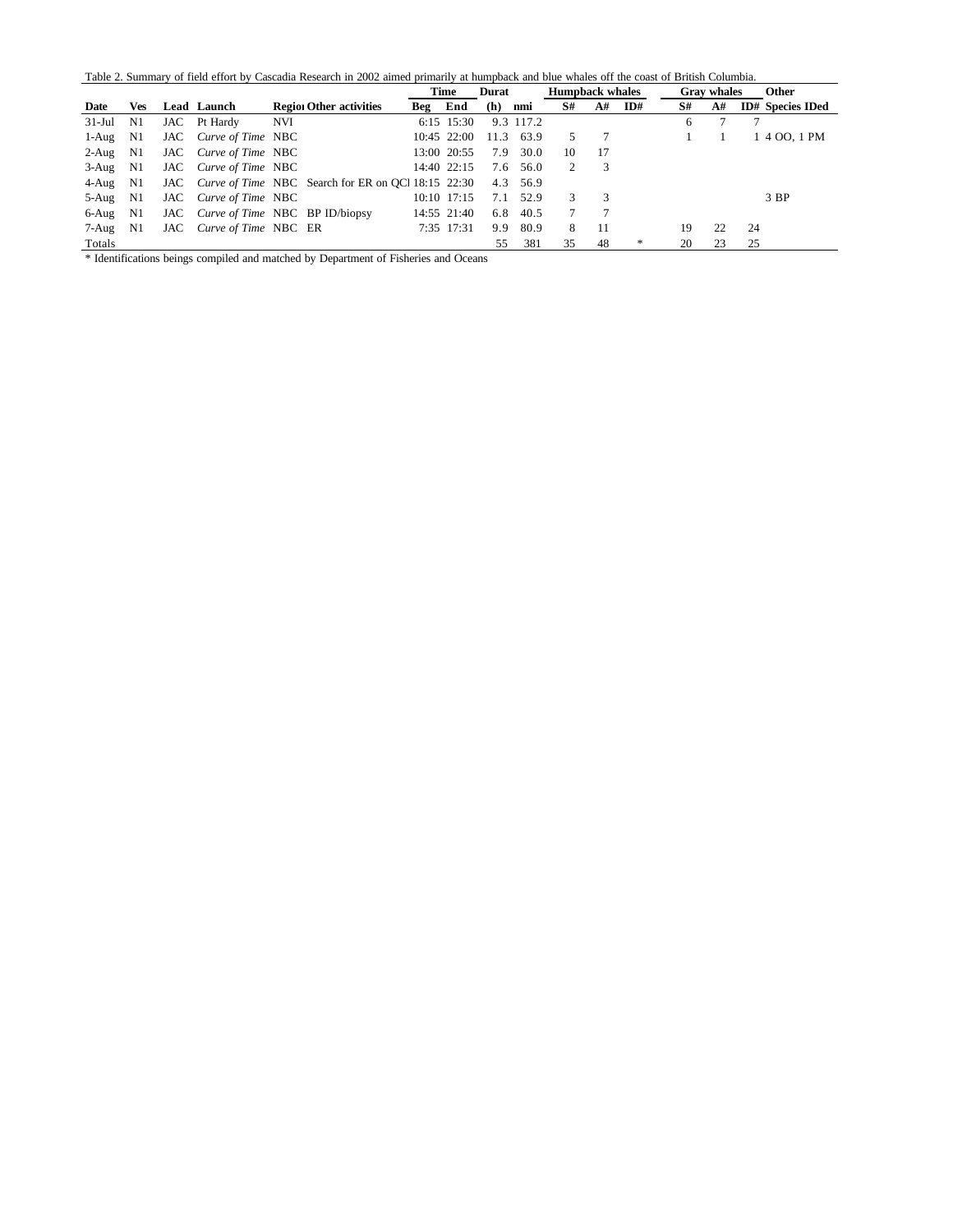Table 2. Summary of field effort by Cascadia Research in 2002 aimed primarily at humpback and blue whales off the coast of British Columbia.

| | | | | | | Time | | Durat | | Humpback whales | | | Gray whales | | | Other |
|---|---|---|---|---|---|---|---|---|---|---|---|---|---|---|---|---|
| **Date** | **Ves** | **Lead** | **Launch** | **Regio** | **Other activities** | **Beg** | **End** | **(h)** | **nmi** | **S#** | **A#** | **ID#** | **S#** | **A#** | **ID#** | **Species IDed** |
| 31-Jul | N1 | JAC | Pt Hardy | NVI | | 6:15 | 15:30 | 9.3 | 117.2 | | | | 6 | 7 | 7 | |
| 1-Aug | N1 | JAC | *Curve of Time* | NBC | | 10:45 | 22:00 | 11.3 | 63.9 | 5 | 7 | | 1 | 1 | 1 | 4 OO, 1 PM |
| 2-Aug | N1 | JAC | *Curve of Time* | NBC | | 13:00 | 20:55 | 7.9 | 30.0 | 10 | 17 | | | | | |
| 3-Aug | N1 | JAC | *Curve of Time* | NBC | | 14:40 | 22:15 | 7.6 | 56.0 | 2 | 3 | | | | | |
| 4-Aug | N1 | JAC | *Curve of Time* | NBC | Search for ER on QCI | 18:15 | 22:30 | 4.3 | 56.9 | | | | | | | |
| 5-Aug | N1 | JAC | *Curve of Time* | NBC | | 10:10 | 17:15 | 7.1 | 52.9 | 3 | 3 | | | | | 3 BP |
| 6-Aug | N1 | JAC | *Curve of Time* | NBC | BP ID/biopsy | 14:55 | 21:40 | 6.8 | 40.5 | 7 | 7 | | | | | |
| 7-Aug | N1 | JAC | *Curve of Time* | NBC | ER | 7:35 | 17:31 | 9.9 | 80.9 | 8 | 11 | | 19 | 22 | 24 | |
| Totals | | | | | | | | 55 | 381 | 35 | 48 | * | 20 | 23 | 25 | |

* Identifications beings compiled and matched by Department of Fisheries and Oceans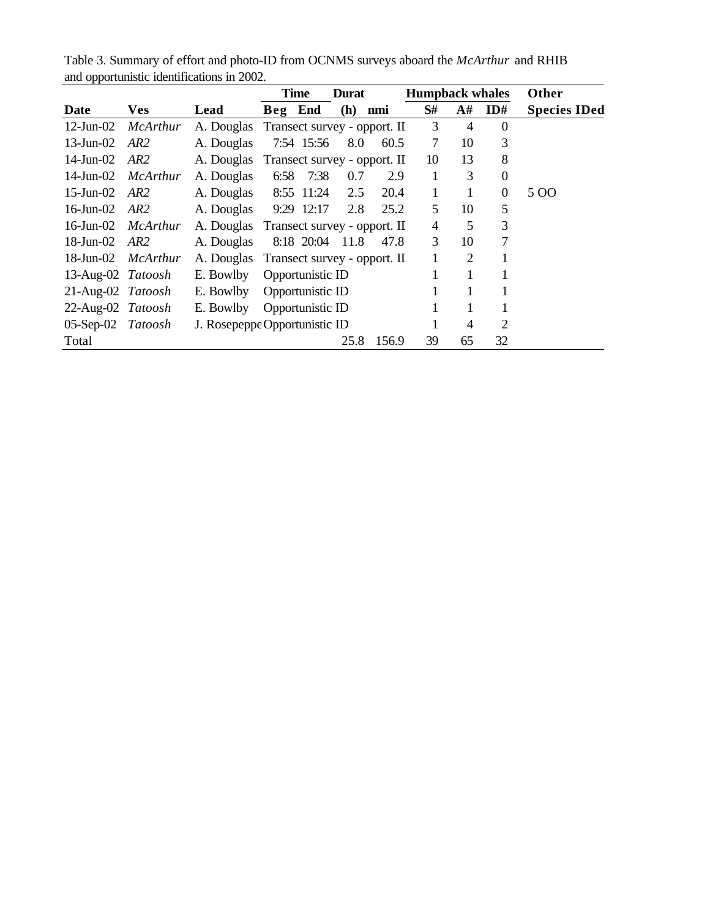Table 3. Summary of effort and photo-ID from OCNMS surveys aboard the *McArthur* and RHIB and opportunistic identifications in 2002.

| | | | Time | | Durat | | Humpback whales | | | Other |
|---|---|---|---|---|---|---|---|---|---|---|
| **Date** | **Ves** | **Lead** | **Beg** | **End** | **(h)** | **nmi** | **S#** | **A#** | **ID#** | **Species IDed** |
| 12-Jun-02 | *McArthur* | A. Douglas | Transect survey - opport. II | | | | 3 | 4 | 0 | |
| 13-Jun-02 | *AR2* | A. Douglas | 7:54 | 15:56 | 8.0 | 60.5 | 7 | 10 | 3 | |
| 14-Jun-02 | *AR2* | A. Douglas | Transect survey - opport. II | | | | 10 | 13 | 8 | |
| 14-Jun-02 | *McArthur* | A. Douglas | 6:58 | 7:38 | 0.7 | 2.9 | 1 | 3 | 0 | |
| 15-Jun-02 | *AR2* | A. Douglas | 8:55 | 11:24 | 2.5 | 20.4 | 1 | 1 | 0 | 5 OO |
| 16-Jun-02 | *AR2* | A. Douglas | 9:29 | 12:17 | 2.8 | 25.2 | 5 | 10 | 5 | |
| 16-Jun-02 | *McArthur* | A. Douglas | Transect survey - opport. II | | | | 4 | 5 | 3 | |
| 18-Jun-02 | *AR2* | A. Douglas | 8:18 | 20:04 | 11.8 | 47.8 | 3 | 10 | 7 | |
| 18-Jun-02 | *McArthur* | A. Douglas | Transect survey - opport. II | | | | 1 | 2 | 1 | |
| 13-Aug-02 | *Tatoosh* | E. Bowlby | Opportunistic ID | | | | 1 | 1 | 1 | |
| 21-Aug-02 | *Tatoosh* | E. Bowlby | Opportunistic ID | | | | 1 | 1 | 1 | |
| 22-Aug-02 | *Tatoosh* | E. Bowlby | Opportunistic ID | | | | 1 | 1 | 1 | |
| 05-Sep-02 | *Tatoosh* | J. Rosepeppe | Opportunistic ID | | | | 1 | 4 | 2 | |
| Total | | | | | 25.8 | 156.9 | 39 | 65 | 32 | |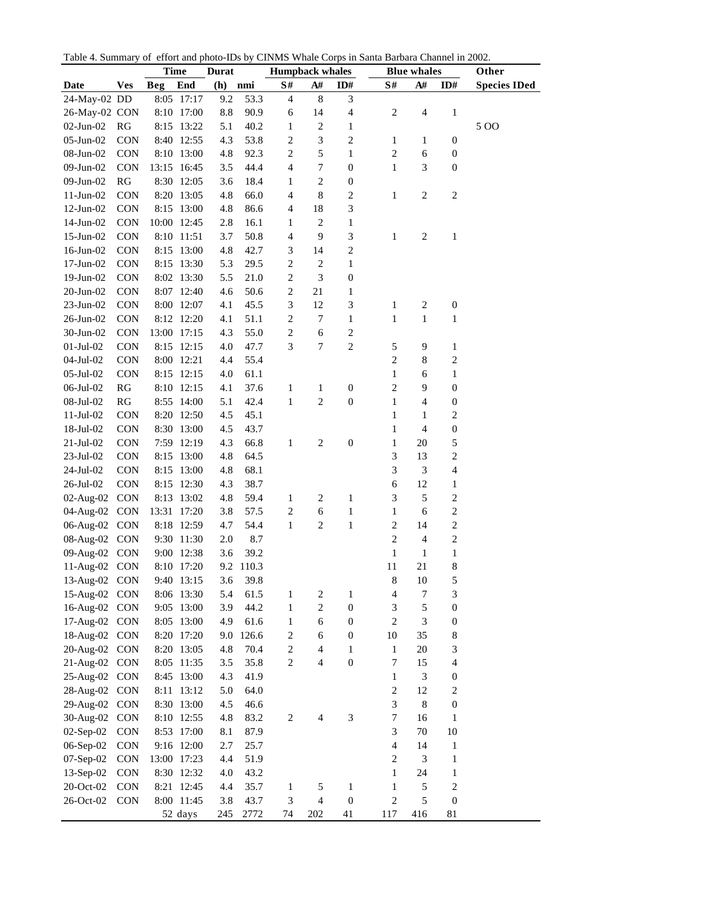Table 4. Summary of effort and photo-IDs by CINMS Whale Corps in Santa Barbara Channel in 2002.

| | | Time | | Durat | | Humpback whales | | | Blue whales | | | Other |
|---|---|---|---|---|---|---|---|---|---|---|---|---|
| Date | Ves | Beg | End | (h) | nmi | S# | A# | ID# | S# | A# | ID# | Species IDed |
| 24-May-02 | DD | 8:05 | 17:17 | 9.2 | 53.3 | 4 | 8 | 3 | | | | |
| 26-May-02 | CON | 8:10 | 17:00 | 8.8 | 90.9 | 6 | 14 | 4 | 2 | 4 | 1 | |
| 02-Jun-02 | RG | 8:15 | 13:22 | 5.1 | 40.2 | 1 | 2 | 1 | | | | 5 OO |
| 05-Jun-02 | CON | 8:40 | 12:55 | 4.3 | 53.8 | 2 | 3 | 2 | 1 | 1 | 0 | |
| 08-Jun-02 | CON | 8:10 | 13:00 | 4.8 | 92.3 | 2 | 5 | 1 | 2 | 6 | 0 | |
| 09-Jun-02 | CON | 13:15 | 16:45 | 3.5 | 44.4 | 4 | 7 | 0 | 1 | 3 | 0 | |
| 09-Jun-02 | RG | 8:30 | 12:05 | 3.6 | 18.4 | 1 | 2 | 0 | | | | |
| 11-Jun-02 | CON | 8:20 | 13:05 | 4.8 | 66.0 | 4 | 8 | 2 | 1 | 2 | 2 | |
| 12-Jun-02 | CON | 8:15 | 13:00 | 4.8 | 86.6 | 4 | 18 | 3 | | | | |
| 14-Jun-02 | CON | 10:00 | 12:45 | 2.8 | 16.1 | 1 | 2 | 1 | | | | |
| 15-Jun-02 | CON | 8:10 | 11:51 | 3.7 | 50.8 | 4 | 9 | 3 | 1 | 2 | 1 | |
| 16-Jun-02 | CON | 8:15 | 13:00 | 4.8 | 42.7 | 3 | 14 | 2 | | | | |
| 17-Jun-02 | CON | 8:15 | 13:30 | 5.3 | 29.5 | 2 | 2 | 1 | | | | |
| 19-Jun-02 | CON | 8:02 | 13:30 | 5.5 | 21.0 | 2 | 3 | 0 | | | | |
| 20-Jun-02 | CON | 8:07 | 12:40 | 4.6 | 50.6 | 2 | 21 | 1 | | | | |
| 23-Jun-02 | CON | 8:00 | 12:07 | 4.1 | 45.5 | 3 | 12 | 3 | 1 | 2 | 0 | |
| 26-Jun-02 | CON | 8:12 | 12:20 | 4.1 | 51.1 | 2 | 7 | 1 | 1 | 1 | 1 | |
| 30-Jun-02 | CON | 13:00 | 17:15 | 4.3 | 55.0 | 2 | 6 | 2 | | | | |
| 01-Jul-02 | CON | 8:15 | 12:15 | 4.0 | 47.7 | 3 | 7 | 2 | 5 | 9 | 1 | |
| 04-Jul-02 | CON | 8:00 | 12:21 | 4.4 | 55.4 | | | | 2 | 8 | 2 | |
| 05-Jul-02 | CON | 8:15 | 12:15 | 4.0 | 61.1 | | | | 1 | 6 | 1 | |
| 06-Jul-02 | RG | 8:10 | 12:15 | 4.1 | 37.6 | 1 | 1 | 0 | 2 | 9 | 0 | |
| 08-Jul-02 | RG | 8:55 | 14:00 | 5.1 | 42.4 | 1 | 2 | 0 | 1 | 4 | 0 | |
| 11-Jul-02 | CON | 8:20 | 12:50 | 4.5 | 45.1 | | | | 1 | 1 | 2 | |
| 18-Jul-02 | CON | 8:30 | 13:00 | 4.5 | 43.7 | | | | 1 | 4 | 0 | |
| 21-Jul-02 | CON | 7:59 | 12:19 | 4.3 | 66.8 | 1 | 2 | 0 | 1 | 20 | 5 | |
| 23-Jul-02 | CON | 8:15 | 13:00 | 4.8 | 64.5 | | | | 3 | 13 | 2 | |
| 24-Jul-02 | CON | 8:15 | 13:00 | 4.8 | 68.1 | | | | 3 | 3 | 4 | |
| 26-Jul-02 | CON | 8:15 | 12:30 | 4.3 | 38.7 | | | | 6 | 12 | 1 | |
| 02-Aug-02 | CON | 8:13 | 13:02 | 4.8 | 59.4 | 1 | 2 | 1 | 3 | 5 | 2 | |
| 04-Aug-02 | CON | 13:31 | 17:20 | 3.8 | 57.5 | 2 | 6 | 1 | 1 | 6 | 2 | |
| 06-Aug-02 | CON | 8:18 | 12:59 | 4.7 | 54.4 | 1 | 2 | 1 | 2 | 14 | 2 | |
| 08-Aug-02 | CON | 9:30 | 11:30 | 2.0 | 8.7 | | | | 2 | 4 | 2 | |
| 09-Aug-02 | CON | 9:00 | 12:38 | 3.6 | 39.2 | | | | 1 | 1 | 1 | |
| 11-Aug-02 | CON | 8:10 | 17:20 | 9.2 | 110.3 | | | | 11 | 21 | 8 | |
| 13-Aug-02 | CON | 9:40 | 13:15 | 3.6 | 39.8 | | | | 8 | 10 | 5 | |
| 15-Aug-02 | CON | 8:06 | 13:30 | 5.4 | 61.5 | 1 | 2 | 1 | 4 | 7 | 3 | |
| 16-Aug-02 | CON | 9:05 | 13:00 | 3.9 | 44.2 | 1 | 2 | 0 | 3 | 5 | 0 | |
| 17-Aug-02 | CON | 8:05 | 13:00 | 4.9 | 61.6 | 1 | 6 | 0 | 2 | 3 | 0 | |
| 18-Aug-02 | CON | 8:20 | 17:20 | 9.0 | 126.6 | 2 | 6 | 0 | 10 | 35 | 8 | |
| 20-Aug-02 | CON | 8:20 | 13:05 | 4.8 | 70.4 | 2 | 4 | 1 | 1 | 20 | 3 | |
| 21-Aug-02 | CON | 8:05 | 11:35 | 3.5 | 35.8 | 2 | 4 | 0 | 7 | 15 | 4 | |
| 25-Aug-02 | CON | 8:45 | 13:00 | 4.3 | 41.9 | | | | 1 | 3 | 0 | |
| 28-Aug-02 | CON | 8:11 | 13:12 | 5.0 | 64.0 | | | | 2 | 12 | 2 | |
| 29-Aug-02 | CON | 8:30 | 13:00 | 4.5 | 46.6 | | | | 3 | 8 | 0 | |
| 30-Aug-02 | CON | 8:10 | 12:55 | 4.8 | 83.2 | 2 | 4 | 3 | 7 | 16 | 1 | |
| 02-Sep-02 | CON | 8:53 | 17:00 | 8.1 | 87.9 | | | | 3 | 70 | 10 | |
| 06-Sep-02 | CON | 9:16 | 12:00 | 2.7 | 25.7 | | | | 4 | 14 | 1 | |
| 07-Sep-02 | CON | 13:00 | 17:23 | 4.4 | 51.9 | | | | 2 | 3 | 1 | |
| 13-Sep-02 | CON | 8:30 | 12:32 | 4.0 | 43.2 | | | | 1 | 24 | 1 | |
| 20-Oct-02 | CON | 8:21 | 12:45 | 4.4 | 35.7 | 1 | 5 | 1 | 1 | 5 | 2 | |
| 26-Oct-02 | CON | 8:00 | 11:45 | 3.8 | 43.7 | 3 | 4 | 0 | 2 | 5 | 0 | |
| | | | 52 days | 245 | 2772 | 74 | 202 | 41 | 117 | 416 | 81 | |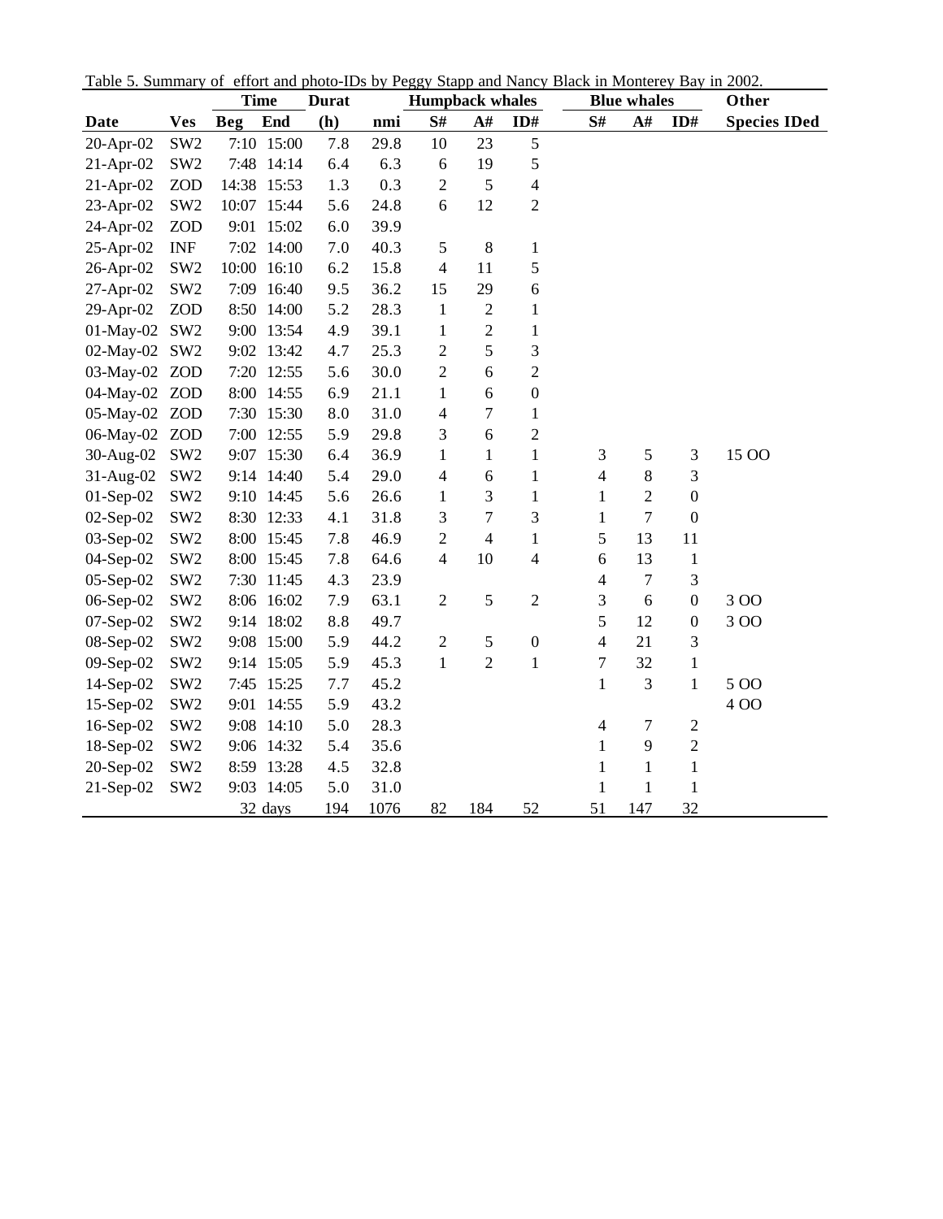Table 5. Summary of effort and photo-IDs by Peggy Stapp and Nancy Black in Monterey Bay in 2002.

| | | Time | | Durat | | Humpback whales | | | Blue whales | | | Other |
|---|---|---|---|---|---|---|---|---|---|---|---|---|
| **Date** | **Ves** | **Beg** | **End** | **(h)** | **nmi** | **S#** | **A#** | **ID#** | **S#** | **A#** | **ID#** | **Species IDed** |
| 20-Apr-02 | SW2 | 7:10 | 15:00 | 7.8 | 29.8 | 10 | 23 | 5 | | | | |
| 21-Apr-02 | SW2 | 7:48 | 14:14 | 6.4 | 6.3 | 6 | 19 | 5 | | | | |
| 21-Apr-02 | ZOD | 14:38 | 15:53 | 1.3 | 0.3 | 2 | 5 | 4 | | | | |
| 23-Apr-02 | SW2 | 10:07 | 15:44 | 5.6 | 24.8 | 6 | 12 | 2 | | | | |
| 24-Apr-02 | ZOD | 9:01 | 15:02 | 6.0 | 39.9 | | | | | | | |
| 25-Apr-02 | INF | 7:02 | 14:00 | 7.0 | 40.3 | 5 | 8 | 1 | | | | |
| 26-Apr-02 | SW2 | 10:00 | 16:10 | 6.2 | 15.8 | 4 | 11 | 5 | | | | |
| 27-Apr-02 | SW2 | 7:09 | 16:40 | 9.5 | 36.2 | 15 | 29 | 6 | | | | |
| 29-Apr-02 | ZOD | 8:50 | 14:00 | 5.2 | 28.3 | 1 | 2 | 1 | | | | |
| 01-May-02 | SW2 | 9:00 | 13:54 | 4.9 | 39.1 | 1 | 2 | 1 | | | | |
| 02-May-02 | SW2 | 9:02 | 13:42 | 4.7 | 25.3 | 2 | 5 | 3 | | | | |
| 03-May-02 | ZOD | 7:20 | 12:55 | 5.6 | 30.0 | 2 | 6 | 2 | | | | |
| 04-May-02 | ZOD | 8:00 | 14:55 | 6.9 | 21.1 | 1 | 6 | 0 | | | | |
| 05-May-02 | ZOD | 7:30 | 15:30 | 8.0 | 31.0 | 4 | 7 | 1 | | | | |
| 06-May-02 | ZOD | 7:00 | 12:55 | 5.9 | 29.8 | 3 | 6 | 2 | | | | |
| 30-Aug-02 | SW2 | 9:07 | 15:30 | 6.4 | 36.9 | 1 | 1 | 1 | 3 | 5 | 3 | 15 OO |
| 31-Aug-02 | SW2 | 9:14 | 14:40 | 5.4 | 29.0 | 4 | 6 | 1 | 4 | 8 | 3 | |
| 01-Sep-02 | SW2 | 9:10 | 14:45 | 5.6 | 26.6 | 1 | 3 | 1 | 1 | 2 | 0 | |
| 02-Sep-02 | SW2 | 8:30 | 12:33 | 4.1 | 31.8 | 3 | 7 | 3 | 1 | 7 | 0 | |
| 03-Sep-02 | SW2 | 8:00 | 15:45 | 7.8 | 46.9 | 2 | 4 | 1 | 5 | 13 | 11 | |
| 04-Sep-02 | SW2 | 8:00 | 15:45 | 7.8 | 64.6 | 4 | 10 | 4 | 6 | 13 | 1 | |
| 05-Sep-02 | SW2 | 7:30 | 11:45 | 4.3 | 23.9 | | | | 4 | 7 | 3 | |
| 06-Sep-02 | SW2 | 8:06 | 16:02 | 7.9 | 63.1 | 2 | 5 | 2 | 3 | 6 | 0 | 3 OO |
| 07-Sep-02 | SW2 | 9:14 | 18:02 | 8.8 | 49.7 | | | | 5 | 12 | 0 | 3 OO |
| 08-Sep-02 | SW2 | 9:08 | 15:00 | 5.9 | 44.2 | 2 | 5 | 0 | 4 | 21 | 3 | |
| 09-Sep-02 | SW2 | 9:14 | 15:05 | 5.9 | 45.3 | 1 | 2 | 1 | 7 | 32 | 1 | |
| 14-Sep-02 | SW2 | 7:45 | 15:25 | 7.7 | 45.2 | | | | 1 | 3 | 1 | 5 OO |
| 15-Sep-02 | SW2 | 9:01 | 14:55 | 5.9 | 43.2 | | | | | | | 4 OO |
| 16-Sep-02 | SW2 | 9:08 | 14:10 | 5.0 | 28.3 | | | | 4 | 7 | 2 | |
| 18-Sep-02 | SW2 | 9:06 | 14:32 | 5.4 | 35.6 | | | | 1 | 9 | 2 | |
| 20-Sep-02 | SW2 | 8:59 | 13:28 | 4.5 | 32.8 | | | | 1 | 1 | 1 | |
| 21-Sep-02 | SW2 | 9:03 | 14:05 | 5.0 | 31.0 | | | | 1 | 1 | 1 | |
| | | | 32 days | 194 | 1076 | 82 | 184 | 52 | 51 | 147 | 32 | |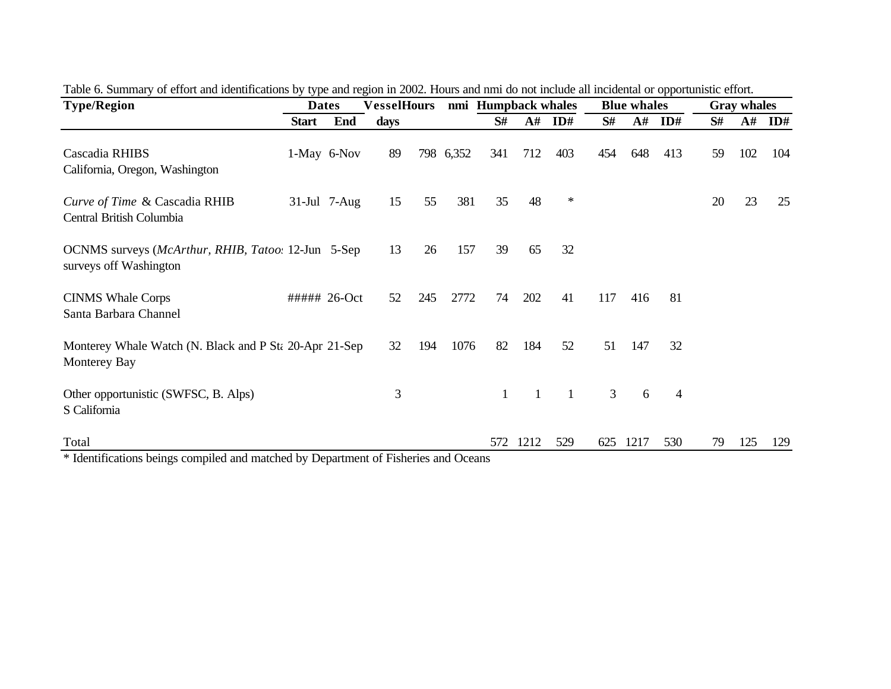Table 6. Summary of effort and identifications by type and region in 2002. Hours and nmi do not include all incidental or opportunistic effort.

| Type/Region | Dates | | Vessel | Hours | nmi | Humpback whales | | | Blue whales | | | Gray whales | | |
|---|---|---|---|---|---|---|---|---|---|---|---|---|---|---|
| | Start | End | days | | | S# | A# | ID# | S# | A# | ID# | S# | A# | ID# |
| Cascadia RHIBS<br>California, Oregon, Washington | 1-May | 6-Nov | 89 | 798 | 6,352 | 341 | 712 | 403 | 454 | 648 | 413 | 59 | 102 | 104 |
| *Curve of Time* & Cascadia RHIB<br>Central British Columbia | 31-Jul | 7-Aug | 15 | 55 | 381 | 35 | 48 | * | | | | 20 | 23 | 25 |
| OCNMS surveys (*McArthur, RHIB, Tatoo*<br>surveys off Washington | 12-Jun | 5-Sep | 13 | 26 | 157 | 39 | 65 | 32 | | | | | | |
| CINMS Whale Corps<br>Santa Barbara Channel | ##### | 26-Oct | 52 | 245 | 2772 | 74 | 202 | 41 | 117 | 416 | 81 | | | |
| Monterey Whale Watch (N. Black and P St<br>Monterey Bay | 20-Apr | 21-Sep | 32 | 194 | 1076 | 82 | 184 | 52 | 51 | 147 | 32 | | | |
| Other opportunistic (SWFSC, B. Alps)<br>S California | | | 3 | | | 1 | 1 | 1 | 3 | 6 | 4 | | | |
| Total | | | | | | 572 | 1212 | 529 | 625 | 1217 | 530 | 79 | 125 | 129 |

* Identifications beings compiled and matched by Department of Fisheries and Oceans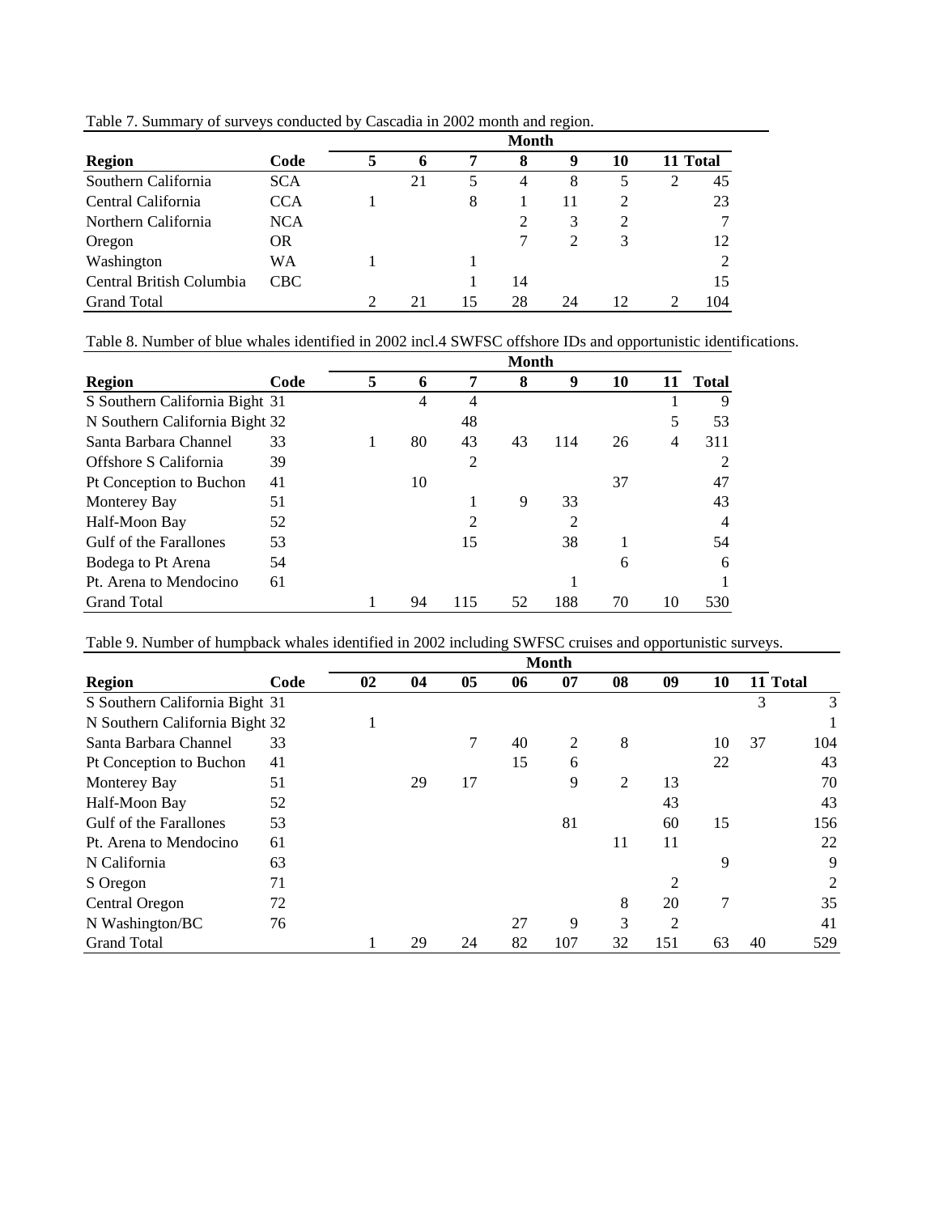Table 7. Summary of surveys conducted by Cascadia in 2002 month and region.

| | | Month | | | | | | | |
|---|---|---|---|---|---|---|---|---|---|
| **Region** | **Code** | **5** | **6** | **7** | **8** | **9** | **10** | **11** | **Total** |
| Southern California | SCA | | 21 | 5 | 4 | 8 | 5 | 2 | 45 |
| Central California | CCA | 1 | | 8 | 1 | 11 | 2 | | 23 |
| Northern California | NCA | | | | 2 | 3 | 2 | | 7 |
| Oregon | OR | | | | 7 | 2 | 3 | | 12 |
| Washington | WA | 1 | | 1 | | | | | 2 |
| Central British Columbia | CBC | | | 1 | 14 | | | | 15 |
| Grand Total | | 2 | 21 | 15 | 28 | 24 | 12 | 2 | 104 |

Table 8. Number of blue whales identified in 2002 incl.4 SWFSC offshore IDs and opportunistic identifications.

| | | Month | | | | | | | |
|---|---|---|---|---|---|---|---|---|---|
| **Region** | **Code** | **5** | **6** | **7** | **8** | **9** | **10** | **11** | **Total** |
| S Southern California Bight | 31 | | 4 | 4 | | | | 1 | 9 |
| N Southern California Bight | 32 | | | 48 | | | | 5 | 53 |
| Santa Barbara Channel | 33 | 1 | 80 | 43 | 43 | 114 | 26 | 4 | 311 |
| Offshore S California | 39 | | | 2 | | | | | 2 |
| Pt Conception to Buchon | 41 | | 10 | | | | 37 | | 47 |
| Monterey Bay | 51 | | | 1 | 9 | 33 | | | 43 |
| Half-Moon Bay | 52 | | | 2 | | 2 | | | 4 |
| Gulf of the Farallones | 53 | | | 15 | | 38 | 1 | | 54 |
| Bodega to Pt Arena | 54 | | | | | | 6 | | 6 |
| Pt. Arena to Mendocino | 61 | | | | | 1 | | | 1 |
| Grand Total | | 1 | 94 | 115 | 52 | 188 | 70 | 10 | 530 |

Table 9. Number of humpback whales identified in 2002 including SWFSC cruises and opportunistic surveys.

| | | Month | | | | | | | | | |
|---|---|---|---|---|---|---|---|---|---|---|---|
| **Region** | **Code** | **02** | **04** | **05** | **06** | **07** | **08** | **09** | **10** | **11** | **Total** |
| S Southern California Bight | 31 | | | | | | | | | 3 | 3 |
| N Southern California Bight | 32 | 1 | | | | | | | | | 1 |
| Santa Barbara Channel | 33 | | | 7 | 40 | 2 | 8 | | 10 | 37 | 104 |
| Pt Conception to Buchon | 41 | | | | 15 | 6 | | | 22 | | 43 |
| Monterey Bay | 51 | | 29 | 17 | | 9 | 2 | 13 | | | 70 |
| Half-Moon Bay | 52 | | | | | | | 43 | | | 43 |
| Gulf of the Farallones | 53 | | | | | 81 | | 60 | 15 | | 156 |
| Pt. Arena to Mendocino | 61 | | | | | | 11 | 11 | | | 22 |
| N California | 63 | | | | | | | | 9 | | 9 |
| S Oregon | 71 | | | | | | | 2 | | | 2 |
| Central Oregon | 72 | | | | | | 8 | 20 | 7 | | 35 |
| N Washington/BC | 76 | | | | 27 | 9 | 3 | 2 | | | 41 |
| Grand Total | | 1 | 29 | 24 | 82 | 107 | 32 | 151 | 63 | 40 | 529 |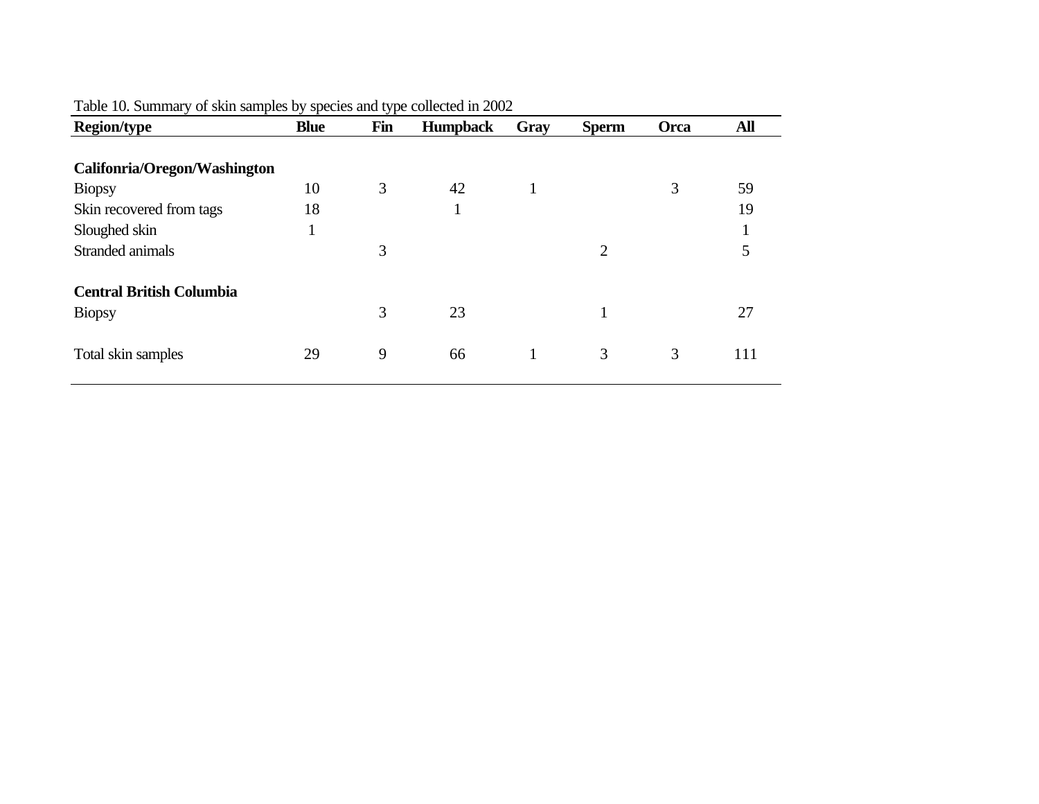Table 10. Summary of skin samples by species and type collected in 2002

| Region/type | Blue | Fin | Humpback | Gray | Sperm | Orca | All |
|---|---|---|---|---|---|---|---|
| **Califonria/Oregon/Washington** | | | | | | | |
| Biopsy | 10 | 3 | 42 | 1 | | 3 | 59 |
| Skin recovered from tags | 18 | | 1 | | | | 19 |
| Sloughed skin | 1 | | | | | | 1 |
| Stranded animals | | 3 | | | 2 | | 5 |
| **Central British Columbia** | | | | | | | |
| Biopsy | | 3 | 23 | | 1 | | 27 |
| Total skin samples | 29 | 9 | 66 | 1 | 3 | 3 | 111 |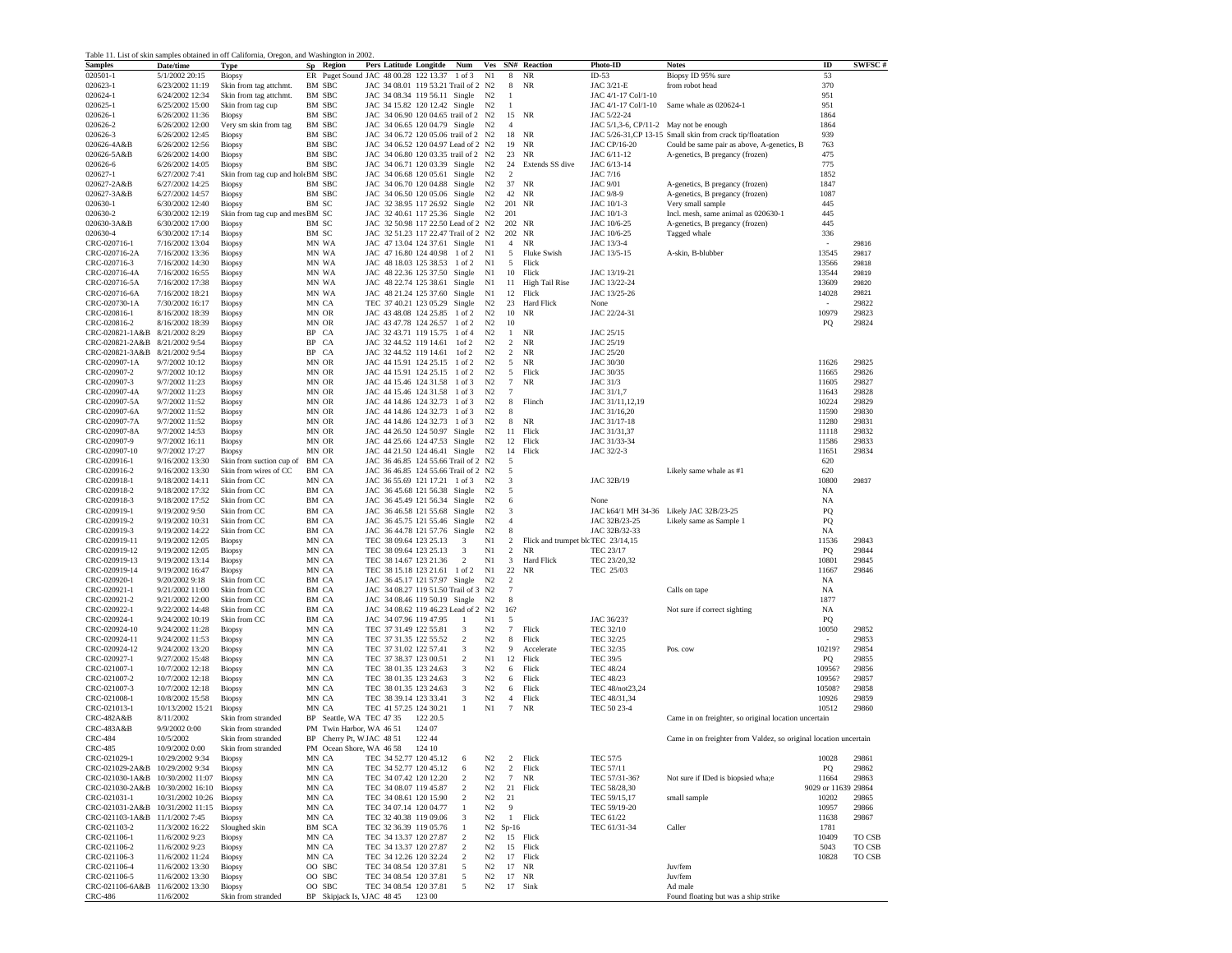Table 11. List of skin samples obtained in off California, Oregon, and Washington in 2002.

| Samples | Date/time | Type | Sp | Region | Pers | Latitude | Longitde | Num | Ves | SN# | Reaction | Photo-ID | Notes | ID | SWFSC # |
|---|---|---|---|---|---|---|---|---|---|---|---|---|---|---|---|
| 020501-1 | 5/1/2002 20:15 | Biopsy | ER | Puget Sound | JAC | 48 00.28 | 122 13.37 | 1 of 3 | N1 | 8 | NR | ID-53 | Biopsy ID 95% sure | 53 | |
| 020623-1 | 6/23/2002 11:19 | Skin from tag attchmt. | BM | SBC | JAC | 34 08.01 | 119 53.21 | Trail of 2 | N2 | 8 | NR | JAC 3/21-E | from robot head | 370 | |
| 020624-1 | 6/24/2002 12:34 | Skin from tag attchmt. | BM | SBC | JAC | 34 08.34 | 119 56.11 | Single | N2 | 1 | | JAC 4/1-17 Col/1-10 | | 951 | |
| 020625-1 | 6/25/2002 15:00 | Skin from tag cup | BM | SBC | JAC | 34 15.82 | 120 12.42 | Single | N2 | 1 | | JAC 4/1-17 Col/1-10 | Same whale as 020624-1 | 951 | |
| 020626-1 | 6/26/2002 11:36 | Biopsy | BM | SBC | JAC | 34 06.90 | 120 04.65 | trail of 2 | N2 | 15 | NR | JAC 5/22-24 | | 1864 | |
| 020626-2 | 6/26/2002 12:00 | Very sm skin from tag | BM | SBC | JAC | 34 06.71 | 120 04.79 | Single | N2 | 4 | | JAC 5/1,3-6, CP/11-2 | May not be enough | 1864 | |
| 020626-3 | 6/26/2002 12:45 | Biopsy | BM | SBC | JAC | 34 06.72 | 120 05.06 | trail of 2 | N2 | 18 | NR | JAC 5/26-31,CP 13-15 | Small skin from crack tip/floatation | 939 | |
| 020626-4A&B | 6/26/2002 12:56 | Biopsy | BM | SBC | JAC | 34 06.52 | 120 04.97 | Lead of 2 | N2 | 19 | NR | JAC CP/16-20 | Could be same pair as above, A-genetics, B | 763 | |
| 020626-5A&B | 6/26/2002 14:00 | Biopsy | BM | SBC | JAC | 34 06.80 | 120 03.35 | trail of 2 | N2 | 23 | NR | JAC 6/11-12 | A-genetics, B pregancy (frozen) | 475 | |
| 020626-6 | 6/26/2002 14:05 | Biopsy | BM | SBC | JAC | 34 06.71 | 120 03.39 | Single | N2 | 24 | Extends SS dive | JAC 6/13-14 | | 775 | |
| 020627-1 | 6/27/2002 7:41 | Skin from tag cup and hold | BM | SBC | JAC | 34 06.68 | 120 05.61 | Single | N2 | 2 | | JAC 7/16 | | 1852 | |
| 020627-2A&B | 6/27/2002 14:25 | Biopsy | BM | SBC | JAC | 34 06.70 | 120 04.88 | Single | N2 | 37 | NR | JAC 9/01 | A-genetics, B pregancy (frozen) | 1847 | |
| 020627-3A&B | 6/27/2002 14:57 | Biopsy | BM | SBC | JAC | 34 06.50 | 120 05.06 | Single | N2 | 42 | NR | JAC 9/8-9 | A-genetics, B pregancy (frozen) | 1087 | |
| 020630-1 | 6/30/2002 12:40 | Biopsy | BM | SC | JAC | 32 38.95 | 117 26.92 | Single | N2 | 201 | NR | JAC 10/1-3 | Very small sample | 445 | |
| 020630-2 | 6/30/2002 12:19 | Skin from tag cup and mes | BM | SC | JAC | 32 41.61 | 117 25.36 | Single | N2 | 201 | | JAC 10/1-3 | Incl. mesh, same animal as 020630-1 | 445 | |
| 020630-3A&B | 6/30/2002 17:00 | Biopsy | BM | SC | JAC | 32 50.98 | 117 22.50 | Lead of 2 | N2 | 202 | NR | JAC 10/6-25 | A-genetics, B pregancy (frozen) | 445 | |
| 020630-4 | 6/30/2002 17:14 | Biopsy | BM | SC | JAC | 32 51.23 | 117 22.47 | Trail of 2 | N2 | 202 | NR | JAC 10/6-25 | Tagged whale | 336 | |
| CRC-020716-1 | 7/16/2002 13:04 | Biopsy | MN | WA | JAC | 47 13.04 | 124 37.61 | Single | N1 | 4 | NR | JAC 13/3-4 | | - | 29816 |
| CRC-020716-2A | 7/16/2002 13:36 | Biopsy | MN | WA | JAC | 47 16.80 | 124 40.98 | 1 of 2 | N1 | 5 | Fluke Swish | JAC 13/5-15 | A-skin, B-blubber | 13545 | 29817 |
| CRC-020716-3 | 7/16/2002 14:30 | Biopsy | MN | WA | JAC | 48 18.03 | 125 38.53 | 1 of 2 | N1 | 5 | Flick | | | 13566 | 29818 |
| CRC-020716-4A | 7/16/2002 16:55 | Biopsy | MN | WA | JAC | 48 22.36 | 125 37.50 | Single | N1 | 10 | Flick | JAC 13/19-21 | | 13544 | 29819 |
| CRC-020716-5A | 7/16/2002 17:38 | Biopsy | MN | WA | JAC | 48 22.74 | 125 38.61 | Single | N1 | 11 | High Tail Rise | JAC 13/22-24 | | 13609 | 29820 |
| CRC-020716-6A | 7/16/2002 18:21 | Biopsy | MN | WA | JAC | 48 21.24 | 125 37.60 | Single | N1 | 12 | Flick | JAC 13/25-26 | | 14028 | 29821 |
| CRC-020730-1A | 7/30/2002 16:17 | Biopsy | MN | CA | TEC | 37 40.21 | 123 05.29 | Single | N2 | 23 | Hard Flick | None | | - | 29822 |
| CRC-020816-1 | 8/16/2002 18:39 | Biopsy | MN | OR | JAC | 43 48.08 | 124 25.85 | 1 of 2 | N2 | 10 | NR | JAC 22/24-31 | | 10979 | 29823 |
| CRC-020816-2 | 8/16/2002 18:39 | Biopsy | MN | OR | JAC | 43 47.78 | 124 26.57 | 1 of 2 | N2 | 10 | | | | PQ | 29824 |
| CRC-020821-1A&B | 8/21/2002 8:29 | Biopsy | BP | CA | JAC | 32 43.71 | 119 15.75 | 1 of 4 | N2 | 1 | NR | JAC 25/15 | | | |
| CRC-020821-2A&B | 8/21/2002 9:54 | Biopsy | BP | CA | JAC | 32 44.52 | 119 14.61 | 1of 2 | N2 | 2 | NR | JAC 25/19 | | | |
| CRC-020821-3A&B | 8/21/2002 9:54 | Biopsy | BP | CA | JAC | 32 44.52 | 119 14.61 | 1of 2 | N2 | 2 | NR | JAC 25/20 | | | |
| CRC-020907-1A | 9/7/2002 10:12 | Biopsy | MN | OR | JAC | 44 15.91 | 124 25.15 | 1 of 2 | N2 | 5 | NR | JAC 30/30 | | 11626 | 29825 |
| CRC-020907-2 | 9/7/2002 10:12 | Biopsy | MN | OR | JAC | 44 15.91 | 124 25.15 | 1 of 2 | N2 | 5 | Flick | JAC 30/35 | | 11665 | 29826 |
| CRC-020907-3 | 9/7/2002 11:23 | Biopsy | MN | OR | JAC | 44 15.46 | 124 31.58 | 1 of 3 | N2 | 7 | NR | JAC 31/3 | | 11605 | 29827 |
| CRC-020907-4A | 9/7/2002 11:23 | Biopsy | MN | OR | JAC | 44 15.46 | 124 31.58 | 1 of 3 | N2 | 7 | | JAC 31/1,7 | | 11643 | 29828 |
| CRC-020907-5A | 9/7/2002 11:52 | Biopsy | MN | OR | JAC | 44 14.86 | 124 32.73 | 1 of 3 | N2 | 8 | Flinch | JAC 31/11,12,19 | | 10224 | 29829 |
| CRC-020907-6A | 9/7/2002 11:52 | Biopsy | MN | OR | JAC | 44 14.86 | 124 32.73 | 1 of 3 | N2 | 8 | | JAC 31/16,20 | | 11590 | 29830 |
| CRC-020907-7A | 9/7/2002 11:52 | Biopsy | MN | OR | JAC | 44 14.86 | 124 32.73 | 1 of 3 | N2 | 8 | NR | JAC 31/17-18 | | 11280 | 29831 |
| CRC-020907-8A | 9/7/2002 14:53 | Biopsy | MN | OR | JAC | 44 26.50 | 124 50.97 | Single | N2 | 11 | Flick | JAC 31/31,37 | | 11118 | 29832 |
| CRC-020907-9 | 9/7/2002 16:11 | Biopsy | MN | OR | JAC | 44 25.66 | 124 47.53 | Single | N2 | 12 | Flick | JAC 31/33-34 | | 11586 | 29833 |
| CRC-020907-10 | 9/7/2002 17:27 | Biopsy | MN | OR | JAC | 44 21.50 | 124 46.41 | Single | N2 | 14 | Flick | JAC 32/2-3 | | 11651 | 29834 |
| CRC-020916-1 | 9/16/2002 13:30 | Skin from suction cup of | BM | CA | JAC | 36 46.85 | 124 55.66 | Trail of 2 | N2 | 5 | | | | 620 | |
| CRC-020916-2 | 9/16/2002 13:30 | Skin from wires of CC | BM | CA | JAC | 36 46.85 | 124 55.66 | Trail of 2 | N2 | 5 | | | Likely same whale as #1 | 620 | |
| CRC-020918-1 | 9/18/2002 14:11 | Skin from CC | MN | CA | JAC | 36 55.69 | 121 17.21 | 1 of 3 | N2 | 3 | | JAC 32B/19 | | 10800 | 29837 |
| CRC-020918-2 | 9/18/2002 17:32 | Skin from CC | BM | CA | JAC | 36 45.68 | 121 56.38 | Single | N2 | 5 | | | | NA | |
| CRC-020918-3 | 9/18/2002 17:52 | Skin from CC | BM | CA | JAC | 36 45.49 | 121 56.34 | Single | N2 | 6 | | None | | NA | |
| CRC-020919-1 | 9/19/2002 9:50 | Skin from CC | BM | CA | JAC | 36 46.58 | 121 55.68 | Single | N2 | 3 | | JAC k64/1 MH 34-36 | Likely JAC 32B/23-25 | PQ | |
| CRC-020919-2 | 9/19/2002 10:31 | Skin from CC | BM | CA | JAC | 36 45.75 | 121 55.46 | Single | N2 | 4 | | JAC 32B/23-25 | Likely same as Sample 1 | PQ | |
| CRC-020919-3 | 9/19/2002 14:22 | Skin from CC | BM | CA | JAC | 36 44.78 | 121 57.76 | Single | N2 | 8 | | JAC 32B/32-33 | | NA | |
| CRC-020919-11 | 9/19/2002 12:05 | Biopsy | MN | CA | TEC | 38 09.64 | 123 25.13 | 3 | N1 | 2 | Flick and trumpet blo | TEC 23/14,15 | | 11536 | 29843 |
| CRC-020919-12 | 9/19/2002 12:05 | Biopsy | MN | CA | TEC | 38 09.64 | 123 25.13 | 3 | N1 | 2 | NR | TEC 23/17 | | PQ | 29844 |
| CRC-020919-13 | 9/19/2002 13:14 | Biopsy | MN | CA | TEC | 38 14.67 | 123 21.36 | 2 | N1 | 3 | Hard Flick | TEC 23/20,32 | | 10801 | 29845 |
| CRC-020919-14 | 9/19/2002 16:47 | Biopsy | MN | CA | TEC | 38 15.18 | 123 21.61 | 1 of 2 | N1 | 22 | NR | TEC 25/03 | | 11667 | 29846 |
| CRC-020920-1 | 9/20/2002 9:18 | Skin from CC | BM | CA | JAC | 36 45.17 | 121 57.97 | Single | N2 | 2 | | | | NA | |
| CRC-020921-1 | 9/21/2002 11:00 | Skin from CC | BM | CA | JAC | 34 08.27 | 119 51.50 | Trail of 3 | N2 | 7 | | | Calls on tape | NA | |
| CRC-020921-2 | 9/21/2002 12:00 | Skin from CC | BM | CA | JAC | 34 08.46 | 119 50.19 | Single | N2 | 8 | | | | 1877 | |
| CRC-020922-1 | 9/22/2002 14:48 | Skin from CC | BM | CA | JAC | 34 08.62 | 119 46.23 | Lead of 2 | N2 | 16? | | | Not sure if correct sighting | NA | |
| CRC-020924-1 | 9/24/2002 10:19 | Skin from CC | BM | CA | JAC | 34 07.96 | 119 47.95 | 1 | N1 | 5 | | JAC 36/23? | | PQ | |
| CRC-020924-10 | 9/24/2002 11:28 | Biopsy | MN | CA | TEC | 37 31.49 | 122 55.81 | 3 | N2 | 7 | Flick | TEC 32/10 | | 10050 | 29852 |
| CRC-020924-11 | 9/24/2002 11:53 | Biopsy | MN | CA | TEC | 37 31.35 | 122 55.52 | 2 | N2 | 8 | Flick | TEC 32/25 | | - | 29853 |
| CRC-020924-12 | 9/24/2002 13:20 | Biopsy | MN | CA | TEC | 37 31.02 | 122 57.41 | 3 | N2 | 9 | Accelerate | TEC 32/35 | Pos. cow | 10219? | 29854 |
| CRC-020927-1 | 9/27/2002 15:48 | Biopsy | MN | CA | TEC | 37 38.37 | 123 00.51 | 2 | N1 | 12 | Flick | TEC 39/5 | | PQ | 29855 |
| CRC-021007-1 | 10/7/2002 12:18 | Biopsy | MN | CA | TEC | 38 01.35 | 123 24.63 | 3 | N2 | 6 | Flick | TEC 48/24 | | 10956? | 29856 |
| CRC-021007-2 | 10/7/2002 12:18 | Biopsy | MN | CA | TEC | 38 01.35 | 123 24.63 | 3 | N2 | 6 | Flick | TEC 48/23 | | 10956? | 29857 |
| CRC-021007-3 | 10/7/2002 12:18 | Biopsy | MN | CA | TEC | 38 01.35 | 123 24.63 | 3 | N2 | 6 | Flick | TEC 48/not23,24 | | 10508? | 29858 |
| CRC-021008-1 | 10/8/2002 15:58 | Biopsy | MN | CA | TEC | 38 39.14 | 123 33.41 | 3 | N2 | 4 | Flick | TEC 48/31,34 | | 10926 | 29859 |
| CRC-021013-1 | 10/13/2002 15:21 | Biopsy | MN | CA | TEC | 41 57.25 | 124 30.21 | 1 | N1 | 7 | NR | TEC 50 23-4 | | 10512 | 29860 |
| CRC-482A&B | 8/11/2002 | Skin from stranded | BP | Seattle, WA | TEC | 47 35 | 122 20.5 | | | | | | Came in on freighter, so original location uncertain | | |
| CRC-483A&B | 9/9/2002 0:00 | Skin from stranded | PM | Twin Harbor, WA | | 46 51 | 124 07 | | | | | | | | |
| CRC-484 | 10/5/2002 | Skin from stranded | BP | Cherry Pt, WA | JAC | 48 51 | 122 44 | | | | | | Came in on freighter from Valdez, so original location uncertain | | |
| CRC-485 | 10/9/2002 0:00 | Skin from stranded | PM | Ocean Shore, WA | | 46 58 | 124 10 | | | | | | | | |
| CRC-021029-1 | 10/29/2002 9:34 | Biopsy | MN | CA | TEC | 34 52.77 | 120 45.12 | 6 | N2 | 2 | Flick | TEC 57/5 | | 10028 | 29861 |
| CRC-021029-2A&B | 10/29/2002 9:34 | Biopsy | MN | CA | TEC | 34 52.77 | 120 45.12 | 6 | N2 | 2 | Flick | TEC 57/11 | | PQ | 29862 |
| CRC-021030-1A&B | 10/30/2002 11:07 | Biopsy | MN | CA | TEC | 34 07.42 | 120 12.20 | 2 | N2 | 7 | NR | TEC 57/31-36? | Not sure if IDed is biopsied wha;e | 11664 | 29863 |
| CRC-021030-2A&B | 10/30/2002 16:10 | Biopsy | MN | CA | TEC | 34 08.07 | 119 45.87 | 2 | N2 | 21 | Flick | TEC 58/28,30 | | 9029 or 11639 | 29864 |
| CRC-021031-1 | 10/31/2002 10:26 | Biopsy | MN | CA | TEC | 34 08.61 | 120 15.90 | 2 | N2 | 21 | | TEC 59/15,17 | small sample | 10202 | 29865 |
| CRC-021031-2A&B | 10/31/2002 11:15 | Biopsy | MN | CA | TEC | 34 07.14 | 120 04.77 | 1 | N2 | 9 | | TEC 59/19-20 | | 10957 | 29866 |
| CRC-021103-1A&B | 11/1/2002 7:45 | Biopsy | MN | CA | TEC | 32 40.38 | 119 09.06 | 3 | N2 | 1 | Flick | TEC 61/22 | | 11638 | 29867 |
| CRC-021103-2 | 11/3/2002 16:22 | Sloughed skin | BM | SCA | TEC | 32 36.39 | 119 05.76 | 1 | N2 | Sp-16 | | TEC 61/31-34 | Caller | 1781 | |
| CRC-021106-1 | 11/6/2002 9:23 | Biopsy | MN | CA | TEC | 34 13.37 | 120 27.87 | 2 | N2 | 15 | Flick | | | 10409 | TO CSB |
| CRC-021106-2 | 11/6/2002 9:23 | Biopsy | MN | CA | TEC | 34 13.37 | 120 27.87 | 2 | N2 | 15 | Flick | | | 5043 | TO CSB |
| CRC-021106-3 | 11/6/2002 11:24 | Biopsy | MN | CA | TEC | 34 12.26 | 120 32.24 | 2 | N2 | 17 | Flick | | | 10828 | TO CSB |
| CRC-021106-4 | 11/6/2002 13:30 | Biopsy | OO | SBC | TEC | 34 08.54 | 120 37.81 | 5 | N2 | 17 | NR | | Juv/fem | | |
| CRC-021106-5 | 11/6/2002 13:30 | Biopsy | OO | SBC | TEC | 34 08.54 | 120 37.81 | 5 | N2 | 17 | NR | | Juv/fem | | |
| CRC-021106-6A&B | 11/6/2002 13:30 | Biopsy | OO | SBC | TEC | 34 08.54 | 120 37.81 | 5 | N2 | 17 | Sink | | Ad male | | |
| CRC-486 | 11/6/2002 | Skin from stranded | BP | Skipjack Is, WA | JAC | 48 45 | 123 00 | | | | | | Found floating but was a ship strike | | |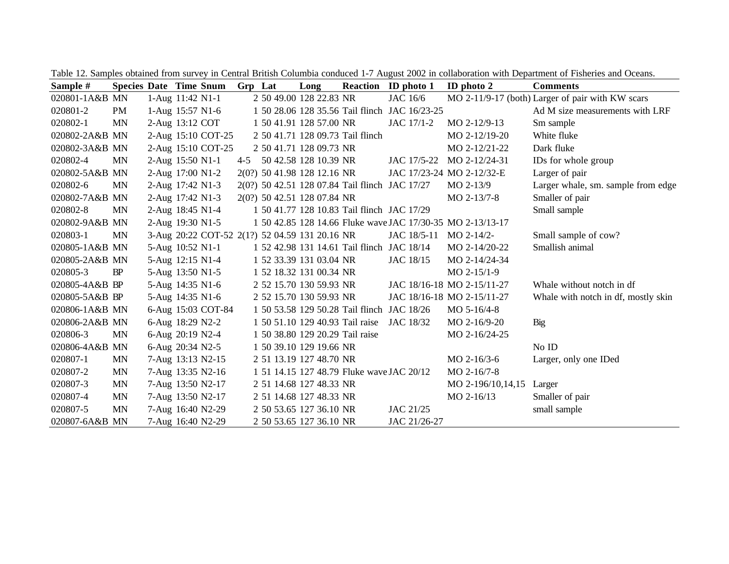Table 12. Samples obtained from survey in Central British Columbia conduced 1-7 August 2002 in collaboration with Department of Fisheries and Oceans.

| Sample # | Species | Date | Time | Snum | Grp | Lat | Long | Reaction | ID photo 1 | ID photo 2 | Comments |
|---|---|---|---|---|---|---|---|---|---|---|---|
| 020801-1A&B | MN | 1-Aug | 11:42 | N1-1 | 2 | 50 49.00 | 128 22.83 | NR | JAC 16/6 | MO 2-11/9-17 (both) | Larger of pair with KW scars |
| 020801-2 | PM | 1-Aug | 15:57 | N1-6 | 1 | 50 28.06 | 128 35.56 | Tail flinch | JAC 16/23-25 | | Ad M size measurements with LRF |
| 020802-1 | MN | 2-Aug | 13:12 | COT | 1 | 50 41.91 | 128 57.00 | NR | JAC 17/1-2 | MO 2-12/9-13 | Sm sample |
| 020802-2A&B | MN | 2-Aug | 15:10 | COT-25 | 2 | 50 41.71 | 128 09.73 | Tail flinch | | MO 2-12/19-20 | White fluke |
| 020802-3A&B | MN | 2-Aug | 15:10 | COT-25 | 2 | 50 41.71 | 128 09.73 | NR | | MO 2-12/21-22 | Dark fluke |
| 020802-4 | MN | 2-Aug | 15:50 | N1-1 | 4-5 | 50 42.58 | 128 10.39 | NR | JAC 17/5-22 | MO 2-12/24-31 | IDs for whole group |
| 020802-5A&B | MN | 2-Aug | 17:00 | N1-2 | 2(0?) | 50 41.98 | 128 12.16 | NR | JAC 17/23-24 | MO 2-12/32-E | Larger of pair |
| 020802-6 | MN | 2-Aug | 17:42 | N1-3 | 2(0?) | 50 42.51 | 128 07.84 | Tail flinch | JAC 17/27 | MO 2-13/9 | Larger whale, sm. sample from edge |
| 020802-7A&B | MN | 2-Aug | 17:42 | N1-3 | 2(0?) | 50 42.51 | 128 07.84 | NR | | MO 2-13/7-8 | Smaller of pair |
| 020802-8 | MN | 2-Aug | 18:45 | N1-4 | 1 | 50 41.77 | 128 10.83 | Tail flinch | JAC 17/29 | | Small sample |
| 020802-9A&B | MN | 2-Aug | 19:30 | N1-5 | 1 | 50 42.85 | 128 14.66 | Fluke wave | JAC 17/30-35 | MO 2-13/13-17 | |
| 020803-1 | MN | 3-Aug | 20:22 | COT-52 | 2(1?) | 52 04.59 | 131 20.16 | NR | JAC 18/5-11 | MO 2-14/2- | Small sample of cow? |
| 020805-1A&B | MN | 5-Aug | 10:52 | N1-1 | 1 | 52 42.98 | 131 14.61 | Tail flinch | JAC 18/14 | MO 2-14/20-22 | Smallish animal |
| 020805-2A&B | MN | 5-Aug | 12:15 | N1-4 | 1 | 52 33.39 | 131 03.04 | NR | JAC 18/15 | MO 2-14/24-34 | |
| 020805-3 | BP | 5-Aug | 13:50 | N1-5 | 1 | 52 18.32 | 131 00.34 | NR | | MO 2-15/1-9 | |
| 020805-4A&B | BP | 5-Aug | 14:35 | N1-6 | 2 | 52 15.70 | 130 59.93 | NR | JAC 18/16-18 | MO 2-15/11-27 | Whale without notch in df |
| 020805-5A&B | BP | 5-Aug | 14:35 | N1-6 | 2 | 52 15.70 | 130 59.93 | NR | JAC 18/16-18 | MO 2-15/11-27 | Whale with notch in df, mostly skin |
| 020806-1A&B | MN | 6-Aug | 15:03 | COT-84 | 1 | 50 53.58 | 129 50.28 | Tail flinch | JAC 18/26 | MO 5-16/4-8 | |
| 020806-2A&B | MN | 6-Aug | 18:29 | N2-2 | 1 | 50 51.10 | 129 40.93 | Tail raise | JAC 18/32 | MO 2-16/9-20 | Big |
| 020806-3 | MN | 6-Aug | 20:19 | N2-4 | 1 | 50 38.80 | 129 20.29 | Tail raise | | MO 2-16/24-25 | |
| 020806-4A&B | MN | 6-Aug | 20:34 | N2-5 | 1 | 50 39.10 | 129 19.66 | NR | | | No ID |
| 020807-1 | MN | 7-Aug | 13:13 | N2-15 | 2 | 51 13.19 | 127 48.70 | NR | | MO 2-16/3-6 | Larger, only one IDed |
| 020807-2 | MN | 7-Aug | 13:35 | N2-16 | 1 | 51 14.15 | 127 48.79 | Fluke wave | JAC 20/12 | MO 2-16/7-8 | |
| 020807-3 | MN | 7-Aug | 13:50 | N2-17 | 2 | 51 14.68 | 127 48.33 | NR | | MO 2-196/10,14,15 | Larger |
| 020807-4 | MN | 7-Aug | 13:50 | N2-17 | 2 | 51 14.68 | 127 48.33 | NR | | MO 2-16/13 | Smaller of pair |
| 020807-5 | MN | 7-Aug | 16:40 | N2-29 | 2 | 50 53.65 | 127 36.10 | NR | JAC 21/25 | | small sample |
| 020807-6A&B | MN | 7-Aug | 16:40 | N2-29 | 2 | 50 53.65 | 127 36.10 | NR | JAC 21/26-27 | | |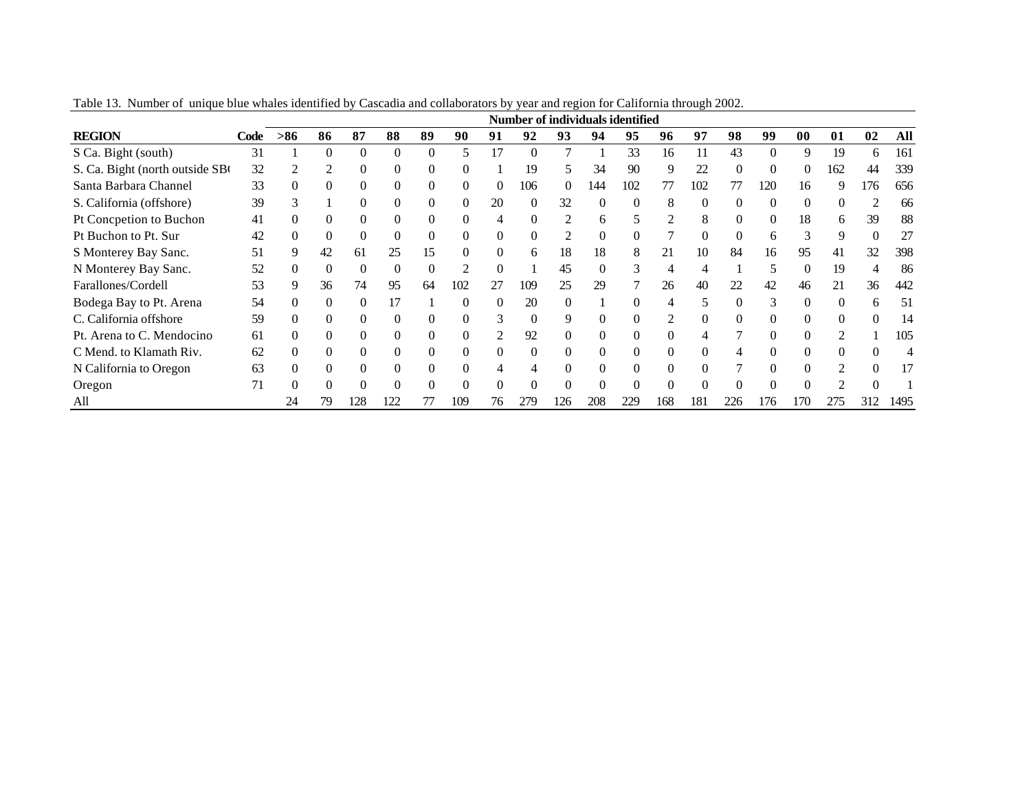Table 13. Number of unique blue whales identified by Cascadia and collaborators by year and region for California through 2002.

| | | Number of individuals identified | | | | | | | | | | | | | | | | | | |
|---|---|---|---|---|---|---|---|---|---|---|---|---|---|---|---|---|---|---|---|---|
| **REGION** | **Code** | **>86** | **86** | **87** | **88** | **89** | **90** | **91** | **92** | **93** | **94** | **95** | **96** | **97** | **98** | **99** | **00** | **01** | **02** | **All** |
| S Ca. Bight (south) | 31 | 1 | 0 | 0 | 0 | 0 | 5 | 17 | 0 | 7 | 1 | 33 | 16 | 11 | 43 | 0 | 9 | 19 | 6 | 161 |
| S. Ca. Bight (north outside SB( | 32 | 2 | 2 | 0 | 0 | 0 | 0 | 1 | 19 | 5 | 34 | 90 | 9 | 22 | 0 | 0 | 0 | 162 | 44 | 339 |
| Santa Barbara Channel | 33 | 0 | 0 | 0 | 0 | 0 | 0 | 0 | 106 | 0 | 144 | 102 | 77 | 102 | 77 | 120 | 16 | 9 | 176 | 656 |
| S. California (offshore) | 39 | 3 | 1 | 0 | 0 | 0 | 0 | 20 | 0 | 32 | 0 | 0 | 8 | 0 | 0 | 0 | 0 | 0 | 2 | 66 |
| Pt Concpetion to Buchon | 41 | 0 | 0 | 0 | 0 | 0 | 0 | 4 | 0 | 2 | 6 | 5 | 2 | 8 | 0 | 0 | 18 | 6 | 39 | 88 |
| Pt Buchon to Pt. Sur | 42 | 0 | 0 | 0 | 0 | 0 | 0 | 0 | 0 | 2 | 0 | 0 | 7 | 0 | 0 | 6 | 3 | 9 | 0 | 27 |
| S Monterey Bay Sanc. | 51 | 9 | 42 | 61 | 25 | 15 | 0 | 0 | 6 | 18 | 18 | 8 | 21 | 10 | 84 | 16 | 95 | 41 | 32 | 398 |
| N Monterey Bay Sanc. | 52 | 0 | 0 | 0 | 0 | 0 | 2 | 0 | 1 | 45 | 0 | 3 | 4 | 4 | 1 | 5 | 0 | 19 | 4 | 86 |
| Farallones/Cordell | 53 | 9 | 36 | 74 | 95 | 64 | 102 | 27 | 109 | 25 | 29 | 7 | 26 | 40 | 22 | 42 | 46 | 21 | 36 | 442 |
| Bodega Bay to Pt. Arena | 54 | 0 | 0 | 0 | 17 | 1 | 0 | 0 | 20 | 0 | 1 | 0 | 4 | 5 | 0 | 3 | 0 | 0 | 6 | 51 |
| C. California offshore | 59 | 0 | 0 | 0 | 0 | 0 | 0 | 3 | 0 | 9 | 0 | 0 | 2 | 0 | 0 | 0 | 0 | 0 | 0 | 14 |
| Pt. Arena to C. Mendocino | 61 | 0 | 0 | 0 | 0 | 0 | 0 | 2 | 92 | 0 | 0 | 0 | 0 | 4 | 7 | 0 | 0 | 2 | 1 | 105 |
| C Mend. to Klamath Riv. | 62 | 0 | 0 | 0 | 0 | 0 | 0 | 0 | 0 | 0 | 0 | 0 | 0 | 0 | 4 | 0 | 0 | 0 | 0 | 4 |
| N California to Oregon | 63 | 0 | 0 | 0 | 0 | 0 | 0 | 4 | 4 | 0 | 0 | 0 | 0 | 0 | 7 | 0 | 0 | 2 | 0 | 17 |
| Oregon | 71 | 0 | 0 | 0 | 0 | 0 | 0 | 0 | 0 | 0 | 0 | 0 | 0 | 0 | 0 | 0 | 0 | 2 | 0 | 1 |
| All | | 24 | 79 | 128 | 122 | 77 | 109 | 76 | 279 | 126 | 208 | 229 | 168 | 181 | 226 | 176 | 170 | 275 | 312 | 1495 |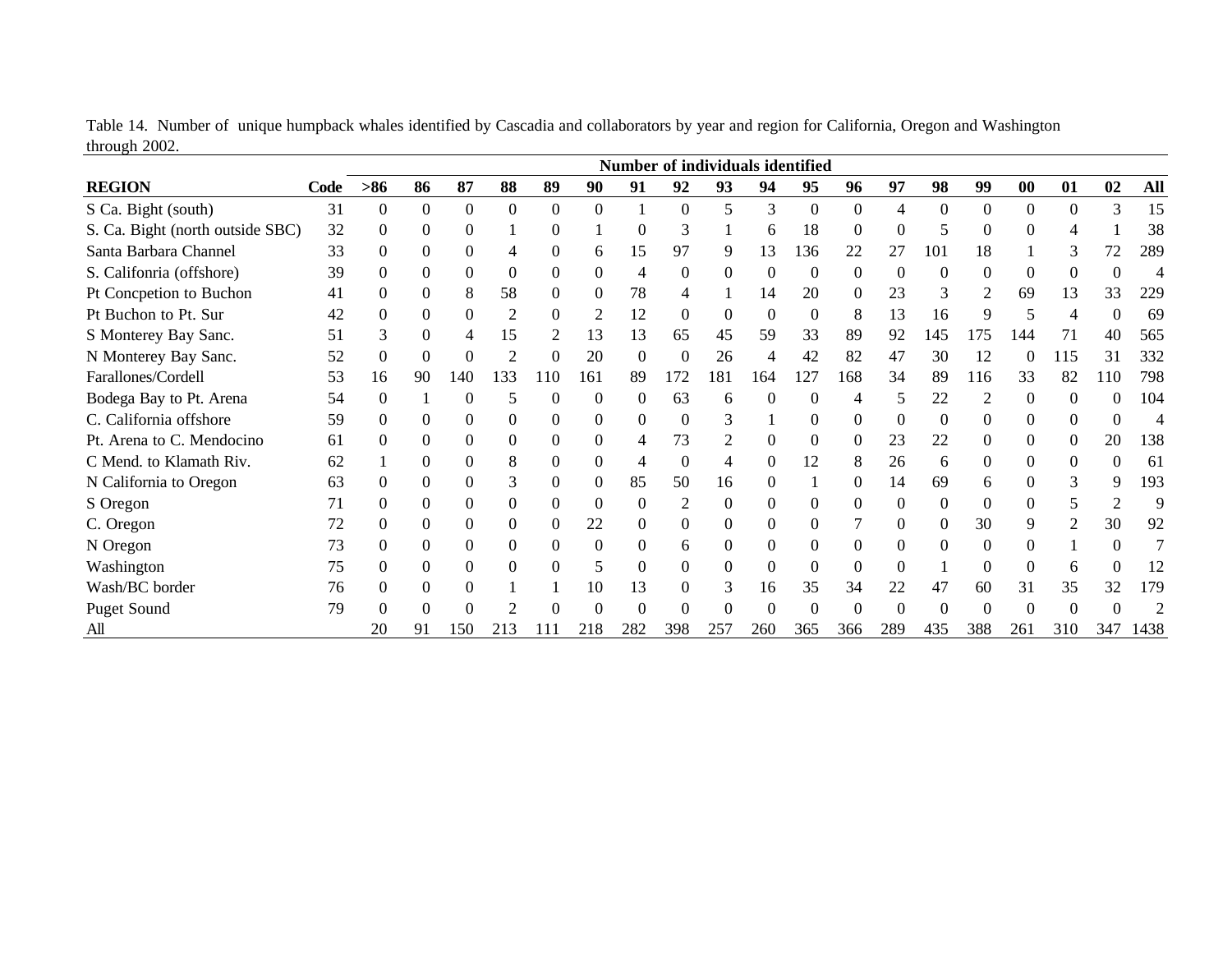Table 14. Number of unique humpback whales identified by Cascadia and collaborators by year and region for California, Oregon and Washington through 2002.

| | | Number of individuals identified | | | | | | | | | | | | | | | | | | |
|---|---|---|---|---|---|---|---|---|---|---|---|---|---|---|---|---|---|---|---|---|
| **REGION** | **Code** | **>86** | **86** | **87** | **88** | **89** | **90** | **91** | **92** | **93** | **94** | **95** | **96** | **97** | **98** | **99** | **00** | **01** | **02** | **All** |
| S Ca. Bight (south) | 31 | 0 | 0 | 0 | 0 | 0 | 0 | 1 | 0 | 5 | 3 | 0 | 0 | 4 | 0 | 0 | 0 | 0 | 3 | 15 |
| S. Ca. Bight (north outside SBC) | 32 | 0 | 0 | 0 | 1 | 0 | 1 | 0 | 3 | 1 | 6 | 18 | 0 | 0 | 5 | 0 | 0 | 4 | 1 | 38 |
| Santa Barbara Channel | 33 | 0 | 0 | 0 | 4 | 0 | 6 | 15 | 97 | 9 | 13 | 136 | 22 | 27 | 101 | 18 | 1 | 3 | 72 | 289 |
| S. Califonria (offshore) | 39 | 0 | 0 | 0 | 0 | 0 | 0 | 4 | 0 | 0 | 0 | 0 | 0 | 0 | 0 | 0 | 0 | 0 | 0 | 4 |
| Pt Concpetion to Buchon | 41 | 0 | 0 | 8 | 58 | 0 | 0 | 78 | 4 | 1 | 14 | 20 | 0 | 23 | 3 | 2 | 69 | 13 | 33 | 229 |
| Pt Buchon to Pt. Sur | 42 | 0 | 0 | 0 | 2 | 0 | 2 | 12 | 0 | 0 | 0 | 0 | 8 | 13 | 16 | 9 | 5 | 4 | 0 | 69 |
| S Monterey Bay Sanc. | 51 | 3 | 0 | 4 | 15 | 2 | 13 | 13 | 65 | 45 | 59 | 33 | 89 | 92 | 145 | 175 | 144 | 71 | 40 | 565 |
| N Monterey Bay Sanc. | 52 | 0 | 0 | 0 | 2 | 0 | 20 | 0 | 0 | 26 | 4 | 42 | 82 | 47 | 30 | 12 | 0 | 115 | 31 | 332 |
| Farallones/Cordell | 53 | 16 | 90 | 140 | 133 | 110 | 161 | 89 | 172 | 181 | 164 | 127 | 168 | 34 | 89 | 116 | 33 | 82 | 110 | 798 |
| Bodega Bay to Pt. Arena | 54 | 0 | 1 | 0 | 5 | 0 | 0 | 0 | 63 | 6 | 0 | 0 | 4 | 5 | 22 | 2 | 0 | 0 | 0 | 104 |
| C. California offshore | 59 | 0 | 0 | 0 | 0 | 0 | 0 | 0 | 0 | 3 | 1 | 0 | 0 | 0 | 0 | 0 | 0 | 0 | 0 | 4 |
| Pt. Arena to C. Mendocino | 61 | 0 | 0 | 0 | 0 | 0 | 0 | 4 | 73 | 2 | 0 | 0 | 0 | 23 | 22 | 0 | 0 | 0 | 20 | 138 |
| C Mend. to Klamath Riv. | 62 | 1 | 0 | 0 | 8 | 0 | 0 | 4 | 0 | 4 | 0 | 12 | 8 | 26 | 6 | 0 | 0 | 0 | 0 | 61 |
| N California to Oregon | 63 | 0 | 0 | 0 | 3 | 0 | 0 | 85 | 50 | 16 | 0 | 1 | 0 | 14 | 69 | 6 | 0 | 3 | 9 | 193 |
| S Oregon | 71 | 0 | 0 | 0 | 0 | 0 | 0 | 0 | 2 | 0 | 0 | 0 | 0 | 0 | 0 | 0 | 0 | 5 | 2 | 9 |
| C. Oregon | 72 | 0 | 0 | 0 | 0 | 0 | 22 | 0 | 0 | 0 | 0 | 0 | 7 | 0 | 0 | 30 | 9 | 2 | 30 | 92 |
| N Oregon | 73 | 0 | 0 | 0 | 0 | 0 | 0 | 0 | 6 | 0 | 0 | 0 | 0 | 0 | 0 | 0 | 0 | 1 | 0 | 7 |
| Washington | 75 | 0 | 0 | 0 | 0 | 0 | 5 | 0 | 0 | 0 | 0 | 0 | 0 | 0 | 1 | 0 | 0 | 6 | 0 | 12 |
| Wash/BC border | 76 | 0 | 0 | 0 | 1 | 1 | 10 | 13 | 0 | 3 | 16 | 35 | 34 | 22 | 47 | 60 | 31 | 35 | 32 | 179 |
| Puget Sound | 79 | 0 | 0 | 0 | 2 | 0 | 0 | 0 | 0 | 0 | 0 | 0 | 0 | 0 | 0 | 0 | 0 | 0 | 0 | 2 |
| All | | 20 | 91 | 150 | 213 | 111 | 218 | 282 | 398 | 257 | 260 | 365 | 366 | 289 | 435 | 388 | 261 | 310 | 347 | 1438 |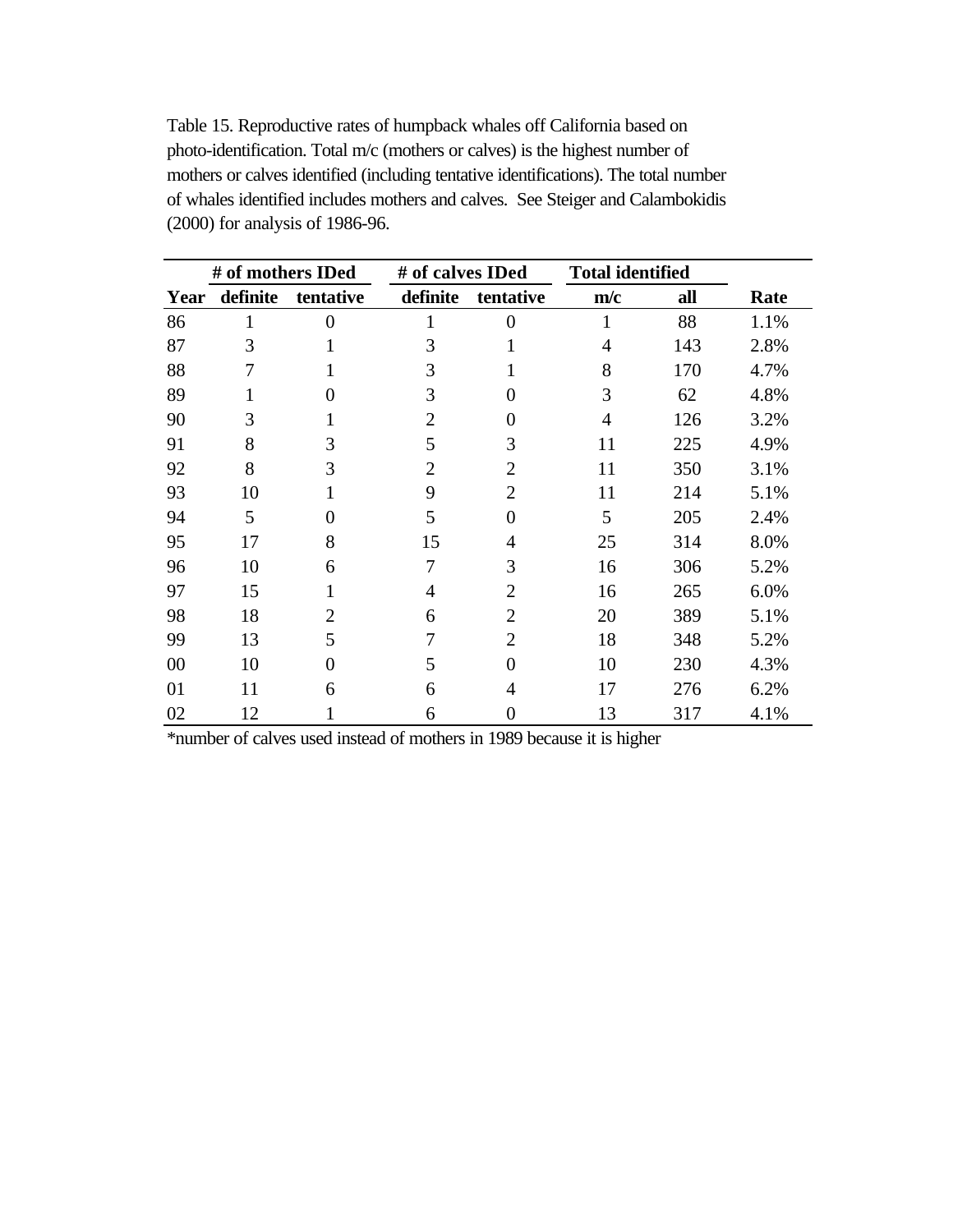Table 15. Reproductive rates of humpback whales off California based on photo-identification. Total m/c (mothers or calves) is the highest number of mothers or calves identified (including tentative identifications). The total number of whales identified includes mothers and calves. See Steiger and Calambokidis (2000) for analysis of 1986-96.

| | # of mothers IDed | | # of calves IDed | | Total identified | | |
|---|---|---|---|---|---|---|---|
| **Year** | **definite** | **tentative** | **definite** | **tentative** | **m/c** | **all** | **Rate** |
| 86 | 1 | 0 | 1 | 0 | 1 | 88 | 1.1% |
| 87 | 3 | 1 | 3 | 1 | 4 | 143 | 2.8% |
| 88 | 7 | 1 | 3 | 1 | 8 | 170 | 4.7% |
| 89 | 1 | 0 | 3 | 0 | 3 | 62 | 4.8% |
| 90 | 3 | 1 | 2 | 0 | 4 | 126 | 3.2% |
| 91 | 8 | 3 | 5 | 3 | 11 | 225 | 4.9% |
| 92 | 8 | 3 | 2 | 2 | 11 | 350 | 3.1% |
| 93 | 10 | 1 | 9 | 2 | 11 | 214 | 5.1% |
| 94 | 5 | 0 | 5 | 0 | 5 | 205 | 2.4% |
| 95 | 17 | 8 | 15 | 4 | 25 | 314 | 8.0% |
| 96 | 10 | 6 | 7 | 3 | 16 | 306 | 5.2% |
| 97 | 15 | 1 | 4 | 2 | 16 | 265 | 6.0% |
| 98 | 18 | 2 | 6 | 2 | 20 | 389 | 5.1% |
| 99 | 13 | 5 | 7 | 2 | 18 | 348 | 5.2% |
| 00 | 10 | 0 | 5 | 0 | 10 | 230 | 4.3% |
| 01 | 11 | 6 | 6 | 4 | 17 | 276 | 6.2% |
| 02 | 12 | 1 | 6 | 0 | 13 | 317 | 4.1% |

*number of calves used instead of mothers in 1989 because it is higher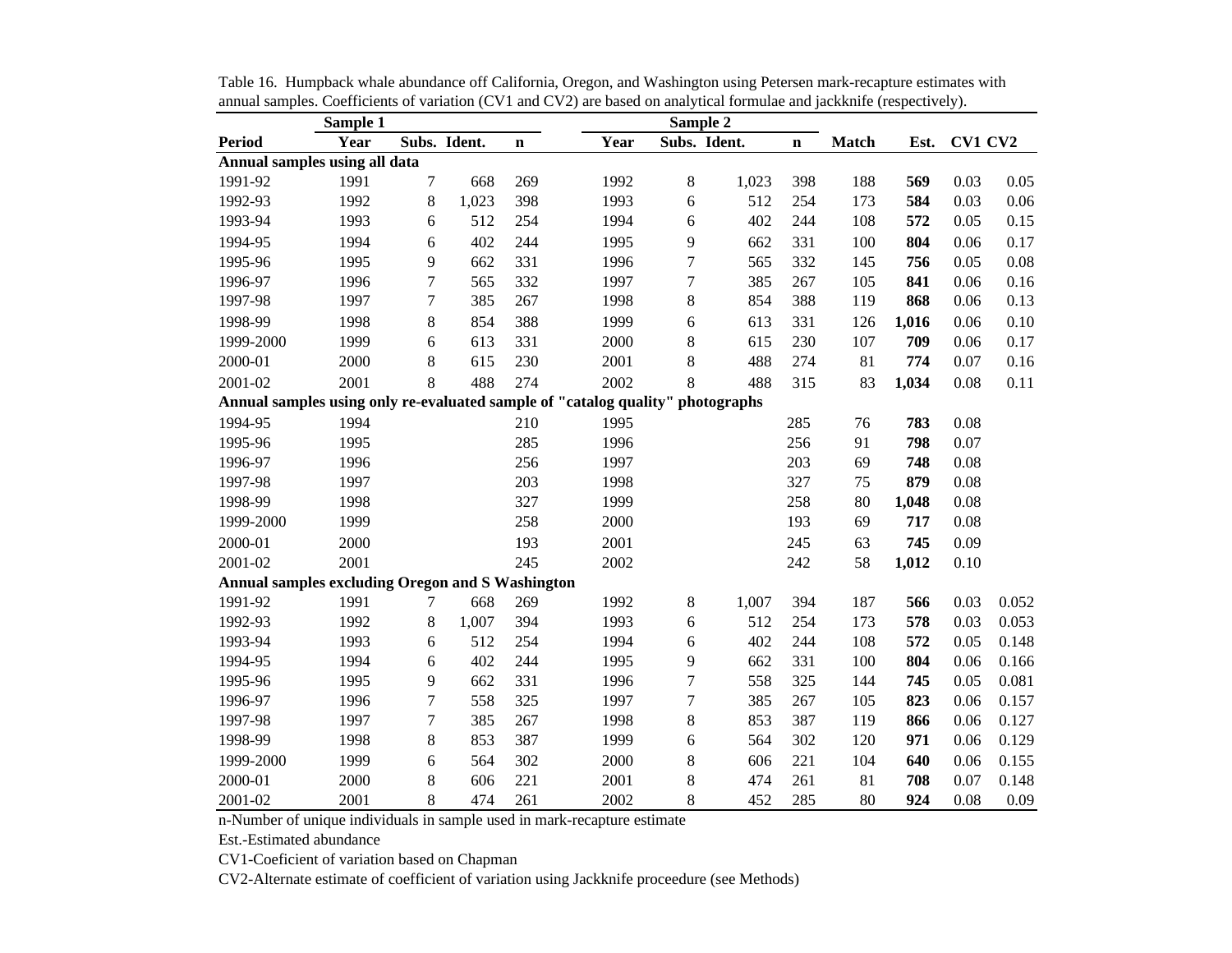Table 16. Humpback whale abundance off California, Oregon, and Washington using Petersen mark-recapture estimates with annual samples. Coefficients of variation (CV1 and CV2) are based on analytical formulae and jackknife (respectively).

| | Sample 1 | | | | Sample 2 | | | | | | | |
|---|---|---|---|---|---|---|---|---|---|---|---|---|
| **Period** | **Year** | **Subs.** | **Ident.** | **n** | **Year** | **Subs.** | **Ident.** | **n** | **Match** | **Est.** | **CV1** | **CV2** |
| **Annual samples using all data** | | | | | | | | | | | | |
| 1991-92 | 1991 | 7 | 668 | 269 | 1992 | 8 | 1,023 | 398 | 188 | **569** | 0.03 | 0.05 |
| 1992-93 | 1992 | 8 | 1,023 | 398 | 1993 | 6 | 512 | 254 | 173 | **584** | 0.03 | 0.06 |
| 1993-94 | 1993 | 6 | 512 | 254 | 1994 | 6 | 402 | 244 | 108 | **572** | 0.05 | 0.15 |
| 1994-95 | 1994 | 6 | 402 | 244 | 1995 | 9 | 662 | 331 | 100 | **804** | 0.06 | 0.17 |
| 1995-96 | 1995 | 9 | 662 | 331 | 1996 | 7 | 565 | 332 | 145 | **756** | 0.05 | 0.08 |
| 1996-97 | 1996 | 7 | 565 | 332 | 1997 | 7 | 385 | 267 | 105 | **841** | 0.06 | 0.16 |
| 1997-98 | 1997 | 7 | 385 | 267 | 1998 | 8 | 854 | 388 | 119 | **868** | 0.06 | 0.13 |
| 1998-99 | 1998 | 8 | 854 | 388 | 1999 | 6 | 613 | 331 | 126 | **1,016** | 0.06 | 0.10 |
| 1999-2000 | 1999 | 6 | 613 | 331 | 2000 | 8 | 615 | 230 | 107 | **709** | 0.06 | 0.17 |
| 2000-01 | 2000 | 8 | 615 | 230 | 2001 | 8 | 488 | 274 | 81 | **774** | 0.07 | 0.16 |
| 2001-02 | 2001 | 8 | 488 | 274 | 2002 | 8 | 488 | 315 | 83 | **1,034** | 0.08 | 0.11 |
| **Annual samples using only re-evaluated sample of "catalog quality" photographs** | | | | | | | | | | | | |
| 1994-95 | 1994 | | | 210 | 1995 | | | 285 | 76 | **783** | 0.08 | |
| 1995-96 | 1995 | | | 285 | 1996 | | | 256 | 91 | **798** | 0.07 | |
| 1996-97 | 1996 | | | 256 | 1997 | | | 203 | 69 | **748** | 0.08 | |
| 1997-98 | 1997 | | | 203 | 1998 | | | 327 | 75 | **879** | 0.08 | |
| 1998-99 | 1998 | | | 327 | 1999 | | | 258 | 80 | **1,048** | 0.08 | |
| 1999-2000 | 1999 | | | 258 | 2000 | | | 193 | 69 | **717** | 0.08 | |
| 2000-01 | 2000 | | | 193 | 2001 | | | 245 | 63 | **745** | 0.09 | |
| 2001-02 | 2001 | | | 245 | 2002 | | | 242 | 58 | **1,012** | 0.10 | |
| **Annual samples excluding Oregon and S Washington** | | | | | | | | | | | | |
| 1991-92 | 1991 | 7 | 668 | 269 | 1992 | 8 | 1,007 | 394 | 187 | **566** | 0.03 | 0.052 |
| 1992-93 | 1992 | 8 | 1,007 | 394 | 1993 | 6 | 512 | 254 | 173 | **578** | 0.03 | 0.053 |
| 1993-94 | 1993 | 6 | 512 | 254 | 1994 | 6 | 402 | 244 | 108 | **572** | 0.05 | 0.148 |
| 1994-95 | 1994 | 6 | 402 | 244 | 1995 | 9 | 662 | 331 | 100 | **804** | 0.06 | 0.166 |
| 1995-96 | 1995 | 9 | 662 | 331 | 1996 | 7 | 558 | 325 | 144 | **745** | 0.05 | 0.081 |
| 1996-97 | 1996 | 7 | 558 | 325 | 1997 | 7 | 385 | 267 | 105 | **823** | 0.06 | 0.157 |
| 1997-98 | 1997 | 7 | 385 | 267 | 1998 | 8 | 853 | 387 | 119 | **866** | 0.06 | 0.127 |
| 1998-99 | 1998 | 8 | 853 | 387 | 1999 | 6 | 564 | 302 | 120 | **971** | 0.06 | 0.129 |
| 1999-2000 | 1999 | 6 | 564 | 302 | 2000 | 8 | 606 | 221 | 104 | **640** | 0.06 | 0.155 |
| 2000-01 | 2000 | 8 | 606 | 221 | 2001 | 8 | 474 | 261 | 81 | **708** | 0.07 | 0.148 |
| 2001-02 | 2001 | 8 | 474 | 261 | 2002 | 8 | 452 | 285 | 80 | **924** | 0.08 | 0.09 |

n-Number of unique individuals in sample used in mark-recapture estimate

Est.-Estimated abundance

CV1-Coeficient of variation based on Chapman

CV2-Alternate estimate of coefficient of variation using Jackknife proceedure (see Methods)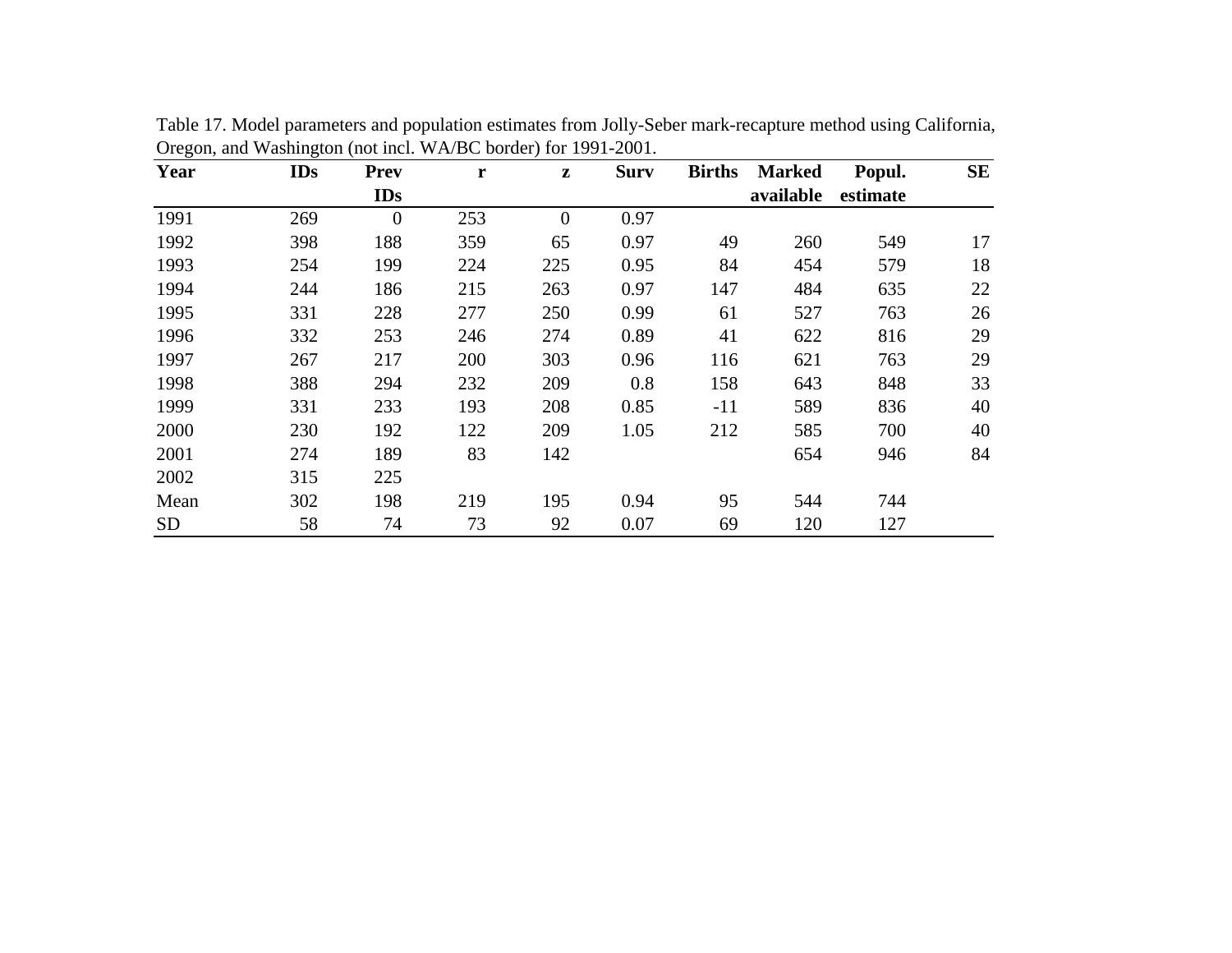Table 17. Model parameters and population estimates from Jolly-Seber mark-recapture method using California, Oregon, and Washington (not incl. WA/BC border) for 1991-2001.

| Year | IDs | Prev IDs | r | z | Surv | Births | Marked available | Popul. estimate | SE |
|---|---|---|---|---|---|---|---|---|---|
| 1991 | 269 | 0 | 253 | 0 | 0.97 | | | | |
| 1992 | 398 | 188 | 359 | 65 | 0.97 | 49 | 260 | 549 | 17 |
| 1993 | 254 | 199 | 224 | 225 | 0.95 | 84 | 454 | 579 | 18 |
| 1994 | 244 | 186 | 215 | 263 | 0.97 | 147 | 484 | 635 | 22 |
| 1995 | 331 | 228 | 277 | 250 | 0.99 | 61 | 527 | 763 | 26 |
| 1996 | 332 | 253 | 246 | 274 | 0.89 | 41 | 622 | 816 | 29 |
| 1997 | 267 | 217 | 200 | 303 | 0.96 | 116 | 621 | 763 | 29 |
| 1998 | 388 | 294 | 232 | 209 | 0.8 | 158 | 643 | 848 | 33 |
| 1999 | 331 | 233 | 193 | 208 | 0.85 | -11 | 589 | 836 | 40 |
| 2000 | 230 | 192 | 122 | 209 | 1.05 | 212 | 585 | 700 | 40 |
| 2001 | 274 | 189 | 83 | 142 | | | 654 | 946 | 84 |
| 2002 | 315 | 225 | | | | | | | |
| Mean | 302 | 198 | 219 | 195 | 0.94 | 95 | 544 | 744 | |
| SD | 58 | 74 | 73 | 92 | 0.07 | 69 | 120 | 127 | |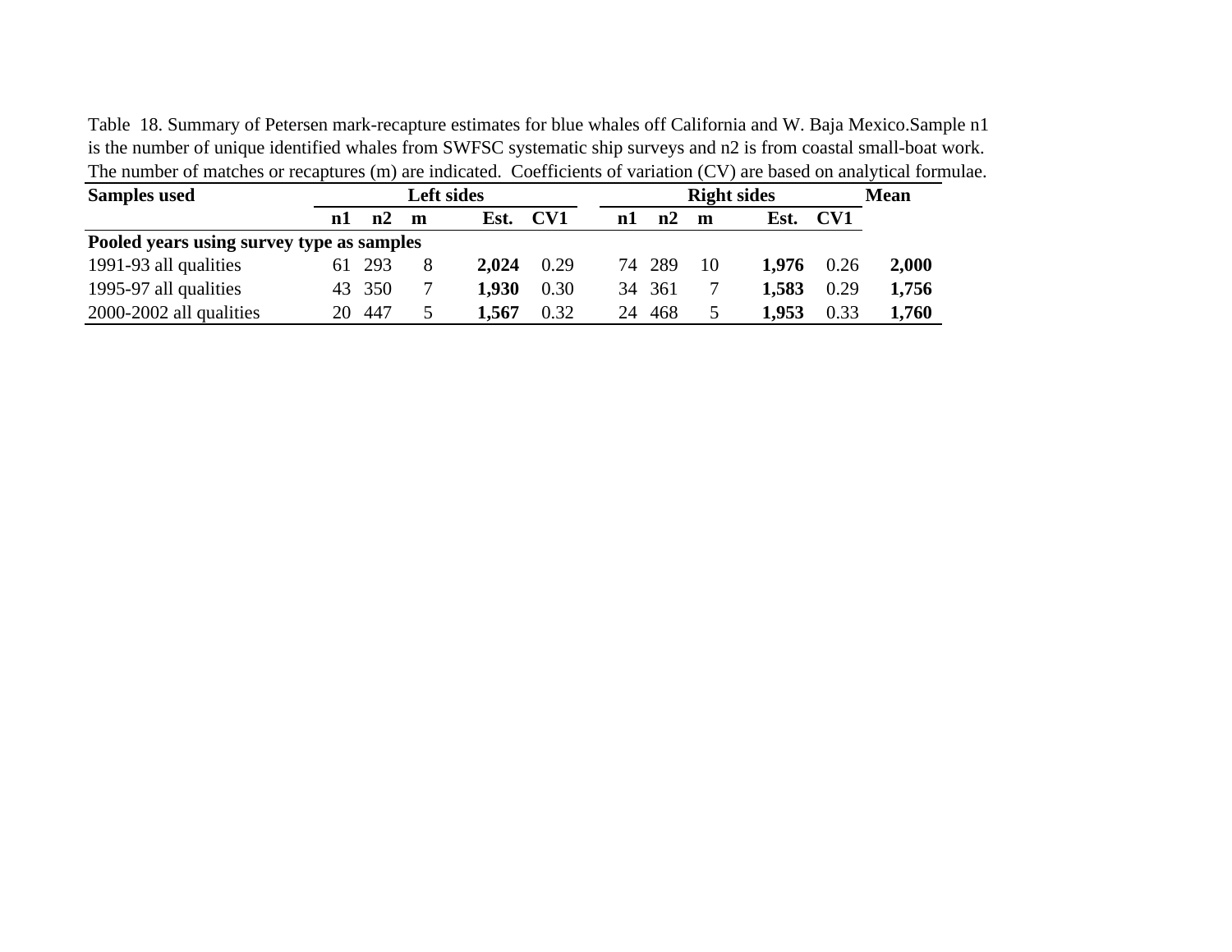Table 18. Summary of Petersen mark-recapture estimates for blue whales off California and W. Baja Mexico.Sample n1 is the number of unique identified whales from SWFSC systematic ship surveys and n2 is from coastal small-boat work. The number of matches or recaptures (m) are indicated. Coefficients of variation (CV) are based on analytical formulae.

| **Samples used** | **Left sides** | | | | | **Right sides** | | | | | **Mean** |
|---|---|---|---|---|---|---|---|---|---|---|---|
| | **n1** | **n2** | **m** | **Est.** | **CV1** | **n1** | **n2** | **m** | **Est.** | **CV1** | |
| **Pooled years using survey type as samples** | | | | | | | | | | | |
| 1991-93 all qualities | 61 | 293 | 8 | **2,024** | 0.29 | 74 | 289 | 10 | **1,976** | 0.26 | **2,000** |
| 1995-97 all qualities | 43 | 350 | 7 | **1,930** | 0.30 | 34 | 361 | 7 | **1,583** | 0.29 | **1,756** |
| 2000-2002 all qualities | 20 | 447 | 5 | **1,567** | 0.32 | 24 | 468 | 5 | **1,953** | 0.33 | **1,760** |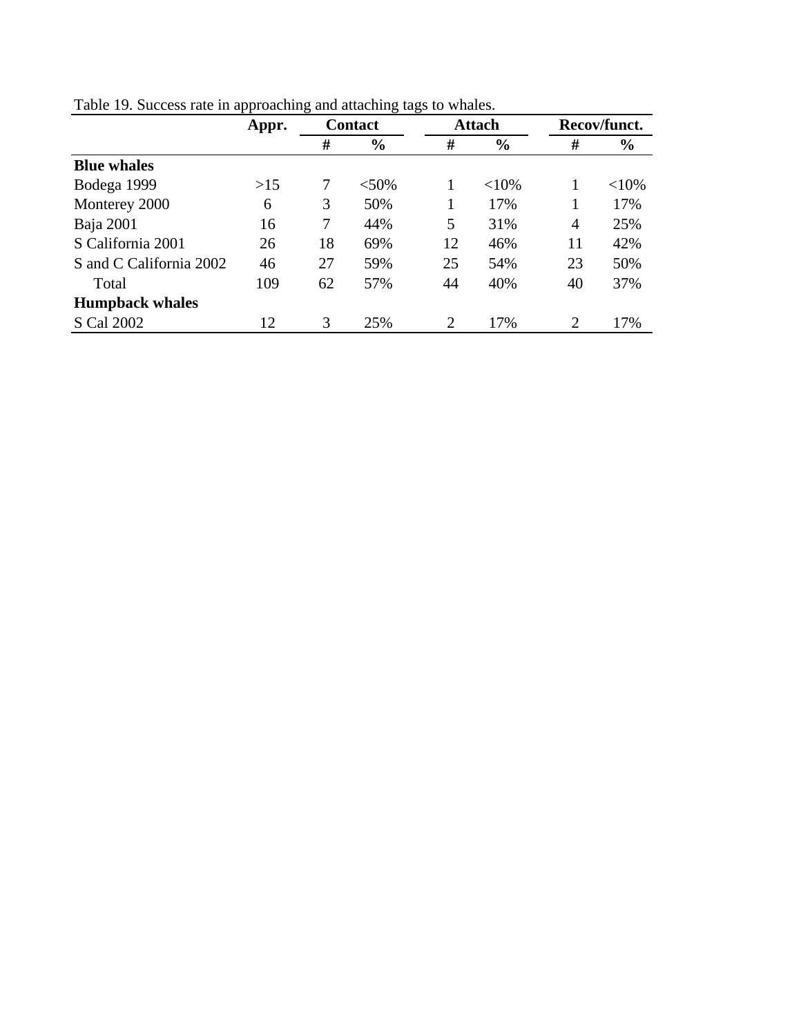Table 19. Success rate in approaching and attaching tags to whales.

| | **Appr.** | **Contact** | | **Attach** | | **Recov/funct.** | |
|---|---|---|---|---|---|---|---|
| | | **#** | **%** | **#** | **%** | **#** | **%** |
| **Blue whales** | | | | | | | |
| Bodega 1999 | >15 | 7 | <50% | 1 | <10% | 1 | <10% |
| Monterey 2000 | 6 | 3 | 50% | 1 | 17% | 1 | 17% |
| Baja 2001 | 16 | 7 | 44% | 5 | 31% | 4 | 25% |
| S California 2001 | 26 | 18 | 69% | 12 | 46% | 11 | 42% |
| S and C California 2002 | 46 | 27 | 59% | 25 | 54% | 23 | 50% |
| Total | 109 | 62 | 57% | 44 | 40% | 40 | 37% |
| **Humpback whales** | | | | | | | |
| S Cal 2002 | 12 | 3 | 25% | 2 | 17% | 2 | 17% |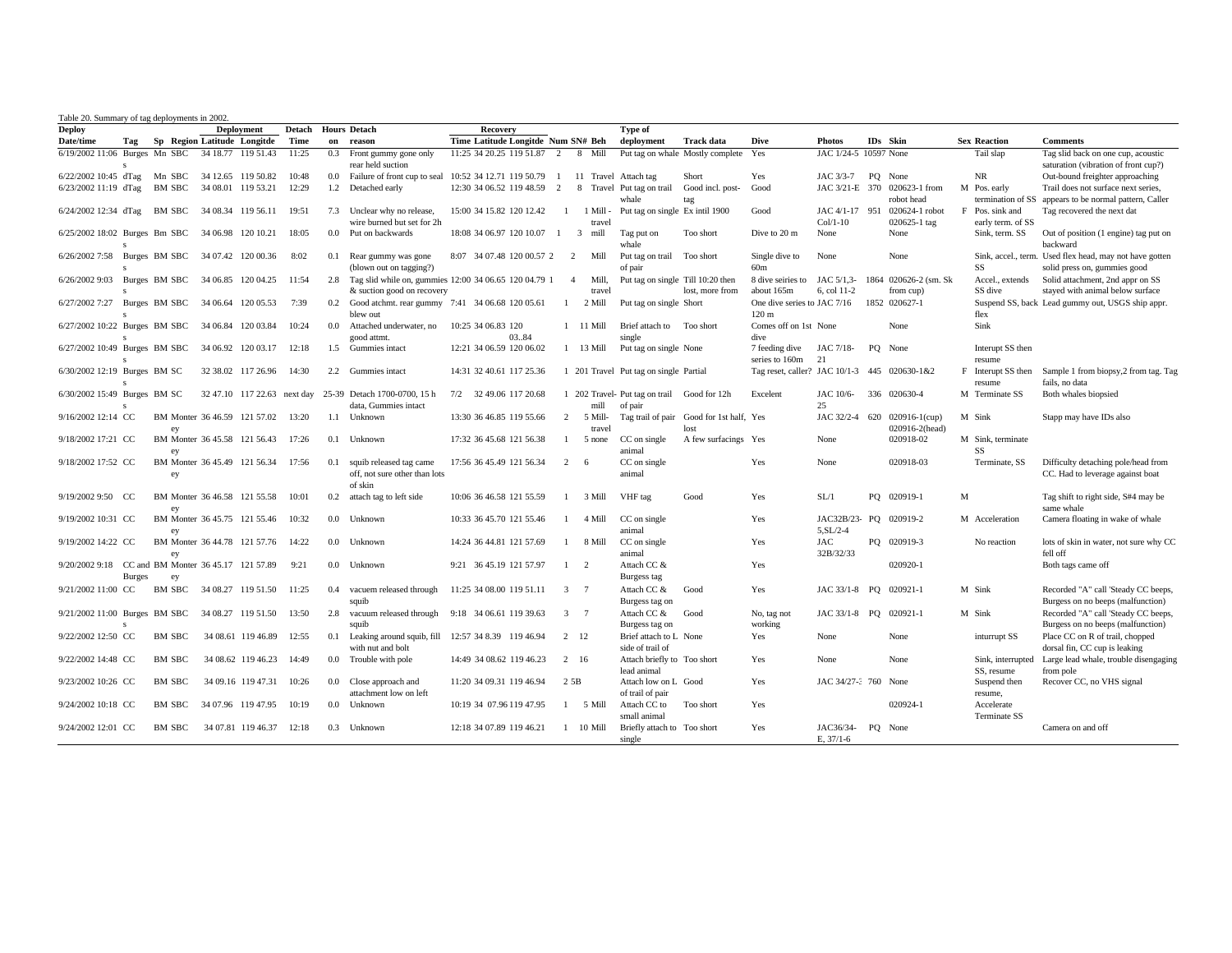Table 20. Summary of tag deployments in 2002.

| Deploy | | | | Deployment | | Detach | Hours | Detach | Recovery | | | | | | Type of | | | | | | | | |
|---|---|---|---|---|---|---|---|---|---|---|---|---|---|---|---|---|---|---|---|---|---|---|---|
| Date/time | Tag | Sp | Region | Latitude | Longitde | Time | on | reason | Time | Latitude | Longitde | Num | SN# | Beh | deployment | Track data | Dive | Photos | IDs | Skin | Sex | Reaction | Comments |
| 6/19/2002 11:06 | Burgess | Mn | SBC | 34 18.77 | 119 51.43 | 11:25 | 0.3 | Front gummy gone only rear held suction | 11:25 | 34 20.25 | 119 51.87 | 2 | 8 | Mill | Put tag on whale | Mostly complete | Yes | JAC 1/24-5 | 10597 | None | | Tail slap | Tag slid back on one cup, acoustic saturation (vibration of front cup?) |
| 6/22/2002 10:45 | dTag | Mn | SBC | 34 12.65 | 119 50.82 | 10:48 | 0.0 | Failure of front cup to seal | 10:52 | 34 12.71 | 119 50.79 | 1 | 11 | Travel | Attach tag | Short | Yes | JAC 3/3-7 | PQ | None | | NR | Out-bound freighter approaching |
| 6/23/2002 11:19 | dTag | BM | SBC | 34 08.01 | 119 53.21 | 12:29 | 1.2 | Detached early | 12:30 | 34 06.52 | 119 48.59 | 2 | 8 | Travel | Put tag on trail whale | Good incl. post-tag | Good | JAC 3/21-E | 370 | 020623-1 from robot head | M | Pos. early termination of SS | Trail does not surface next series, appears to be normal pattern, Caller |
| 6/24/2002 12:34 | dTag | BM | SBC | 34 08.34 | 119 56.11 | 19:51 | 7.3 | Unclear why no release, wire burned but set for 2h | 15:00 | 34 15.82 | 120 12.42 | 1 | 1 | Mill - travel | Put tag on single | Ex intil 1900 | Good | JAC 4/1-17 Col/1-10 | 951 | 020624-1 robot 020625-1 tag | F | Pos. sink and early term. of SS | Tag recovered the next dat |
| 6/25/2002 18:02 | Burgess | Bm | SBC | 34 06.98 | 120 10.21 | 18:05 | 0.0 | Put on backwards | 18:08 | 34 06.97 | 120 10.07 | 1 | 3 | mill | Tag put on whale | Too short | Dive to 20 m | None | | None | | Sink, term. SS | Out of position (1 engine) tag put on backward |
| 6/26/2002 7:58 | Burgess | BM | SBC | 34 07.42 | 120 00.36 | 8:02 | 0.1 | Rear gummy was gone (blown out on tagging?) | 8:07 | 34 07.48 | 120 00.57 | 2 | 2 | Mill | Put tag on trail of pair | Too short | Single dive to 60m | None | | None | | Sink, accel., term. SS | Used flex head, may not have gotten solid press on, gummies good |
| 6/26/2002 9:03 | Burgess | BM | SBC | 34 06.85 | 120 04.25 | 11:54 | 2.8 | Tag slid while on, gummies & suction good on recovery | 12:00 | 34 06.65 | 120 04.79 | 1 | 4 | Mill, travel | Put tag on single | Till 10:20 then lost, more from | 8 dive seiries to about 165m | JAC 5/1,3-6, col 11-2 | 1864 | 020626-2 (sm. Sk from cup) | | Accel., extends SS dive | Solid attachment, 2nd appr on SS stayed with animal below surface |
| 6/27/2002 7:27 | Burgess | BM | SBC | 34 06.64 | 120 05.53 | 7:39 | 0.2 | Good atchmt. rear gummy blew out | 7:41 | 34 06.68 | 120 05.61 | 1 | 2 | Mill | Put tag on single | Short | One dive series to 120 m | JAC 7/16 | 1852 | 020627-1 | | Suspend SS, back flex | Lead gummy out, USGS ship appr. |
| 6/27/2002 10:22 | Burgess | BM | SBC | 34 06.84 | 120 03.84 | 10:24 | 0.0 | Attached underwater, no good attmt. | 10:25 | 34 06.83 | 120 03..84 | 1 | 11 | Mill | Brief attach to single | Too short | Comes off on 1st dive | None | | None | | Sink | |
| 6/27/2002 10:49 | Burgess | BM | SBC | 34 06.92 | 120 03.17 | 12:18 | 1.5 | Gummies intact | 12:21 | 34 06.59 | 120 06.02 | 1 | 13 | Mill | Put tag on single | None | 7 feeding dive series to 160m | JAC 7/18-21 | PQ | None | | Interupt SS then resume | |
| 6/30/2002 12:19 | Burgess | BM | SC | 32 38.02 | 117 26.96 | 14:30 | 2.2 | Gummies intact | 14:31 | 32 40.61 | 117 25.36 | 1 | 201 | Travel | Put tag on single | Partial | Tag reset, caller? | JAC 10/1-3 | 445 | 020630-1&2 | F | Interupt SS then resume | Sample 1 from biopsy,2 from tag. Tag fails, no data |
| 6/30/2002 15:49 | Burgess | BM | SC | 32 47.10 | 117 22.63 | next day | 25-39 | Detach 1700-0700, 15 h data, Gummies intact | 7/2 | 32 49.06 | 117 20.68 | 1 | 202 | Travel-mill | Put tag on trail of pair | Good for 12h | Excelent | JAC 10/6-25 | 336 | 020630-4 | M | Terminate SS | Both whales biopsied |
| 9/16/2002 12:14 | CC | BM | Monterey | 36 46.59 | 121 57.02 | 13:20 | 1.1 | Unknown | 13:30 | 36 46.85 | 119 55.66 | 2 | 5 | Mill-travel | Tag trail of pair | Good for 1st half, lost | Yes | JAC 32/2-4 | 620 | 020916-1(cup) 020916-2(head) | M | Sink | Stapp may have IDs also |
| 9/18/2002 17:21 | CC | BM | Monterey | 36 45.58 | 121 56.43 | 17:26 | 0.1 | Unknown | 17:32 | 36 45.68 | 121 56.38 | 1 | 5 | none | CC on single animal | A few surfacings | Yes | None | | 020918-02 | M | Sink, terminate SS | |
| 9/18/2002 17:52 | CC | BM | Monterey | 36 45.49 | 121 56.34 | 17:56 | 0.1 | squib released tag came off, not sure other than lots of skin | 17:56 | 36 45.49 | 121 56.34 | 2 | 6 | | CC on single animal | | Yes | None | | 020918-03 | | Terminate, SS | Difficulty detaching pole/head from CC. Had to leverage against boat |
| 9/19/2002 9:50 | CC | BM | Monterey | 36 46.58 | 121 55.58 | 10:01 | 0.2 | attach tag to left side | 10:06 | 36 46.58 | 121 55.59 | 1 | 3 | Mill | VHF tag | Good | Yes | SL/1 | PQ | 020919-1 | M | | Tag shift to right side, S#4 may be same whale |
| 9/19/2002 10:31 | CC | BM | Monterey | 36 45.75 | 121 55.46 | 10:32 | 0.0 | Unknown | 10:33 | 36 45.70 | 121 55.46 | 1 | 4 | Mill | CC on single animal | | Yes | JAC32B/23-5,SL/2-4 | PQ | 020919-2 | M | Acceleration | Camera floating in wake of whale |
| 9/19/2002 14:22 | CC | BM | Monterey | 36 44.78 | 121 57.76 | 14:22 | 0.0 | Unknown | 14:24 | 36 44.81 | 121 57.69 | 1 | 8 | Mill | CC on single animal | | Yes | JAC 32B/32/33 | PQ | 020919-3 | | No reaction | lots of skin in water, not sure why CC fell off |
| 9/20/2002 9:18 | CC and Burgess | BM | Monterey | 36 45.17 | 121 57.89 | 9:21 | 0.0 | Unknown | 9:21 | 36 45.19 | 121 57.97 | 1 | 2 | | Attach CC & Burgess tag | | Yes | | | 020920-1 | | | Both tags came off |
| 9/21/2002 11:00 | CC | BM | SBC | 34 08.27 | 119 51.50 | 11:25 | 0.4 | vacuem released through squib | 11:25 | 34 08.00 | 119 51.11 | 3 | 7 | | Attach CC & Burgess tag on | Good | Yes | JAC 33/1-8 | PQ | 020921-1 | M | Sink | Recorded "A" call 'Steady CC beeps, Burgess on no beeps (malfunction) |
| 9/21/2002 11:00 | Burgess | BM | SBC | 34 08.27 | 119 51.50 | 13:50 | 2.8 | vacuum released through squib | 9:18 | 34 06.61 | 119 39.63 | 3 | 7 | | Attach CC & Burgess tag on | Good | No, tag not working | JAC 33/1-8 | PQ | 020921-1 | M | Sink | Recorded "A" call 'Steady CC beeps, Burgess on no beeps (malfunction) |
| 9/22/2002 12:50 | CC | BM | SBC | 34 08.61 | 119 46.89 | 12:55 | 0.1 | Leaking around squib, fill with nut and bolt | 12:57 | 34 8.39 | 119 46.94 | 2 | 12 | | Brief attach to L side of trail of | None | Yes | None | | None | | inturrupt SS | Place CC on R of trail, chopped dorsal fin, CC cup is leaking |
| 9/22/2002 14:48 | CC | BM | SBC | 34 08.62 | 119 46.23 | 14:49 | 0.0 | Trouble with pole | 14:49 | 34 08.62 | 119 46.23 | 2 | 16 | | Attach briefly to lead animal | Too short | Yes | None | | None | | Sink, interrupted SS, resume | Large lead whale, trouble disengaging from pole |
| 9/23/2002 10:26 | CC | BM | SBC | 34 09.16 | 119 47.31 | 10:26 | 0.0 | Close approach and attachment low on left | 11:20 | 34 09.31 | 119 46.94 | 2 | 5B | | Attach low on L of trail of pair | Good | Yes | JAC 34/27-3 | 760 | None | | Suspend then resume, | Recover CC, no VHS signal |
| 9/24/2002 10:18 | CC | BM | SBC | 34 07.96 | 119 47.95 | 10:19 | 0.0 | Unknown | 10:19 | 34 07.96 | 119 47.95 | 1 | 5 | Mill | Attach CC to small animal | Too short | Yes | | | 020924-1 | | Accelerate Terminate SS | |
| 9/24/2002 12:01 | CC | BM | SBC | 34 07.81 | 119 46.37 | 12:18 | 0.3 | Unknown | 12:18 | 34 07.89 | 119 46.21 | 1 | 10 | Mill | Briefly attach to single | Too short | Yes | JAC36/34-E, 37/1-6 | PQ | None | | | Camera on and off |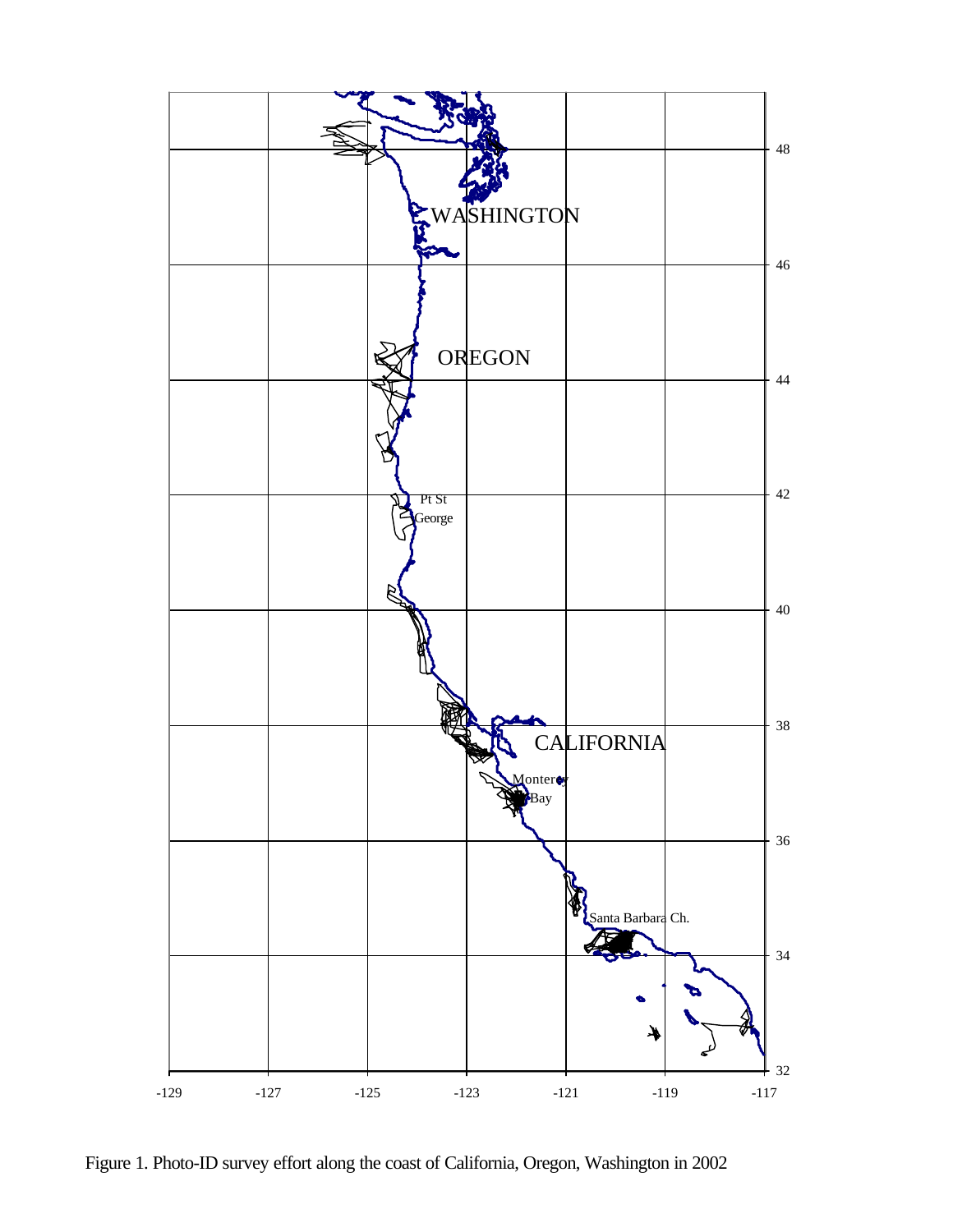Figure 1. Photo-ID survey effort along the coast of California, Oregon, Washington in 2002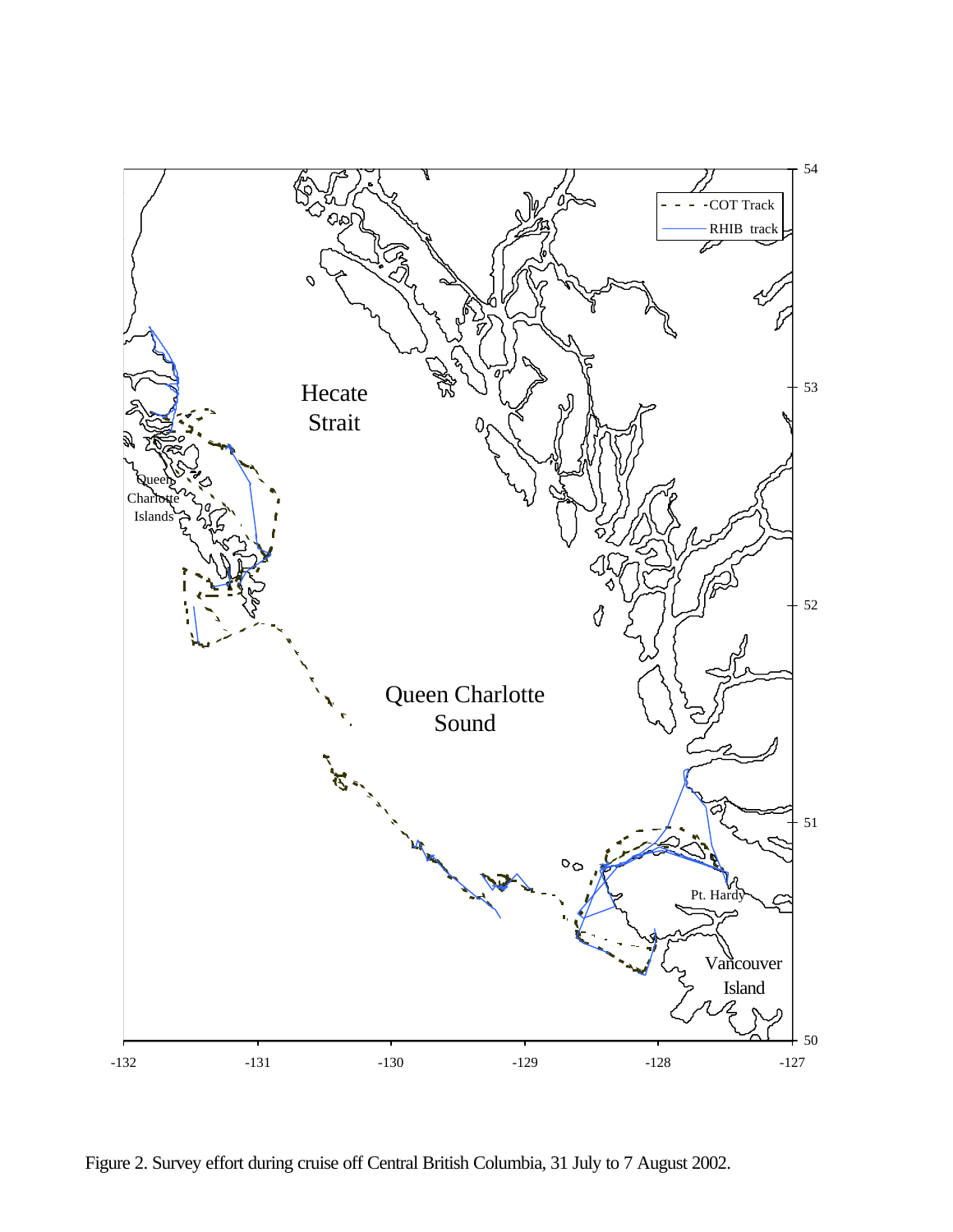Figure 2. Survey effort during cruise off Central British Columbia, 31 July to 7 August 2002.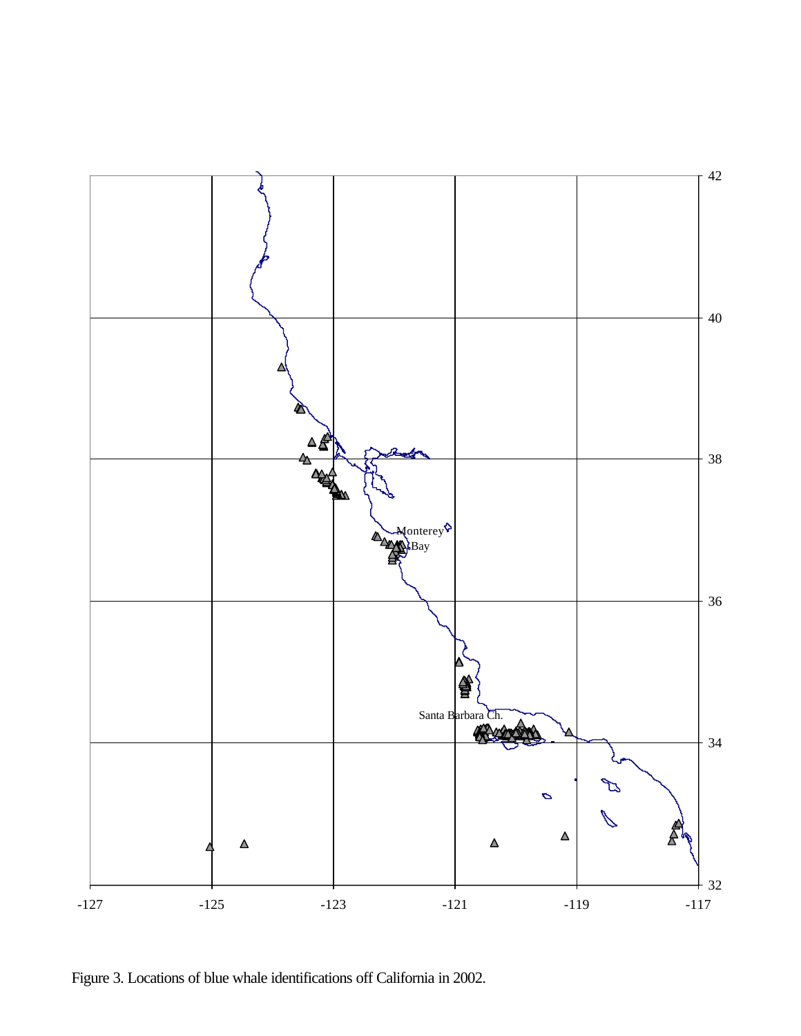Figure 3. Locations of blue whale identifications off California in 2002.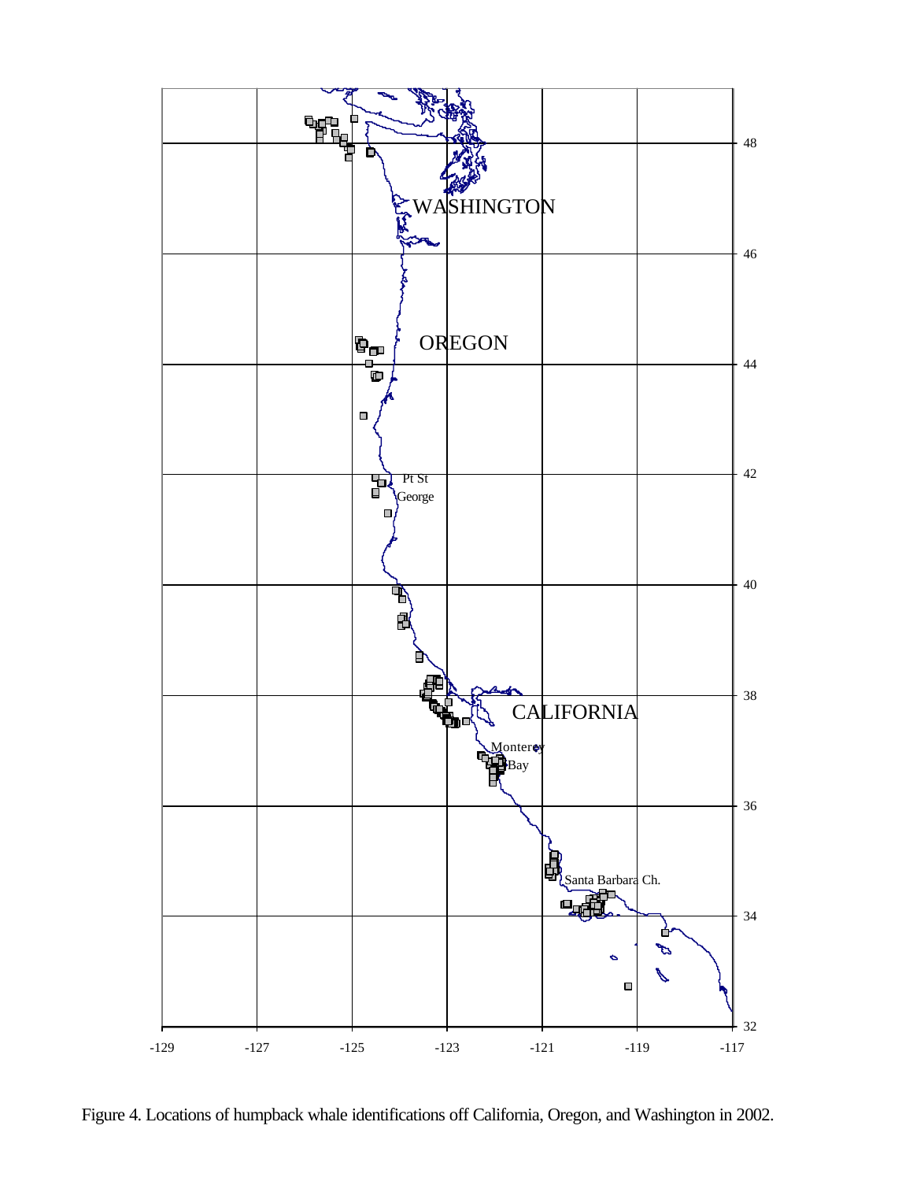Figure 4. Locations of humpback whale identifications off California, Oregon, and Washington in 2002.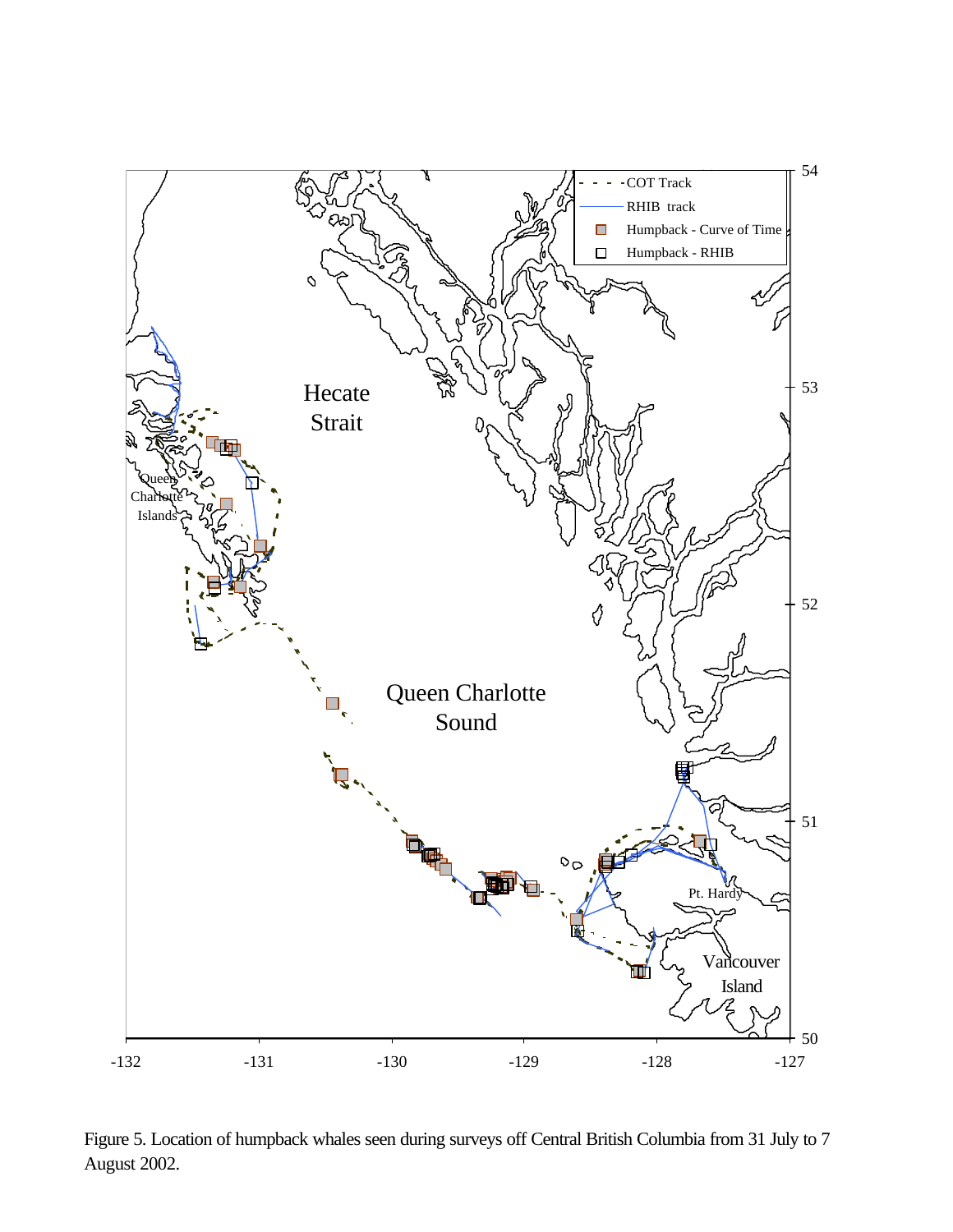Figure 5. Location of humpback whales seen during surveys off Central British Columbia from 31 July to 7 August 2002.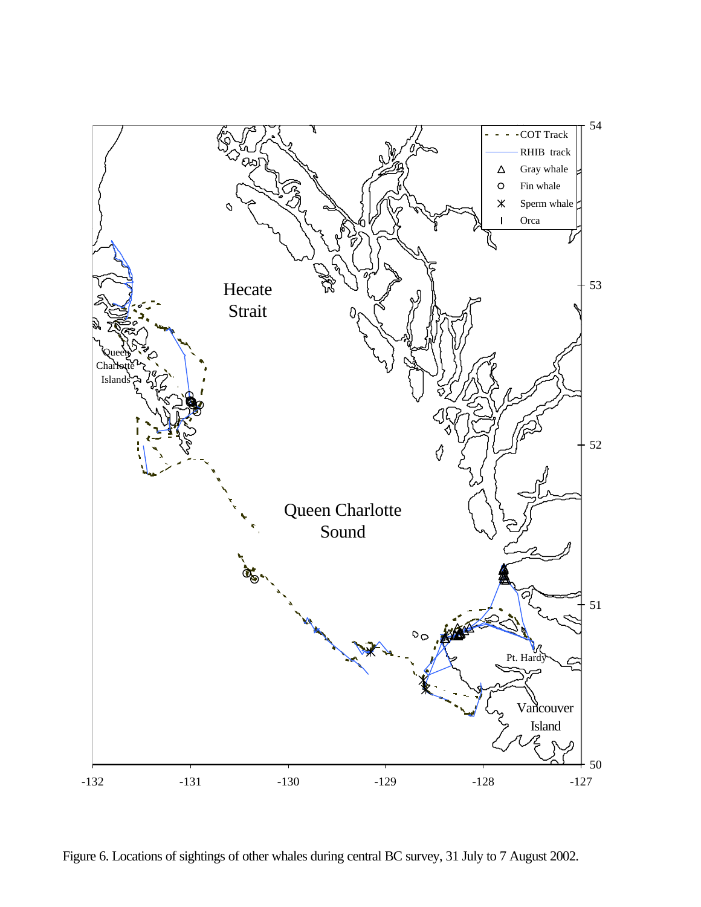Figure 6. Locations of sightings of other whales during central BC survey, 31 July to 7 August 2002.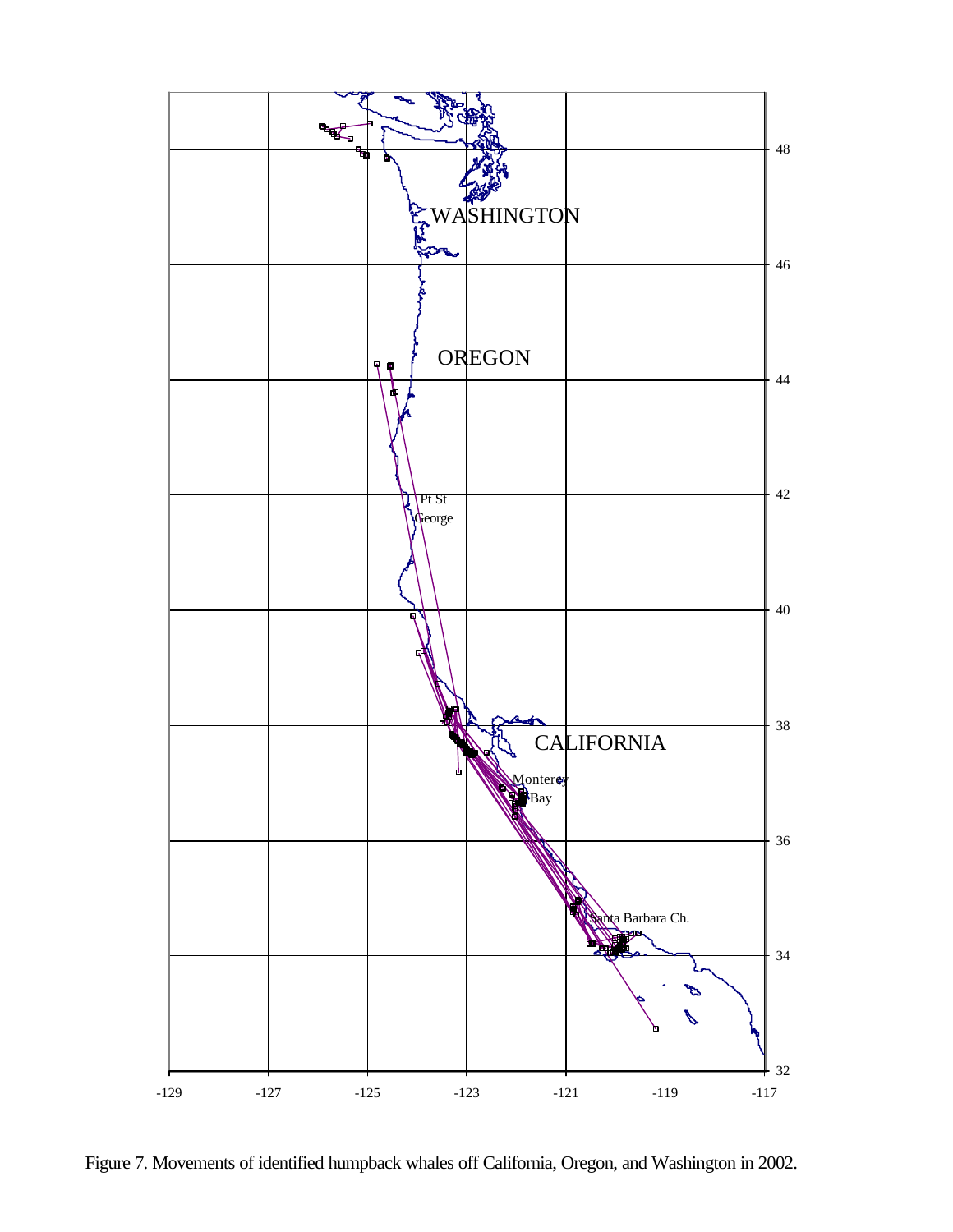Figure 7. Movements of identified humpback whales off California, Oregon, and Washington in 2002.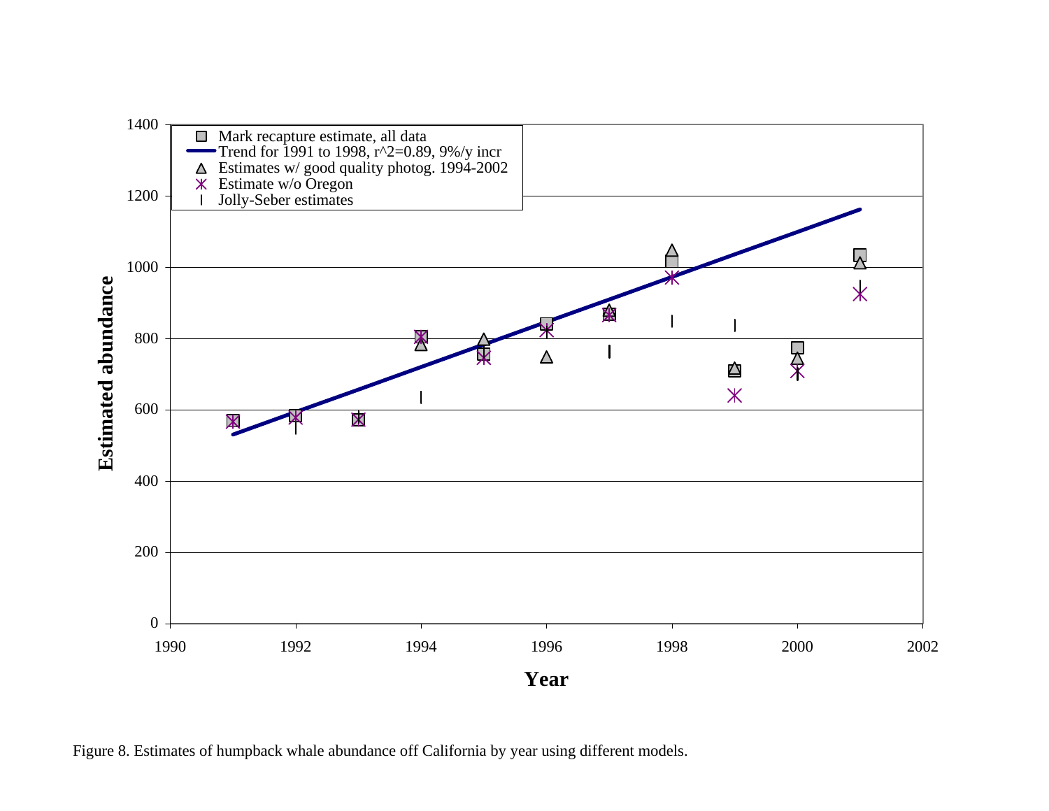Figure 8. Estimates of humpback whale abundance off California by year using different models.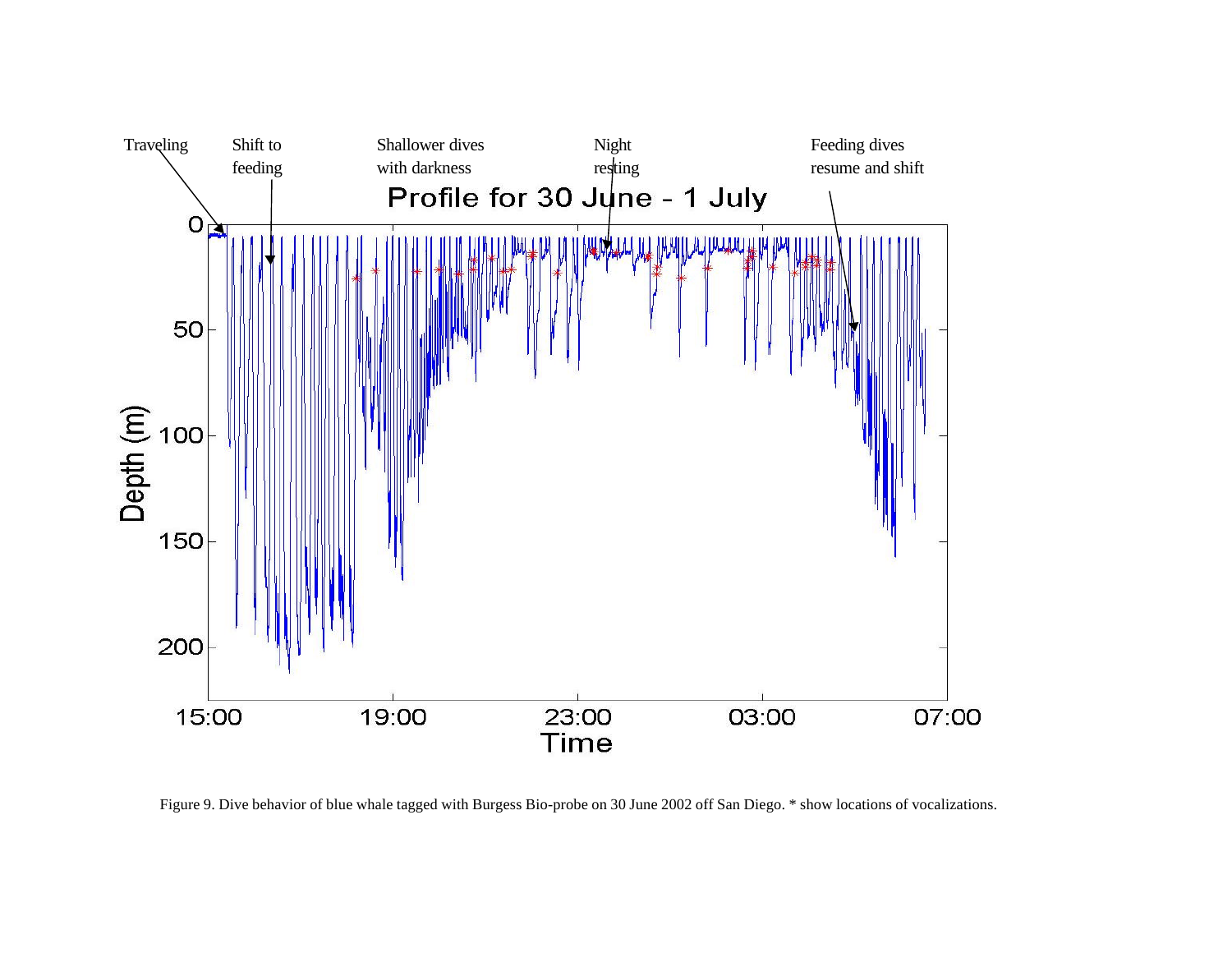Traveling

Shift to feeding

Shallower dives with darkness

Night resting

Feeding dives resume and shift

Profile for 30 June - 1 July

Depth (m)

0

50

100

150

200

15:00

19:00

23:00

03:00

07:00

Time

Figure 9. Dive behavior of blue whale tagged with Burgess Bio-probe on 30 June 2002 off San Diego. * show locations of vocalizations.